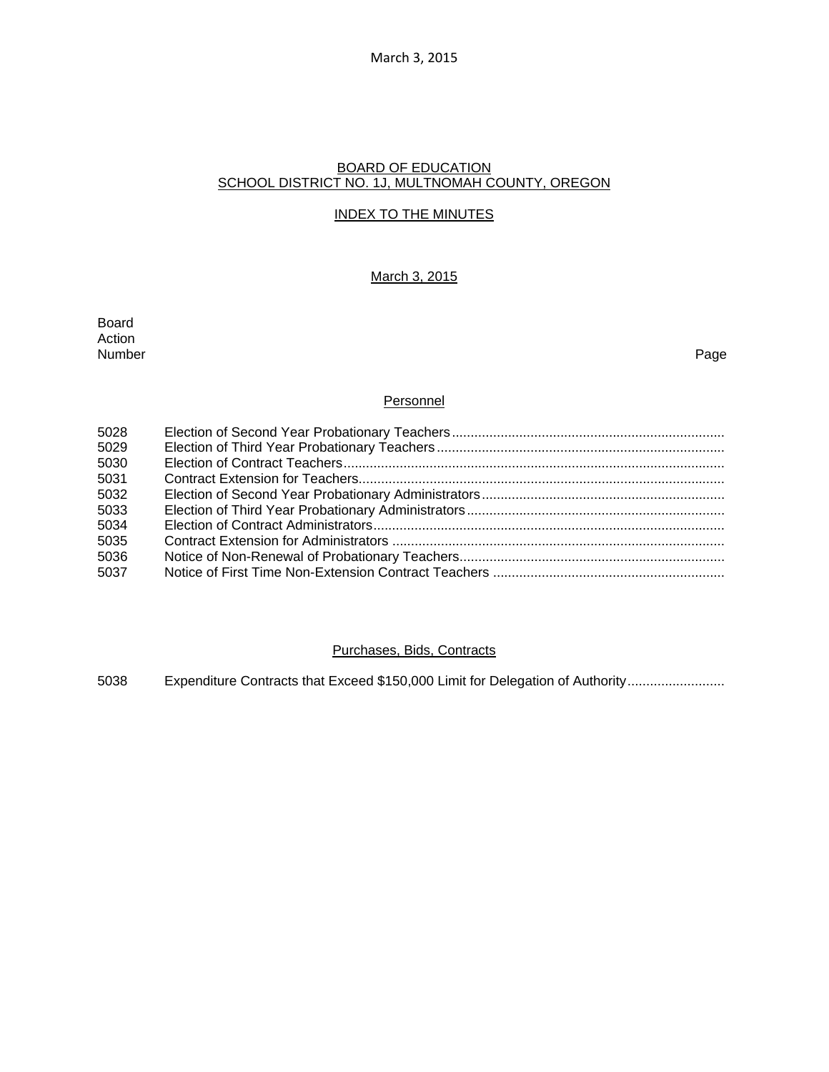## BOARD OF EDUCATION
## SCHOOL DISTRICT NO. 1J, MULTNOMAH COUNTY, OREGON

### INDEX TO THE MINUTES

### March 3, 2015

| Board Action Number | | Page |
|---|---|---|

#### Personnel

| | | |
|---|---|---|
| 5028 | Election of Second Year Probationary Teachers | |
| 5029 | Election of Third Year Probationary Teachers | |
| 5030 | Election of Contract Teachers | |
| 5031 | Contract Extension for Teachers | |
| 5032 | Election of Second Year Probationary Administrators | |
| 5033 | Election of Third Year Probationary Administrators | |
| 5034 | Election of Contract Administrators | |
| 5035 | Contract Extension for Administrators | |
| 5036 | Notice of Non-Renewal of Probationary Teachers | |
| 5037 | Notice of First Time Non-Extension Contract Teachers | |

#### Purchases, Bids, Contracts

| | | |
|---|---|---|
| 5038 | Expenditure Contracts that Exceed $150,000 Limit for Delegation of Authority | |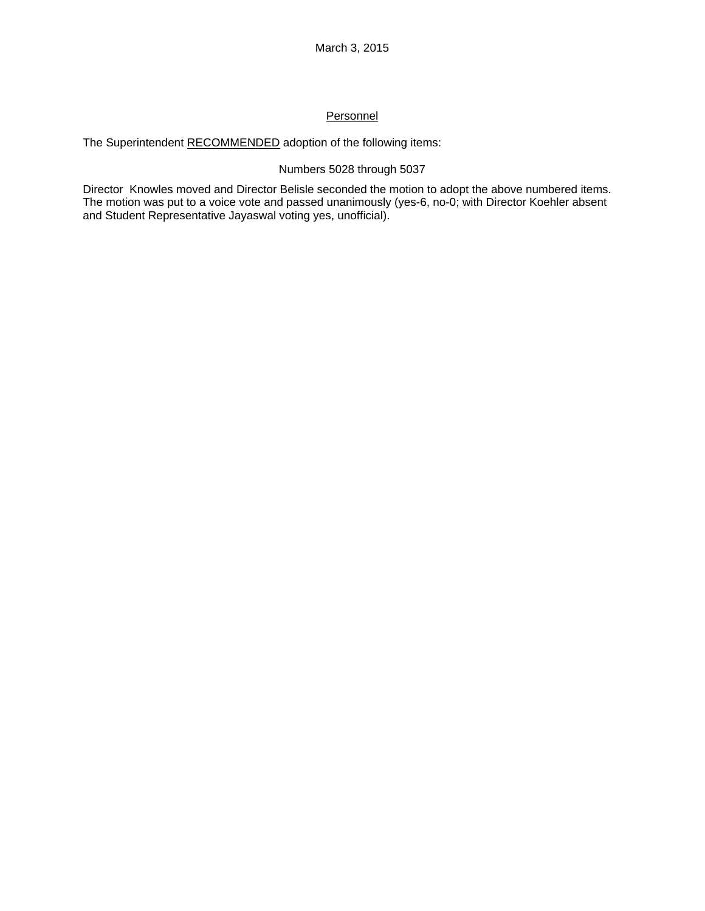March 3, 2015

## Personnel

The Superintendent RECOMMENDED adoption of the following items:

Numbers 5028 through 5037

Director Knowles moved and Director Belisle seconded the motion to adopt the above numbered items. The motion was put to a voice vote and passed unanimously (yes-6, no-0; with Director Koehler absent and Student Representative Jayaswal voting yes, unofficial).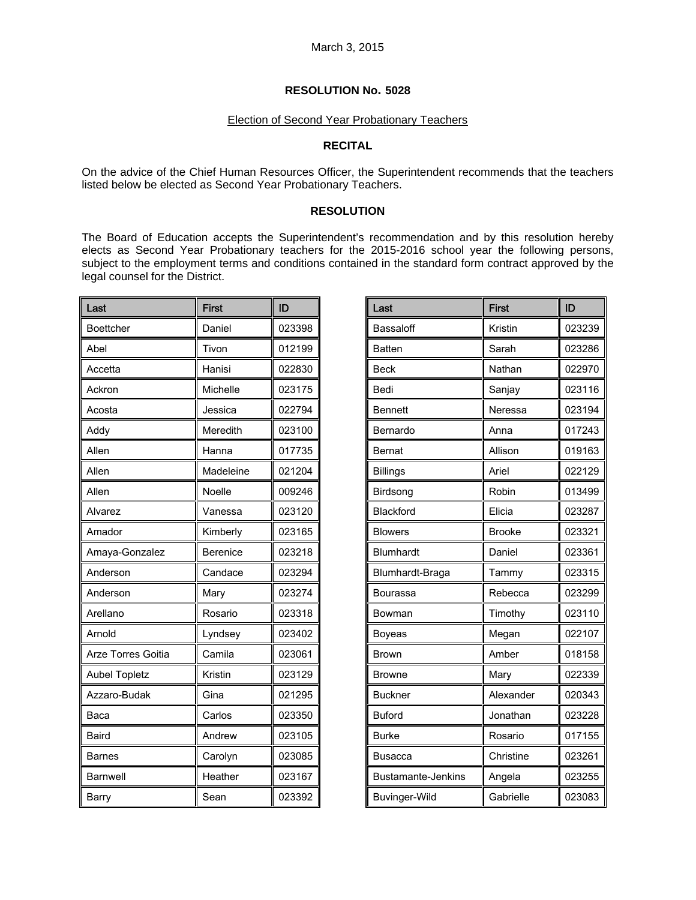March 3, 2015

**RESOLUTION No. 5028**

Election of Second Year Probationary Teachers

**RECITAL**

On the advice of the Chief Human Resources Officer, the Superintendent recommends that the teachers listed below be elected as Second Year Probationary Teachers.

**RESOLUTION**

The Board of Education accepts the Superintendent's recommendation and by this resolution hereby elects as Second Year Probationary teachers for the 2015-2016 school year the following persons, subject to the employment terms and conditions contained in the standard form contract approved by the legal counsel for the District.

| Last | First | ID |
|---|---|---|
| Boettcher | Daniel | 023398 |
| Abel | Tivon | 012199 |
| Accetta | Hanisi | 022830 |
| Ackron | Michelle | 023175 |
| Acosta | Jessica | 022794 |
| Addy | Meredith | 023100 |
| Allen | Hanna | 017735 |
| Allen | Madeleine | 021204 |
| Allen | Noelle | 009246 |
| Alvarez | Vanessa | 023120 |
| Amador | Kimberly | 023165 |
| Amaya-Gonzalez | Berenice | 023218 |
| Anderson | Candace | 023294 |
| Anderson | Mary | 023274 |
| Arellano | Rosario | 023318 |
| Arnold | Lyndsey | 023402 |
| Arze Torres Goitia | Camila | 023061 |
| Aubel Topletz | Kristin | 023129 |
| Azzaro-Budak | Gina | 021295 |
| Baca | Carlos | 023350 |
| Baird | Andrew | 023105 |
| Barnes | Carolyn | 023085 |
| Barnwell | Heather | 023167 |
| Barry | Sean | 023392 |

| Last | First | ID |
|---|---|---|
| Bassaloff | Kristin | 023239 |
| Batten | Sarah | 023286 |
| Beck | Nathan | 022970 |
| Bedi | Sanjay | 023116 |
| Bennett | Neressa | 023194 |
| Bernardo | Anna | 017243 |
| Bernat | Allison | 019163 |
| Billings | Ariel | 022129 |
| Birdsong | Robin | 013499 |
| Blackford | Elicia | 023287 |
| Blowers | Brooke | 023321 |
| Blumhardt | Daniel | 023361 |
| Blumhardt-Braga | Tammy | 023315 |
| Bourassa | Rebecca | 023299 |
| Bowman | Timothy | 023110 |
| Boyeas | Megan | 022107 |
| Brown | Amber | 018158 |
| Browne | Mary | 022339 |
| Buckner | Alexander | 020343 |
| Buford | Jonathan | 023228 |
| Burke | Rosario | 017155 |
| Busacca | Christine | 023261 |
| Bustamante-Jenkins | Angela | 023255 |
| Buvinger-Wild | Gabrielle | 023083 |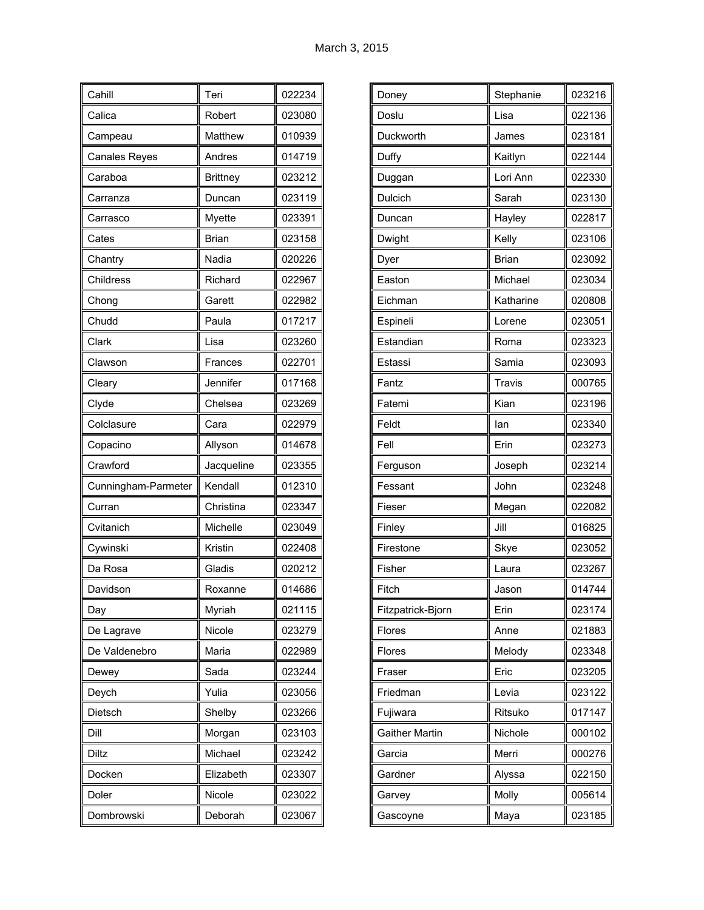March 3, 2015

| | | |
|---|---|---|
| Cahill | Teri | 022234 |
| Calica | Robert | 023080 |
| Campeau | Matthew | 010939 |
| Canales Reyes | Andres | 014719 |
| Caraboa | Brittney | 023212 |
| Carranza | Duncan | 023119 |
| Carrasco | Myette | 023391 |
| Cates | Brian | 023158 |
| Chantry | Nadia | 020226 |
| Childress | Richard | 022967 |
| Chong | Garett | 022982 |
| Chudd | Paula | 017217 |
| Clark | Lisa | 023260 |
| Clawson | Frances | 022701 |
| Cleary | Jennifer | 017168 |
| Clyde | Chelsea | 023269 |
| Colclasure | Cara | 022979 |
| Copacino | Allyson | 014678 |
| Crawford | Jacqueline | 023355 |
| Cunningham-Parmeter | Kendall | 012310 |
| Curran | Christina | 023347 |
| Cvitanich | Michelle | 023049 |
| Cywinski | Kristin | 022408 |
| Da Rosa | Gladis | 020212 |
| Davidson | Roxanne | 014686 |
| Day | Myriah | 021115 |
| De Lagrave | Nicole | 023279 |
| De Valdenebro | Maria | 022989 |
| Dewey | Sada | 023244 |
| Deych | Yulia | 023056 |
| Dietsch | Shelby | 023266 |
| Dill | Morgan | 023103 |
| Diltz | Michael | 023242 |
| Docken | Elizabeth | 023307 |
| Doler | Nicole | 023022 |
| Dombrowski | Deborah | 023067 |
| Doney | Stephanie | 023216 |
| Doslu | Lisa | 022136 |
| Duckworth | James | 023181 |
| Duffy | Kaitlyn | 022144 |
| Duggan | Lori Ann | 022330 |
| Dulcich | Sarah | 023130 |
| Duncan | Hayley | 022817 |
| Dwight | Kelly | 023106 |
| Dyer | Brian | 023092 |
| Easton | Michael | 023034 |
| Eichman | Katharine | 020808 |
| Espineli | Lorene | 023051 |
| Estandian | Roma | 023323 |
| Estassi | Samia | 023093 |
| Fantz | Travis | 000765 |
| Fatemi | Kian | 023196 |
| Feldt | Ian | 023340 |
| Fell | Erin | 023273 |
| Ferguson | Joseph | 023214 |
| Fessant | John | 023248 |
| Fieser | Megan | 022082 |
| Finley | Jill | 016825 |
| Firestone | Skye | 023052 |
| Fisher | Laura | 023267 |
| Fitch | Jason | 014744 |
| Fitzpatrick-Bjorn | Erin | 023174 |
| Flores | Anne | 021883 |
| Flores | Melody | 023348 |
| Fraser | Eric | 023205 |
| Friedman | Levia | 023122 |
| Fujiwara | Ritsuko | 017147 |
| Gaither Martin | Nichole | 000102 |
| Garcia | Merri | 000276 |
| Gardner | Alyssa | 022150 |
| Garvey | Molly | 005614 |
| Gascoyne | Maya | 023185 |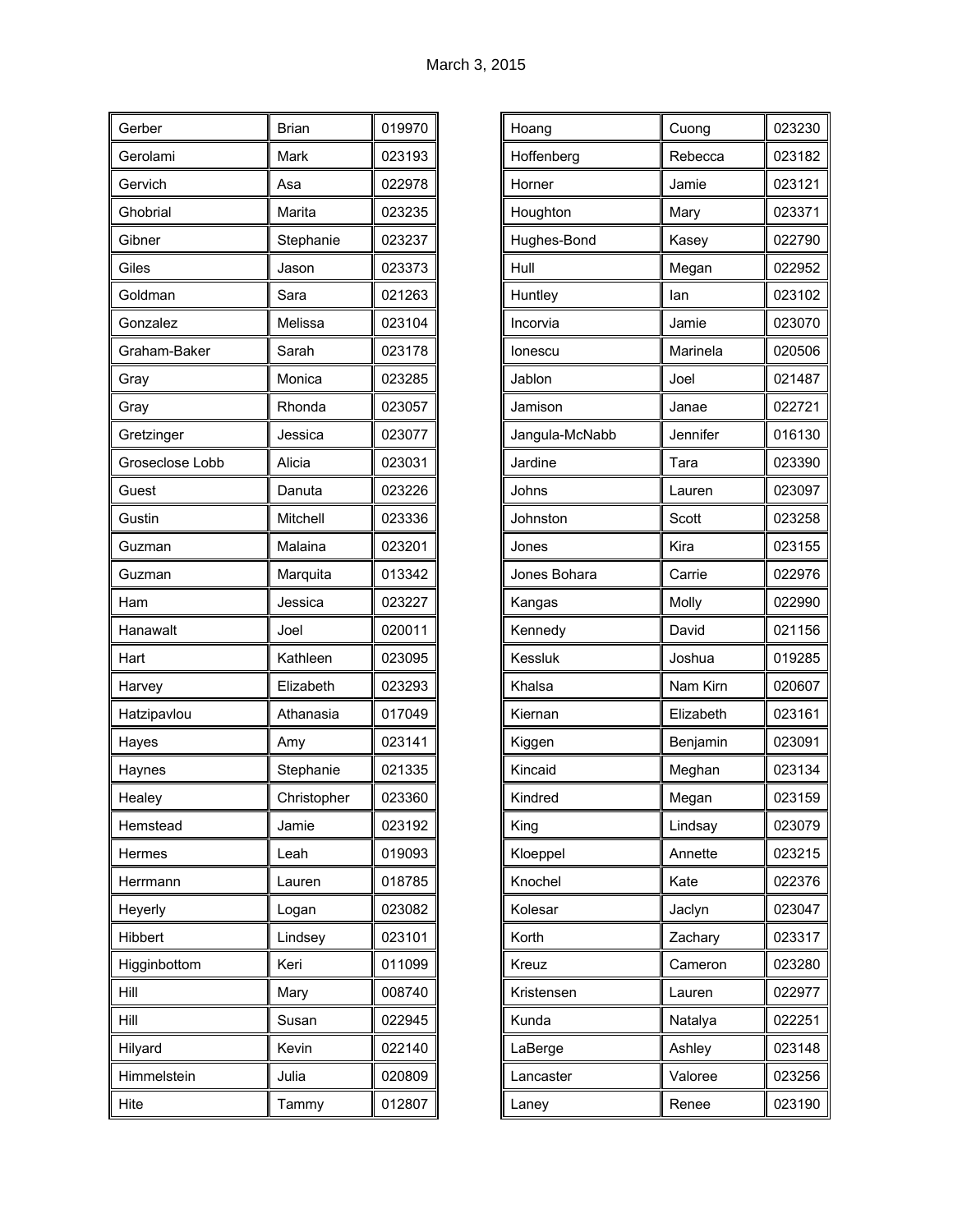March 3, 2015

| | | |
|---|---|---|
| Gerber | Brian | 019970 |
| Gerolami | Mark | 023193 |
| Gervich | Asa | 022978 |
| Ghobrial | Marita | 023235 |
| Gibner | Stephanie | 023237 |
| Giles | Jason | 023373 |
| Goldman | Sara | 021263 |
| Gonzalez | Melissa | 023104 |
| Graham-Baker | Sarah | 023178 |
| Gray | Monica | 023285 |
| Gray | Rhonda | 023057 |
| Gretzinger | Jessica | 023077 |
| Groseclose Lobb | Alicia | 023031 |
| Guest | Danuta | 023226 |
| Gustin | Mitchell | 023336 |
| Guzman | Malaina | 023201 |
| Guzman | Marquita | 013342 |
| Ham | Jessica | 023227 |
| Hanawalt | Joel | 020011 |
| Hart | Kathleen | 023095 |
| Harvey | Elizabeth | 023293 |
| Hatzipavlou | Athanasia | 017049 |
| Hayes | Amy | 023141 |
| Haynes | Stephanie | 021335 |
| Healey | Christopher | 023360 |
| Hemstead | Jamie | 023192 |
| Hermes | Leah | 019093 |
| Herrmann | Lauren | 018785 |
| Heyerly | Logan | 023082 |
| Hibbert | Lindsey | 023101 |
| Higginbottom | Keri | 011099 |
| Hill | Mary | 008740 |
| Hill | Susan | 022945 |
| Hilyard | Kevin | 022140 |
| Himmelstein | Julia | 020809 |
| Hite | Tammy | 012807 |
| Hoang | Cuong | 023230 |
| Hoffenberg | Rebecca | 023182 |
| Horner | Jamie | 023121 |
| Houghton | Mary | 023371 |
| Hughes-Bond | Kasey | 022790 |
| Hull | Megan | 022952 |
| Huntley | Ian | 023102 |
| Incorvia | Jamie | 023070 |
| Ionescu | Marinela | 020506 |
| Jablon | Joel | 021487 |
| Jamison | Janae | 022721 |
| Jangula-McNabb | Jennifer | 016130 |
| Jardine | Tara | 023390 |
| Johns | Lauren | 023097 |
| Johnston | Scott | 023258 |
| Jones | Kira | 023155 |
| Jones Bohara | Carrie | 022976 |
| Kangas | Molly | 022990 |
| Kennedy | David | 021156 |
| Kessluk | Joshua | 019285 |
| Khalsa | Nam Kirn | 020607 |
| Kiernan | Elizabeth | 023161 |
| Kiggen | Benjamin | 023091 |
| Kincaid | Meghan | 023134 |
| Kindred | Megan | 023159 |
| King | Lindsay | 023079 |
| Kloeppel | Annette | 023215 |
| Knochel | Kate | 022376 |
| Kolesar | Jaclyn | 023047 |
| Korth | Zachary | 023317 |
| Kreuz | Cameron | 023280 |
| Kristensen | Lauren | 022977 |
| Kunda | Natalya | 022251 |
| LaBerge | Ashley | 023148 |
| Lancaster | Valoree | 023256 |
| Laney | Renee | 023190 |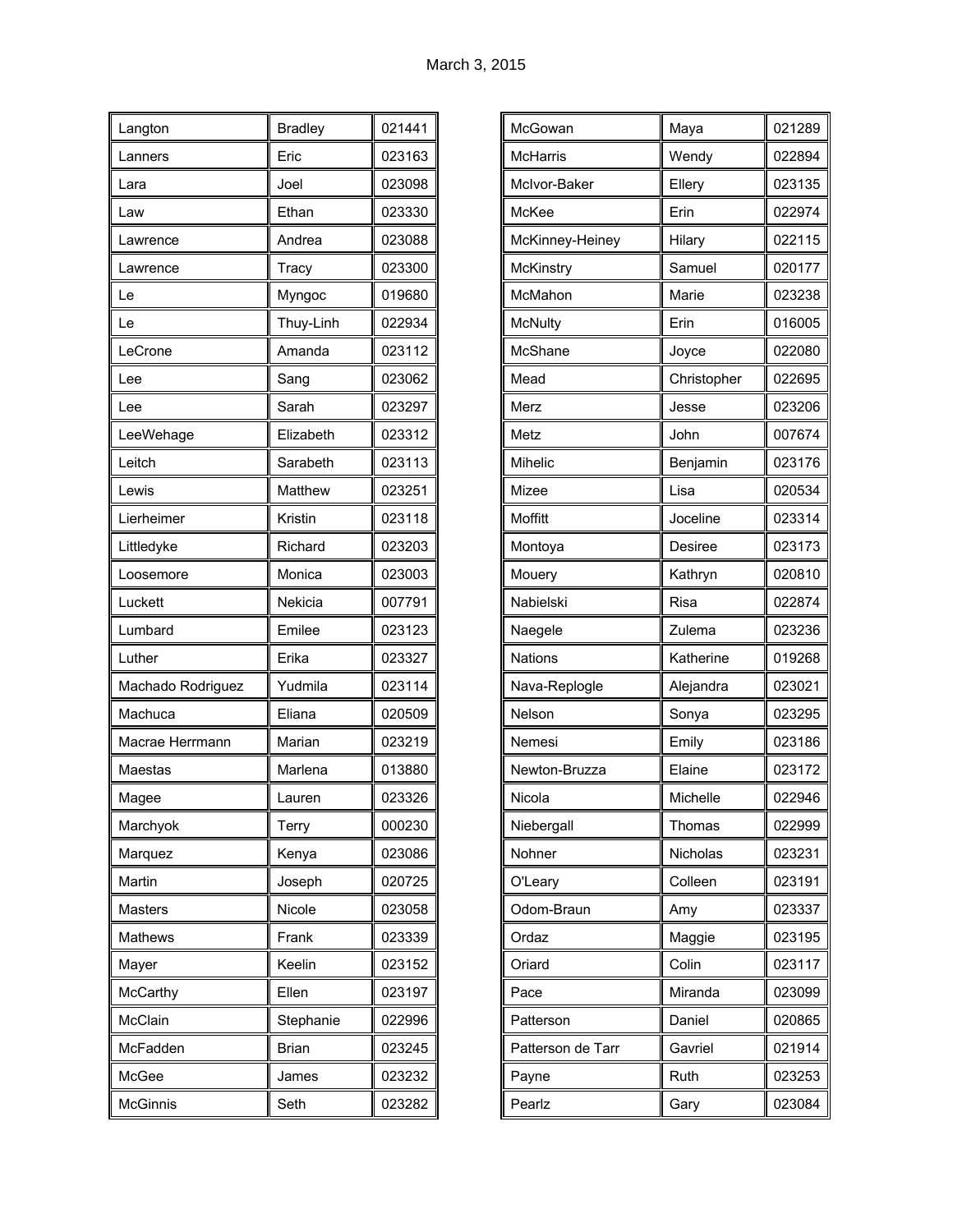March 3, 2015

| | | |
|---|---|---|
| Langton | Bradley | 021441 |
| Lanners | Eric | 023163 |
| Lara | Joel | 023098 |
| Law | Ethan | 023330 |
| Lawrence | Andrea | 023088 |
| Lawrence | Tracy | 023300 |
| Le | Myngoc | 019680 |
| Le | Thuy-Linh | 022934 |
| LeCrone | Amanda | 023112 |
| Lee | Sang | 023062 |
| Lee | Sarah | 023297 |
| LeeWehage | Elizabeth | 023312 |
| Leitch | Sarabeth | 023113 |
| Lewis | Matthew | 023251 |
| Lierheimer | Kristin | 023118 |
| Littledyke | Richard | 023203 |
| Loosemore | Monica | 023003 |
| Luckett | Nekicia | 007791 |
| Lumbard | Emilee | 023123 |
| Luther | Erika | 023327 |
| Machado Rodriguez | Yudmila | 023114 |
| Machuca | Eliana | 020509 |
| Macrae Herrmann | Marian | 023219 |
| Maestas | Marlena | 013880 |
| Magee | Lauren | 023326 |
| Marchyok | Terry | 000230 |
| Marquez | Kenya | 023086 |
| Martin | Joseph | 020725 |
| Masters | Nicole | 023058 |
| Mathews | Frank | 023339 |
| Mayer | Keelin | 023152 |
| McCarthy | Ellen | 023197 |
| McClain | Stephanie | 022996 |
| McFadden | Brian | 023245 |
| McGee | James | 023232 |
| McGinnis | Seth | 023282 |

| | | |
|---|---|---|
| McGowan | Maya | 021289 |
| McHarris | Wendy | 022894 |
| McIvor-Baker | Ellery | 023135 |
| McKee | Erin | 022974 |
| McKinney-Heiney | Hilary | 022115 |
| McKinstry | Samuel | 020177 |
| McMahon | Marie | 023238 |
| McNulty | Erin | 016005 |
| McShane | Joyce | 022080 |
| Mead | Christopher | 022695 |
| Merz | Jesse | 023206 |
| Metz | John | 007674 |
| Mihelic | Benjamin | 023176 |
| Mizee | Lisa | 020534 |
| Moffitt | Joceline | 023314 |
| Montoya | Desiree | 023173 |
| Mouery | Kathryn | 020810 |
| Nabielski | Risa | 022874 |
| Naegele | Zulema | 023236 |
| Nations | Katherine | 019268 |
| Nava-Replogle | Alejandra | 023021 |
| Nelson | Sonya | 023295 |
| Nemesi | Emily | 023186 |
| Newton-Bruzza | Elaine | 023172 |
| Nicola | Michelle | 022946 |
| Niebergall | Thomas | 022999 |
| Nohner | Nicholas | 023231 |
| O'Leary | Colleen | 023191 |
| Odom-Braun | Amy | 023337 |
| Ordaz | Maggie | 023195 |
| Oriard | Colin | 023117 |
| Pace | Miranda | 023099 |
| Patterson | Daniel | 020865 |
| Patterson de Tarr | Gavriel | 021914 |
| Payne | Ruth | 023253 |
| Pearlz | Gary | 023084 |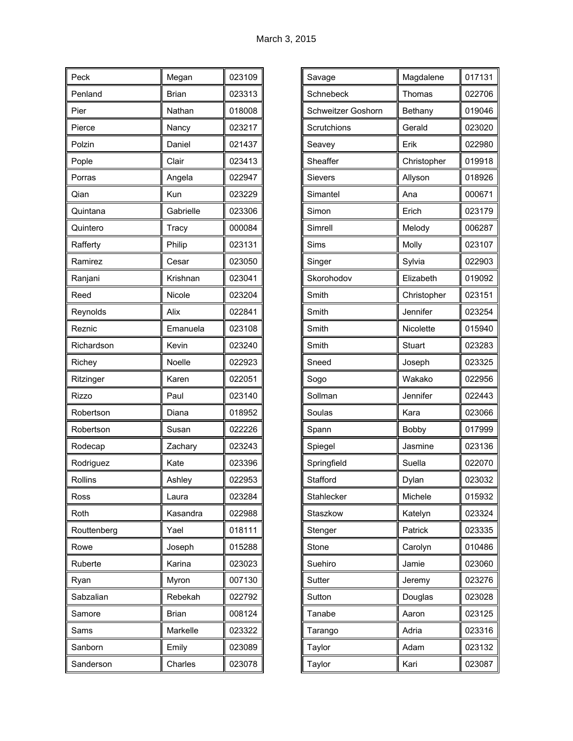March 3, 2015

| | | |
|---|---|---|
| Peck | Megan | 023109 |
| Penland | Brian | 023313 |
| Pier | Nathan | 018008 |
| Pierce | Nancy | 023217 |
| Polzin | Daniel | 021437 |
| Pople | Clair | 023413 |
| Porras | Angela | 022947 |
| Qian | Kun | 023229 |
| Quintana | Gabrielle | 023306 |
| Quintero | Tracy | 000084 |
| Rafferty | Philip | 023131 |
| Ramirez | Cesar | 023050 |
| Ranjani | Krishnan | 023041 |
| Reed | Nicole | 023204 |
| Reynolds | Alix | 022841 |
| Reznic | Emanuela | 023108 |
| Richardson | Kevin | 023240 |
| Richey | Noelle | 022923 |
| Ritzinger | Karen | 022051 |
| Rizzo | Paul | 023140 |
| Robertson | Diana | 018952 |
| Robertson | Susan | 022226 |
| Rodecap | Zachary | 023243 |
| Rodriguez | Kate | 023396 |
| Rollins | Ashley | 022953 |
| Ross | Laura | 023284 |
| Roth | Kasandra | 022988 |
| Routtenberg | Yael | 018111 |
| Rowe | Joseph | 015288 |
| Ruberte | Karina | 023023 |
| Ryan | Myron | 007130 |
| Sabzalian | Rebekah | 022792 |
| Samore | Brian | 008124 |
| Sams | Markelle | 023322 |
| Sanborn | Emily | 023089 |
| Sanderson | Charles | 023078 |

| | | |
|---|---|---|
| Savage | Magdalene | 017131 |
| Schnebeck | Thomas | 022706 |
| Schweitzer Goshorn | Bethany | 019046 |
| Scrutchions | Gerald | 023020 |
| Seavey | Erik | 022980 |
| Sheaffer | Christopher | 019918 |
| Sievers | Allyson | 018926 |
| Simantel | Ana | 000671 |
| Simon | Erich | 023179 |
| Simrell | Melody | 006287 |
| Sims | Molly | 023107 |
| Singer | Sylvia | 022903 |
| Skorohodov | Elizabeth | 019092 |
| Smith | Christopher | 023151 |
| Smith | Jennifer | 023254 |
| Smith | Nicolette | 015940 |
| Smith | Stuart | 023283 |
| Sneed | Joseph | 023325 |
| Sogo | Wakako | 022956 |
| Sollman | Jennifer | 022443 |
| Soulas | Kara | 023066 |
| Spann | Bobby | 017999 |
| Spiegel | Jasmine | 023136 |
| Springfield | Suella | 022070 |
| Stafford | Dylan | 023032 |
| Stahlecker | Michele | 015932 |
| Staszkow | Katelyn | 023324 |
| Stenger | Patrick | 023335 |
| Stone | Carolyn | 010486 |
| Suehiro | Jamie | 023060 |
| Sutter | Jeremy | 023276 |
| Sutton | Douglas | 023028 |
| Tanabe | Aaron | 023125 |
| Tarango | Adria | 023316 |
| Taylor | Adam | 023132 |
| Taylor | Kari | 023087 |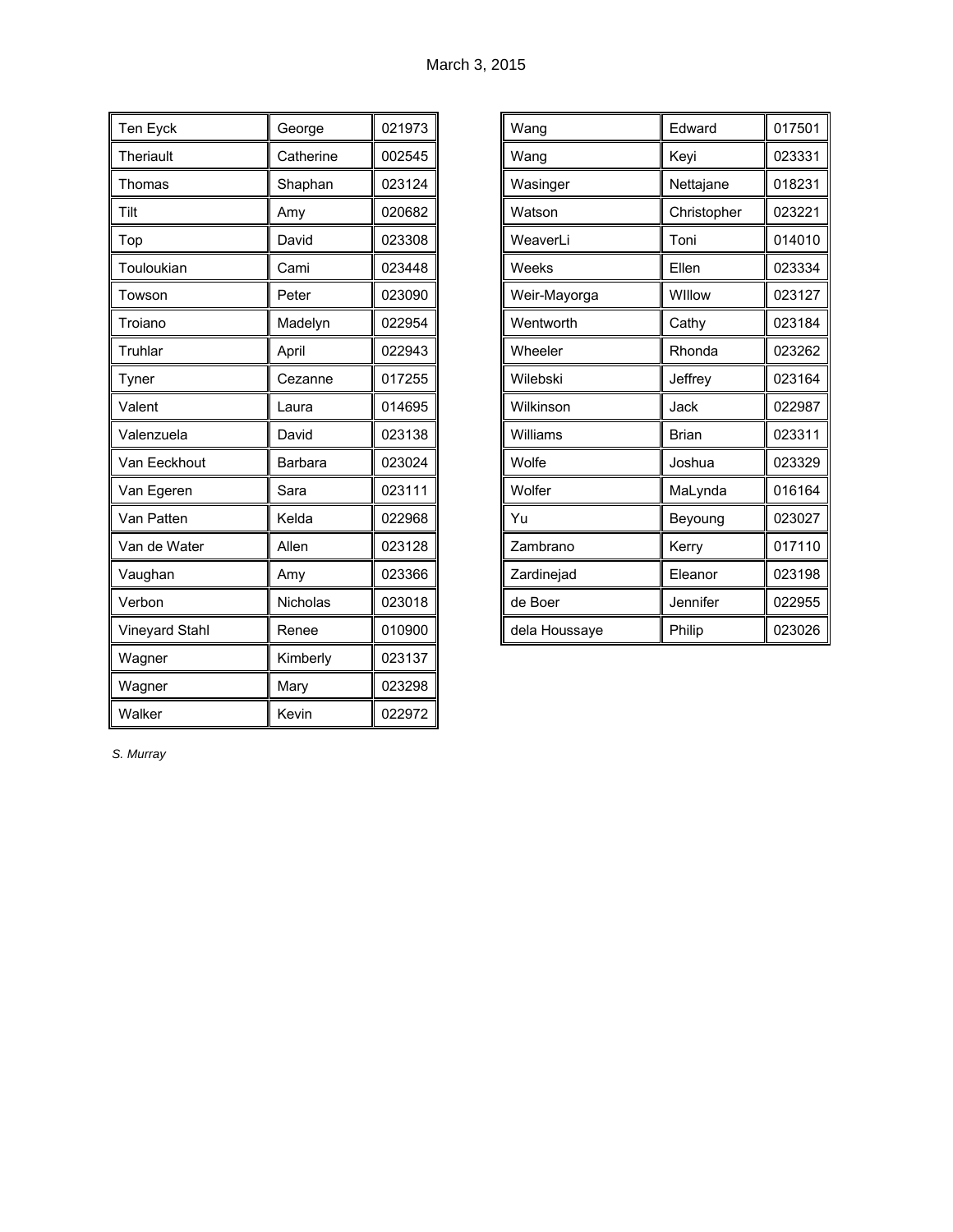March 3, 2015

| | | |
|---|---|---|
| Ten Eyck | George | 021973 |
| Theriault | Catherine | 002545 |
| Thomas | Shaphan | 023124 |
| Tilt | Amy | 020682 |
| Top | David | 023308 |
| Touloukian | Cami | 023448 |
| Towson | Peter | 023090 |
| Troiano | Madelyn | 022954 |
| Truhlar | April | 022943 |
| Tyner | Cezanne | 017255 |
| Valent | Laura | 014695 |
| Valenzuela | David | 023138 |
| Van Eeckhout | Barbara | 023024 |
| Van Egeren | Sara | 023111 |
| Van Patten | Kelda | 022968 |
| Van de Water | Allen | 023128 |
| Vaughan | Amy | 023366 |
| Verbon | Nicholas | 023018 |
| Vineyard Stahl | Renee | 010900 |
| Wagner | Kimberly | 023137 |
| Wagner | Mary | 023298 |
| Walker | Kevin | 022972 |
| Wang | Edward | 017501 |
| Wang | Keyi | 023331 |
| Wasinger | Nettajane | 018231 |
| Watson | Christopher | 023221 |
| WeaverLi | Toni | 014010 |
| Weeks | Ellen | 023334 |
| Weir-Mayorga | WIllow | 023127 |
| Wentworth | Cathy | 023184 |
| Wheeler | Rhonda | 023262 |
| Wilebski | Jeffrey | 023164 |
| Wilkinson | Jack | 022987 |
| Williams | Brian | 023311 |
| Wolfe | Joshua | 023329 |
| Wolfer | MaLynda | 016164 |
| Yu | Beyoung | 023027 |
| Zambrano | Kerry | 017110 |
| Zardinejad | Eleanor | 023198 |
| de Boer | Jennifer | 022955 |
| dela Houssaye | Philip | 023026 |

*S. Murray*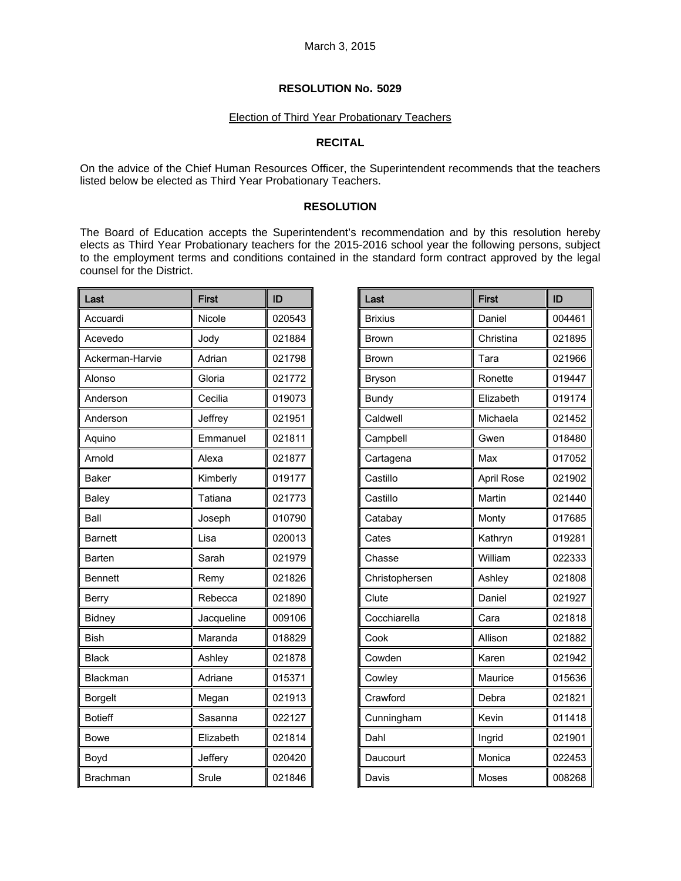March 3, 2015

**RESOLUTION No. 5029**

Election of Third Year Probationary Teachers

**RECITAL**

On the advice of the Chief Human Resources Officer, the Superintendent recommends that the teachers listed below be elected as Third Year Probationary Teachers.

**RESOLUTION**

The Board of Education accepts the Superintendent's recommendation and by this resolution hereby elects as Third Year Probationary teachers for the 2015-2016 school year the following persons, subject to the employment terms and conditions contained in the standard form contract approved by the legal counsel for the District.

| Last | First | ID |
|---|---|---|
| Accuardi | Nicole | 020543 |
| Acevedo | Jody | 021884 |
| Ackerman-Harvie | Adrian | 021798 |
| Alonso | Gloria | 021772 |
| Anderson | Cecilia | 019073 |
| Anderson | Jeffrey | 021951 |
| Aquino | Emmanuel | 021811 |
| Arnold | Alexa | 021877 |
| Baker | Kimberly | 019177 |
| Baley | Tatiana | 021773 |
| Ball | Joseph | 010790 |
| Barnett | Lisa | 020013 |
| Barten | Sarah | 021979 |
| Bennett | Remy | 021826 |
| Berry | Rebecca | 021890 |
| Bidney | Jacqueline | 009106 |
| Bish | Maranda | 018829 |
| Black | Ashley | 021878 |
| Blackman | Adriane | 015371 |
| Borgelt | Megan | 021913 |
| Botieff | Sasanna | 022127 |
| Bowe | Elizabeth | 021814 |
| Boyd | Jeffery | 020420 |
| Brachman | Srule | 021846 |

| Last | First | ID |
|---|---|---|
| Brixius | Daniel | 004461 |
| Brown | Christina | 021895 |
| Brown | Tara | 021966 |
| Bryson | Ronette | 019447 |
| Bundy | Elizabeth | 019174 |
| Caldwell | Michaela | 021452 |
| Campbell | Gwen | 018480 |
| Cartagena | Max | 017052 |
| Castillo | April Rose | 021902 |
| Castillo | Martin | 021440 |
| Catabay | Monty | 017685 |
| Cates | Kathryn | 019281 |
| Chasse | William | 022333 |
| Christophersen | Ashley | 021808 |
| Clute | Daniel | 021927 |
| Cocchiarella | Cara | 021818 |
| Cook | Allison | 021882 |
| Cowden | Karen | 021942 |
| Cowley | Maurice | 015636 |
| Crawford | Debra | 021821 |
| Cunningham | Kevin | 011418 |
| Dahl | Ingrid | 021901 |
| Daucourt | Monica | 022453 |
| Davis | Moses | 008268 |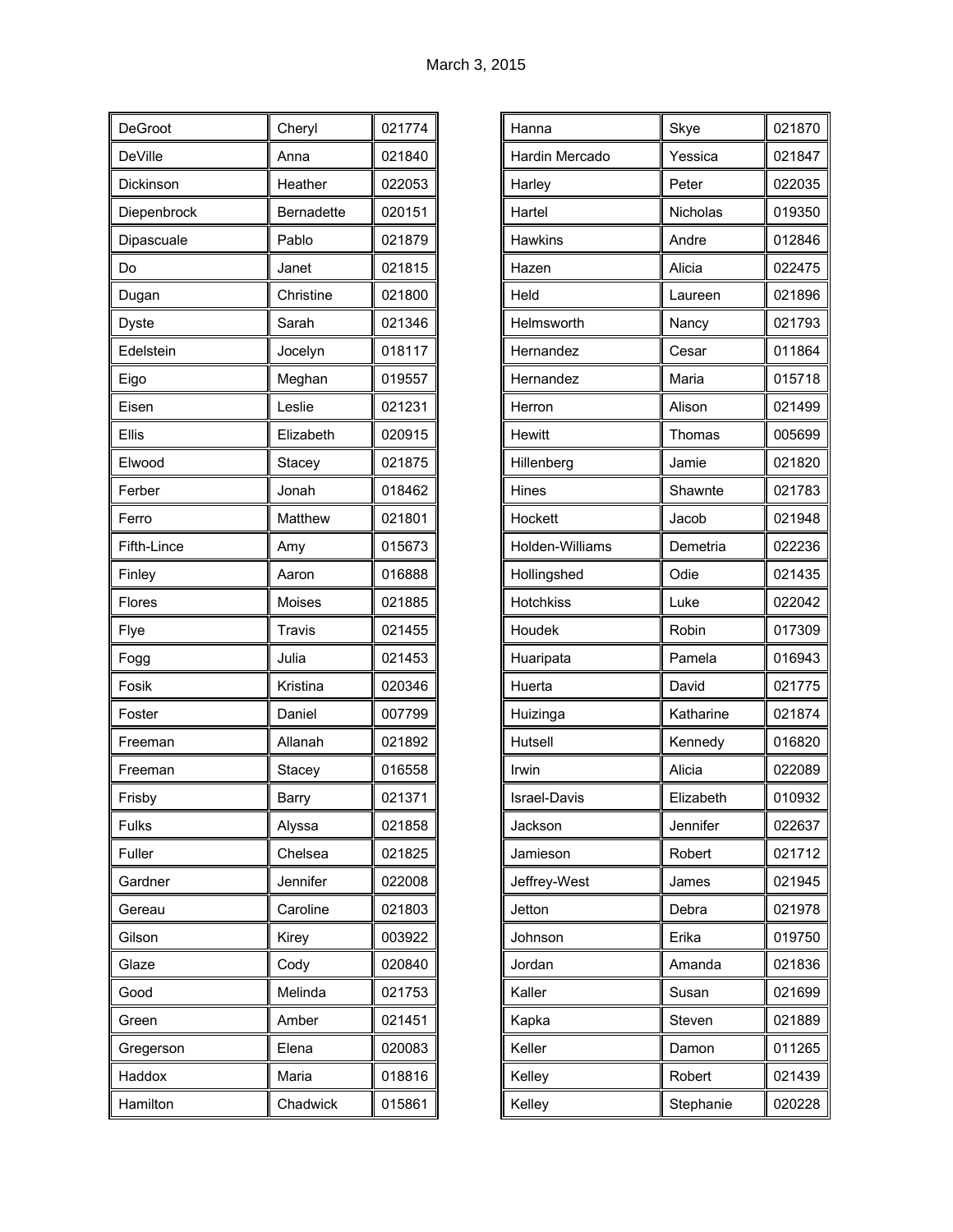March 3, 2015

| | | |
|---|---|---|
| DeGroot | Cheryl | 021774 |
| DeVille | Anna | 021840 |
| Dickinson | Heather | 022053 |
| Diepenbrock | Bernadette | 020151 |
| Dipascuale | Pablo | 021879 |
| Do | Janet | 021815 |
| Dugan | Christine | 021800 |
| Dyste | Sarah | 021346 |
| Edelstein | Jocelyn | 018117 |
| Eigo | Meghan | 019557 |
| Eisen | Leslie | 021231 |
| Ellis | Elizabeth | 020915 |
| Elwood | Stacey | 021875 |
| Ferber | Jonah | 018462 |
| Ferro | Matthew | 021801 |
| Fifth-Lince | Amy | 015673 |
| Finley | Aaron | 016888 |
| Flores | Moises | 021885 |
| Flye | Travis | 021455 |
| Fogg | Julia | 021453 |
| Fosik | Kristina | 020346 |
| Foster | Daniel | 007799 |
| Freeman | Allanah | 021892 |
| Freeman | Stacey | 016558 |
| Frisby | Barry | 021371 |
| Fulks | Alyssa | 021858 |
| Fuller | Chelsea | 021825 |
| Gardner | Jennifer | 022008 |
| Gereau | Caroline | 021803 |
| Gilson | Kirey | 003922 |
| Glaze | Cody | 020840 |
| Good | Melinda | 021753 |
| Green | Amber | 021451 |
| Gregerson | Elena | 020083 |
| Haddox | Maria | 018816 |
| Hamilton | Chadwick | 015861 |
| Hanna | Skye | 021870 |
| Hardin Mercado | Yessica | 021847 |
| Harley | Peter | 022035 |
| Hartel | Nicholas | 019350 |
| Hawkins | Andre | 012846 |
| Hazen | Alicia | 022475 |
| Held | Laureen | 021896 |
| Helmsworth | Nancy | 021793 |
| Hernandez | Cesar | 011864 |
| Hernandez | Maria | 015718 |
| Herron | Alison | 021499 |
| Hewitt | Thomas | 005699 |
| Hillenberg | Jamie | 021820 |
| Hines | Shawnte | 021783 |
| Hockett | Jacob | 021948 |
| Holden-Williams | Demetria | 022236 |
| Hollingshed | Odie | 021435 |
| Hotchkiss | Luke | 022042 |
| Houdek | Robin | 017309 |
| Huaripata | Pamela | 016943 |
| Huerta | David | 021775 |
| Huizinga | Katharine | 021874 |
| Hutsell | Kennedy | 016820 |
| Irwin | Alicia | 022089 |
| Israel-Davis | Elizabeth | 010932 |
| Jackson | Jennifer | 022637 |
| Jamieson | Robert | 021712 |
| Jeffrey-West | James | 021945 |
| Jetton | Debra | 021978 |
| Johnson | Erika | 019750 |
| Jordan | Amanda | 021836 |
| Kaller | Susan | 021699 |
| Kapka | Steven | 021889 |
| Keller | Damon | 011265 |
| Kelley | Robert | 021439 |
| Kelley | Stephanie | 020228 |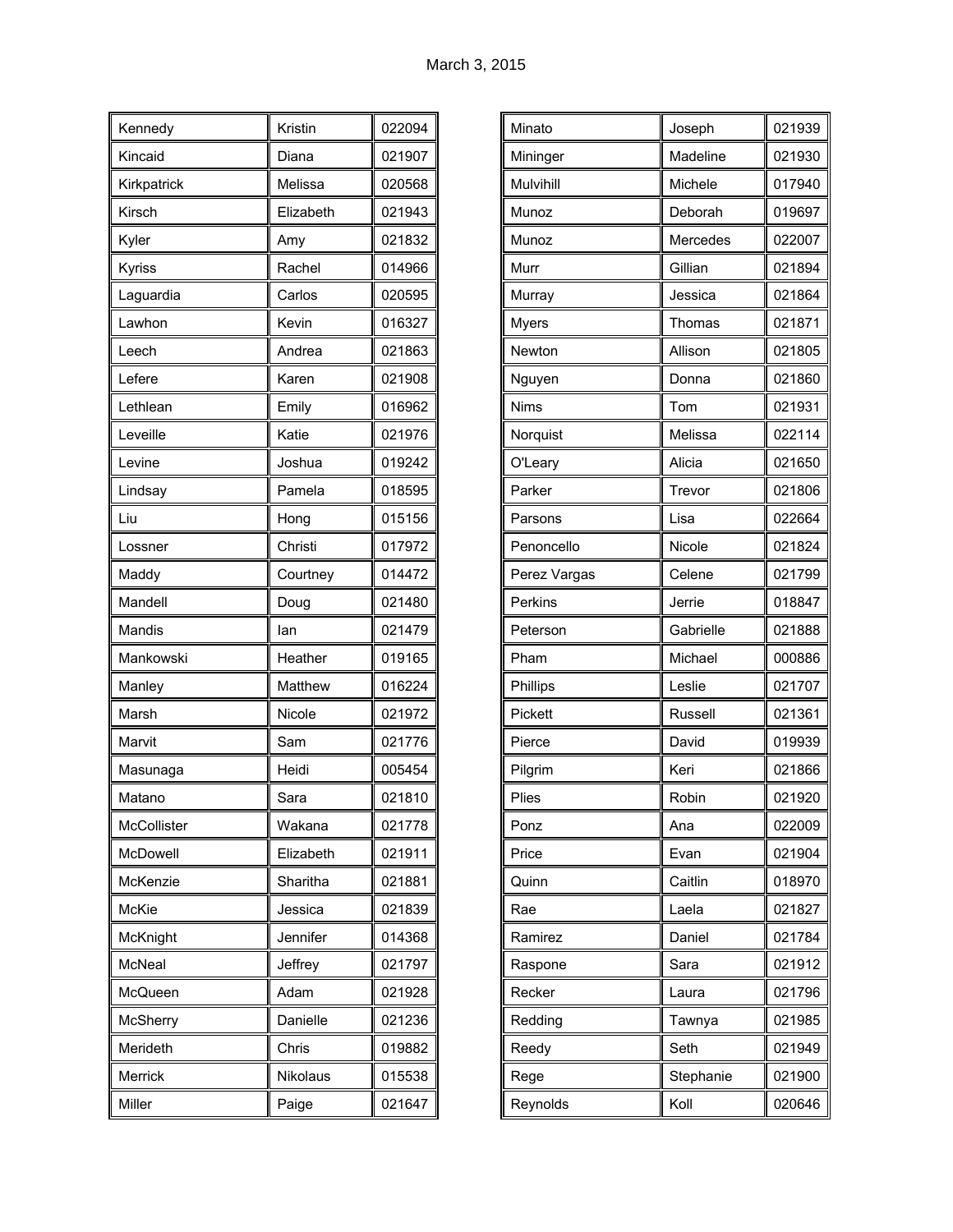March 3, 2015

| | | |
|---|---|---|
| Kennedy | Kristin | 022094 |
| Kincaid | Diana | 021907 |
| Kirkpatrick | Melissa | 020568 |
| Kirsch | Elizabeth | 021943 |
| Kyler | Amy | 021832 |
| Kyriss | Rachel | 014966 |
| Laguardia | Carlos | 020595 |
| Lawhon | Kevin | 016327 |
| Leech | Andrea | 021863 |
| Lefere | Karen | 021908 |
| Lethlean | Emily | 016962 |
| Leveille | Katie | 021976 |
| Levine | Joshua | 019242 |
| Lindsay | Pamela | 018595 |
| Liu | Hong | 015156 |
| Lossner | Christi | 017972 |
| Maddy | Courtney | 014472 |
| Mandell | Doug | 021480 |
| Mandis | Ian | 021479 |
| Mankowski | Heather | 019165 |
| Manley | Matthew | 016224 |
| Marsh | Nicole | 021972 |
| Marvit | Sam | 021776 |
| Masunaga | Heidi | 005454 |
| Matano | Sara | 021810 |
| McCollister | Wakana | 021778 |
| McDowell | Elizabeth | 021911 |
| McKenzie | Sharitha | 021881 |
| McKie | Jessica | 021839 |
| McKnight | Jennifer | 014368 |
| McNeal | Jeffrey | 021797 |
| McQueen | Adam | 021928 |
| McSherry | Danielle | 021236 |
| Merideth | Chris | 019882 |
| Merrick | Nikolaus | 015538 |
| Miller | Paige | 021647 |

| | | |
|---|---|---|
| Minato | Joseph | 021939 |
| Mininger | Madeline | 021930 |
| Mulvihill | Michele | 017940 |
| Munoz | Deborah | 019697 |
| Munoz | Mercedes | 022007 |
| Murr | Gillian | 021894 |
| Murray | Jessica | 021864 |
| Myers | Thomas | 021871 |
| Newton | Allison | 021805 |
| Nguyen | Donna | 021860 |
| Nims | Tom | 021931 |
| Norquist | Melissa | 022114 |
| O'Leary | Alicia | 021650 |
| Parker | Trevor | 021806 |
| Parsons | Lisa | 022664 |
| Penoncello | Nicole | 021824 |
| Perez Vargas | Celene | 021799 |
| Perkins | Jerrie | 018847 |
| Peterson | Gabrielle | 021888 |
| Pham | Michael | 000886 |
| Phillips | Leslie | 021707 |
| Pickett | Russell | 021361 |
| Pierce | David | 019939 |
| Pilgrim | Keri | 021866 |
| Plies | Robin | 021920 |
| Ponz | Ana | 022009 |
| Price | Evan | 021904 |
| Quinn | Caitlin | 018970 |
| Rae | Laela | 021827 |
| Ramirez | Daniel | 021784 |
| Raspone | Sara | 021912 |
| Recker | Laura | 021796 |
| Redding | Tawnya | 021985 |
| Reedy | Seth | 021949 |
| Rege | Stephanie | 021900 |
| Reynolds | Koll | 020646 |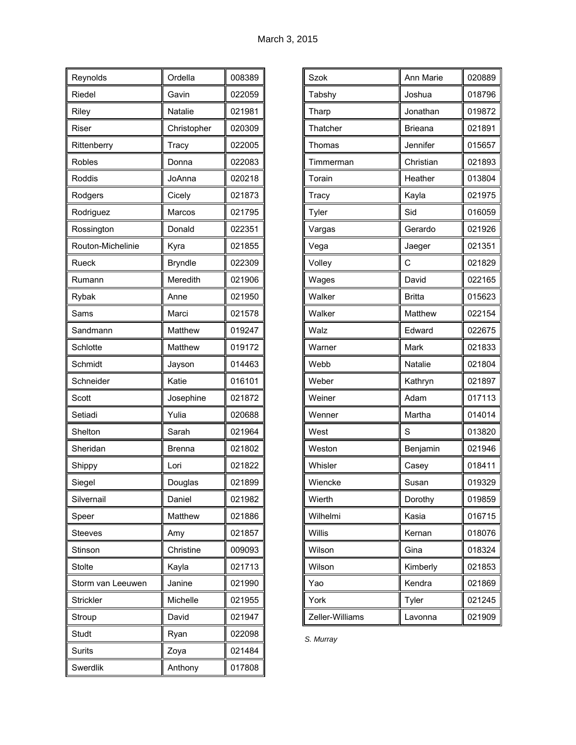March 3, 2015

| | | |
|---|---|---|
| Reynolds | Ordella | 008389 |
| Riedel | Gavin | 022059 |
| Riley | Natalie | 021981 |
| Riser | Christopher | 020309 |
| Rittenberry | Tracy | 022005 |
| Robles | Donna | 022083 |
| Roddis | JoAnna | 020218 |
| Rodgers | Cicely | 021873 |
| Rodriguez | Marcos | 021795 |
| Rossington | Donald | 022351 |
| Routon-Michelinie | Kyra | 021855 |
| Rueck | Bryndle | 022309 |
| Rumann | Meredith | 021906 |
| Rybak | Anne | 021950 |
| Sams | Marci | 021578 |
| Sandmann | Matthew | 019247 |
| Schlotte | Matthew | 019172 |
| Schmidt | Jayson | 014463 |
| Schneider | Katie | 016101 |
| Scott | Josephine | 021872 |
| Setiadi | Yulia | 020688 |
| Shelton | Sarah | 021964 |
| Sheridan | Brenna | 021802 |
| Shippy | Lori | 021822 |
| Siegel | Douglas | 021899 |
| Silvernail | Daniel | 021982 |
| Speer | Matthew | 021886 |
| Steeves | Amy | 021857 |
| Stinson | Christine | 009093 |
| Stolte | Kayla | 021713 |
| Storm van Leeuwen | Janine | 021990 |
| Strickler | Michelle | 021955 |
| Stroup | David | 021947 |
| Studt | Ryan | 022098 |
| Surits | Zoya | 021484 |
| Swerdlik | Anthony | 017808 |
| Szok | Ann Marie | 020889 |
| Tabshy | Joshua | 018796 |
| Tharp | Jonathan | 019872 |
| Thatcher | Brieana | 021891 |
| Thomas | Jennifer | 015657 |
| Timmerman | Christian | 021893 |
| Torain | Heather | 013804 |
| Tracy | Kayla | 021975 |
| Tyler | Sid | 016059 |
| Vargas | Gerardo | 021926 |
| Vega | Jaeger | 021351 |
| Volley | C | 021829 |
| Wages | David | 022165 |
| Walker | Britta | 015623 |
| Walker | Matthew | 022154 |
| Walz | Edward | 022675 |
| Warner | Mark | 021833 |
| Webb | Natalie | 021804 |
| Weber | Kathryn | 021897 |
| Weiner | Adam | 017113 |
| Wenner | Martha | 014014 |
| West | S | 013820 |
| Weston | Benjamin | 021946 |
| Whisler | Casey | 018411 |
| Wiencke | Susan | 019329 |
| Wierth | Dorothy | 019859 |
| Wilhelmi | Kasia | 016715 |
| Willis | Kernan | 018076 |
| Wilson | Gina | 018324 |
| Wilson | Kimberly | 021853 |
| Yao | Kendra | 021869 |
| York | Tyler | 021245 |
| Zeller-Williams | Lavonna | 021909 |

*S. Murray*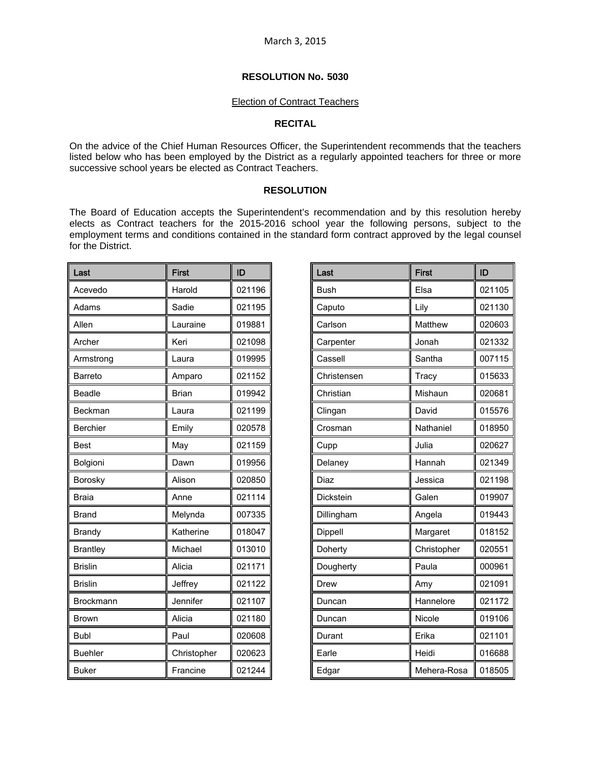March 3, 2015

**RESOLUTION No. 5030**

Election of Contract Teachers

**RECITAL**

On the advice of the Chief Human Resources Officer, the Superintendent recommends that the teachers listed below who has been employed by the District as a regularly appointed teachers for three or more successive school years be elected as Contract Teachers.

**RESOLUTION**

The Board of Education accepts the Superintendent's recommendation and by this resolution hereby elects as Contract teachers for the 2015-2016 school year the following persons, subject to the employment terms and conditions contained in the standard form contract approved by the legal counsel for the District.

| Last | First | ID |
|---|---|---|
| Acevedo | Harold | 021196 |
| Adams | Sadie | 021195 |
| Allen | Lauraine | 019881 |
| Archer | Keri | 021098 |
| Armstrong | Laura | 019995 |
| Barreto | Amparo | 021152 |
| Beadle | Brian | 019942 |
| Beckman | Laura | 021199 |
| Berchier | Emily | 020578 |
| Best | May | 021159 |
| Bolgioni | Dawn | 019956 |
| Borosky | Alison | 020850 |
| Braia | Anne | 021114 |
| Brand | Melynda | 007335 |
| Brandy | Katherine | 018047 |
| Brantley | Michael | 013010 |
| Brislin | Alicia | 021171 |
| Brislin | Jeffrey | 021122 |
| Brockmann | Jennifer | 021107 |
| Brown | Alicia | 021180 |
| Bubl | Paul | 020608 |
| Buehler | Christopher | 020623 |
| Buker | Francine | 021244 |
| Bush | Elsa | 021105 |
| Caputo | Lily | 021130 |
| Carlson | Matthew | 020603 |
| Carpenter | Jonah | 021332 |
| Cassell | Santha | 007115 |
| Christensen | Tracy | 015633 |
| Christian | Mishaun | 020681 |
| Clingan | David | 015576 |
| Crosman | Nathaniel | 018950 |
| Cupp | Julia | 020627 |
| Delaney | Hannah | 021349 |
| Diaz | Jessica | 021198 |
| Dickstein | Galen | 019907 |
| Dillingham | Angela | 019443 |
| Dippell | Margaret | 018152 |
| Doherty | Christopher | 020551 |
| Dougherty | Paula | 000961 |
| Drew | Amy | 021091 |
| Duncan | Hannelore | 021172 |
| Duncan | Nicole | 019106 |
| Durant | Erika | 021101 |
| Earle | Heidi | 016688 |
| Edgar | Mehera-Rosa | 018505 |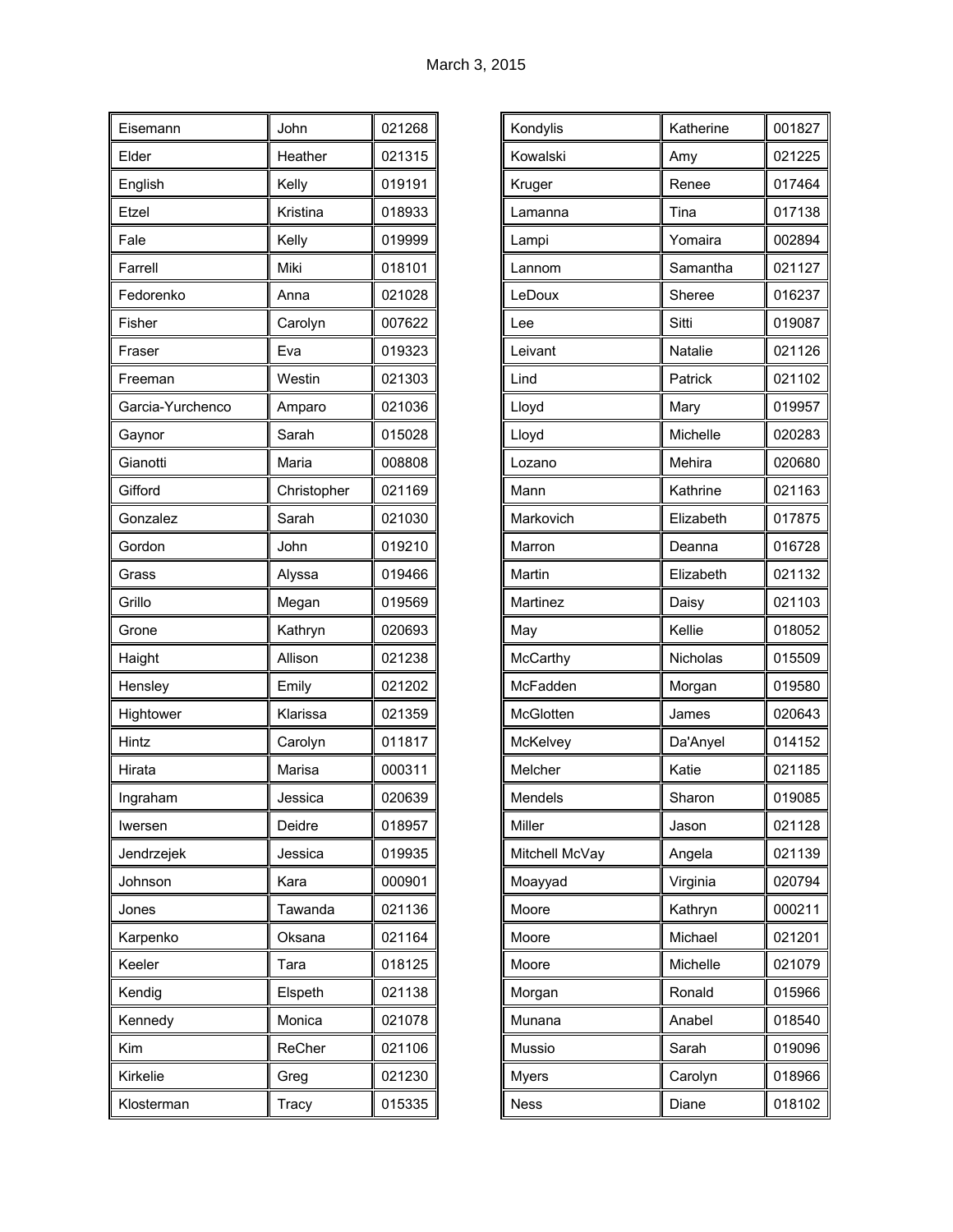March 3, 2015

| | | |
|---|---|---|
| Eisemann | John | 021268 |
| Elder | Heather | 021315 |
| English | Kelly | 019191 |
| Etzel | Kristina | 018933 |
| Fale | Kelly | 019999 |
| Farrell | Miki | 018101 |
| Fedorenko | Anna | 021028 |
| Fisher | Carolyn | 007622 |
| Fraser | Eva | 019323 |
| Freeman | Westin | 021303 |
| Garcia-Yurchenco | Amparo | 021036 |
| Gaynor | Sarah | 015028 |
| Gianotti | Maria | 008808 |
| Gifford | Christopher | 021169 |
| Gonzalez | Sarah | 021030 |
| Gordon | John | 019210 |
| Grass | Alyssa | 019466 |
| Grillo | Megan | 019569 |
| Grone | Kathryn | 020693 |
| Haight | Allison | 021238 |
| Hensley | Emily | 021202 |
| Hightower | Klarissa | 021359 |
| Hintz | Carolyn | 011817 |
| Hirata | Marisa | 000311 |
| Ingraham | Jessica | 020639 |
| Iwersen | Deidre | 018957 |
| Jendrzejek | Jessica | 019935 |
| Johnson | Kara | 000901 |
| Jones | Tawanda | 021136 |
| Karpenko | Oksana | 021164 |
| Keeler | Tara | 018125 |
| Kendig | Elspeth | 021138 |
| Kennedy | Monica | 021078 |
| Kim | ReCher | 021106 |
| Kirkelie | Greg | 021230 |
| Klosterman | Tracy | 015335 |
| Kondylis | Katherine | 001827 |
| Kowalski | Amy | 021225 |
| Kruger | Renee | 017464 |
| Lamanna | Tina | 017138 |
| Lampi | Yomaira | 002894 |
| Lannom | Samantha | 021127 |
| LeDoux | Sheree | 016237 |
| Lee | Sitti | 019087 |
| Leivant | Natalie | 021126 |
| Lind | Patrick | 021102 |
| Lloyd | Mary | 019957 |
| Lloyd | Michelle | 020283 |
| Lozano | Mehira | 020680 |
| Mann | Kathrine | 021163 |
| Markovich | Elizabeth | 017875 |
| Marron | Deanna | 016728 |
| Martin | Elizabeth | 021132 |
| Martinez | Daisy | 021103 |
| May | Kellie | 018052 |
| McCarthy | Nicholas | 015509 |
| McFadden | Morgan | 019580 |
| McGlotten | James | 020643 |
| McKelvey | Da'Anyel | 014152 |
| Melcher | Katie | 021185 |
| Mendels | Sharon | 019085 |
| Miller | Jason | 021128 |
| Mitchell McVay | Angela | 021139 |
| Moayyad | Virginia | 020794 |
| Moore | Kathryn | 000211 |
| Moore | Michael | 021201 |
| Moore | Michelle | 021079 |
| Morgan | Ronald | 015966 |
| Munana | Anabel | 018540 |
| Mussio | Sarah | 019096 |
| Myers | Carolyn | 018966 |
| Ness | Diane | 018102 |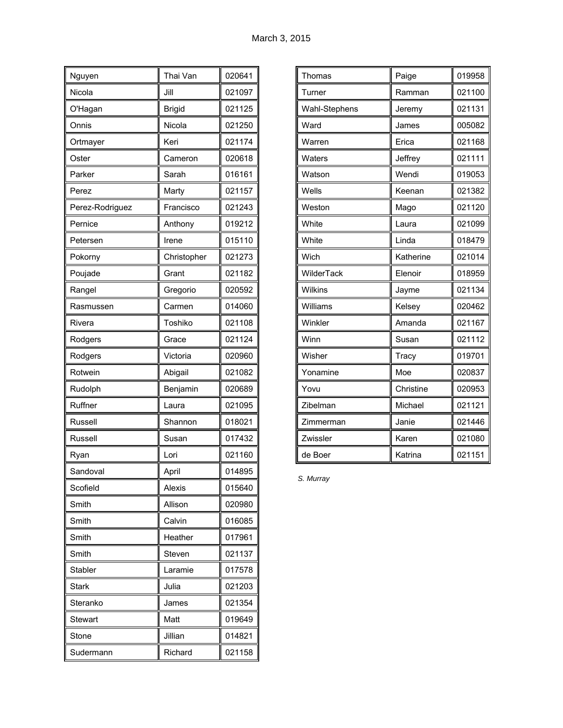March 3, 2015

| | | |
|---|---|---|
| Nguyen | Thai Van | 020641 |
| Nicola | Jill | 021097 |
| O'Hagan | Brigid | 021125 |
| Onnis | Nicola | 021250 |
| Ortmayer | Keri | 021174 |
| Oster | Cameron | 020618 |
| Parker | Sarah | 016161 |
| Perez | Marty | 021157 |
| Perez-Rodriguez | Francisco | 021243 |
| Pernice | Anthony | 019212 |
| Petersen | Irene | 015110 |
| Pokorny | Christopher | 021273 |
| Poujade | Grant | 021182 |
| Rangel | Gregorio | 020592 |
| Rasmussen | Carmen | 014060 |
| Rivera | Toshiko | 021108 |
| Rodgers | Grace | 021124 |
| Rodgers | Victoria | 020960 |
| Rotwein | Abigail | 021082 |
| Rudolph | Benjamin | 020689 |
| Ruffner | Laura | 021095 |
| Russell | Shannon | 018021 |
| Russell | Susan | 017432 |
| Ryan | Lori | 021160 |
| Sandoval | April | 014895 |
| Scofield | Alexis | 015640 |
| Smith | Allison | 020980 |
| Smith | Calvin | 016085 |
| Smith | Heather | 017961 |
| Smith | Steven | 021137 |
| Stabler | Laramie | 017578 |
| Stark | Julia | 021203 |
| Steranko | James | 021354 |
| Stewart | Matt | 019649 |
| Stone | Jillian | 014821 |
| Sudermann | Richard | 021158 |
| Thomas | Paige | 019958 |
| Turner | Ramman | 021100 |
| Wahl-Stephens | Jeremy | 021131 |
| Ward | James | 005082 |
| Warren | Erica | 021168 |
| Waters | Jeffrey | 021111 |
| Watson | Wendi | 019053 |
| Wells | Keenan | 021382 |
| Weston | Mago | 021120 |
| White | Laura | 021099 |
| White | Linda | 018479 |
| Wich | Katherine | 021014 |
| WilderTack | Elenoir | 018959 |
| Wilkins | Jayme | 021134 |
| Williams | Kelsey | 020462 |
| Winkler | Amanda | 021167 |
| Winn | Susan | 021112 |
| Wisher | Tracy | 019701 |
| Yonamine | Moe | 020837 |
| Yovu | Christine | 020953 |
| Zibelman | Michael | 021121 |
| Zimmerman | Janie | 021446 |
| Zwissler | Karen | 021080 |
| de Boer | Katrina | 021151 |

*S. Murray*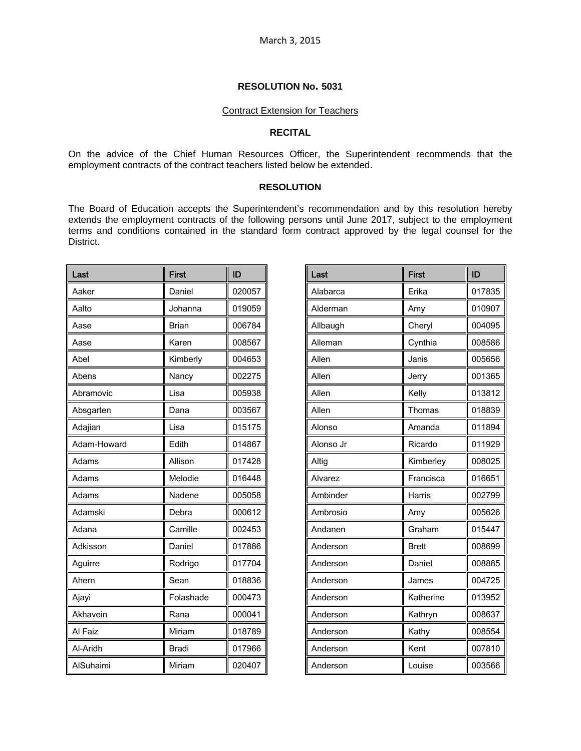March 3, 2015

**RESOLUTION No. 5031**

Contract Extension for Teachers

**RECITAL**

On the advice of the Chief Human Resources Officer, the Superintendent recommends that the employment contracts of the contract teachers listed below be extended.

**RESOLUTION**

The Board of Education accepts the Superintendent's recommendation and by this resolution hereby extends the employment contracts of the following persons until June 2017, subject to the employment terms and conditions contained in the standard form contract approved by the legal counsel for the District.

| Last | First | ID |
|---|---|---|
| Aaker | Daniel | 020057 |
| Aalto | Johanna | 019059 |
| Aase | Brian | 006784 |
| Aase | Karen | 008567 |
| Abel | Kimberly | 004653 |
| Abens | Nancy | 002275 |
| Abramovic | Lisa | 005938 |
| Absgarten | Dana | 003567 |
| Adajian | Lisa | 015175 |
| Adam-Howard | Edith | 014867 |
| Adams | Allison | 017428 |
| Adams | Melodie | 016448 |
| Adams | Nadene | 005058 |
| Adamski | Debra | 000612 |
| Adana | Camille | 002453 |
| Adkisson | Daniel | 017886 |
| Aguirre | Rodrigo | 017704 |
| Ahern | Sean | 018836 |
| Ajayi | Folashade | 000473 |
| Akhavein | Rana | 000041 |
| Al Faiz | Miriam | 018789 |
| Al-Aridh | Bradi | 017966 |
| AlSuhaimi | Miriam | 020407 |

| Last | First | ID |
|---|---|---|
| Alabarca | Erika | 017835 |
| Alderman | Amy | 010907 |
| Allbaugh | Cheryl | 004095 |
| Alleman | Cynthia | 008586 |
| Allen | Janis | 005656 |
| Allen | Jerry | 001365 |
| Allen | Kelly | 013812 |
| Allen | Thomas | 018839 |
| Alonso | Amanda | 011894 |
| Alonso Jr | Ricardo | 011929 |
| Altig | Kimberley | 008025 |
| Alvarez | Francisca | 016651 |
| Ambinder | Harris | 002799 |
| Ambrosio | Amy | 005626 |
| Andanen | Graham | 015447 |
| Anderson | Brett | 008699 |
| Anderson | Daniel | 008885 |
| Anderson | James | 004725 |
| Anderson | Katherine | 013952 |
| Anderson | Kathryn | 008637 |
| Anderson | Kathy | 008554 |
| Anderson | Kent | 007810 |
| Anderson | Louise | 003566 |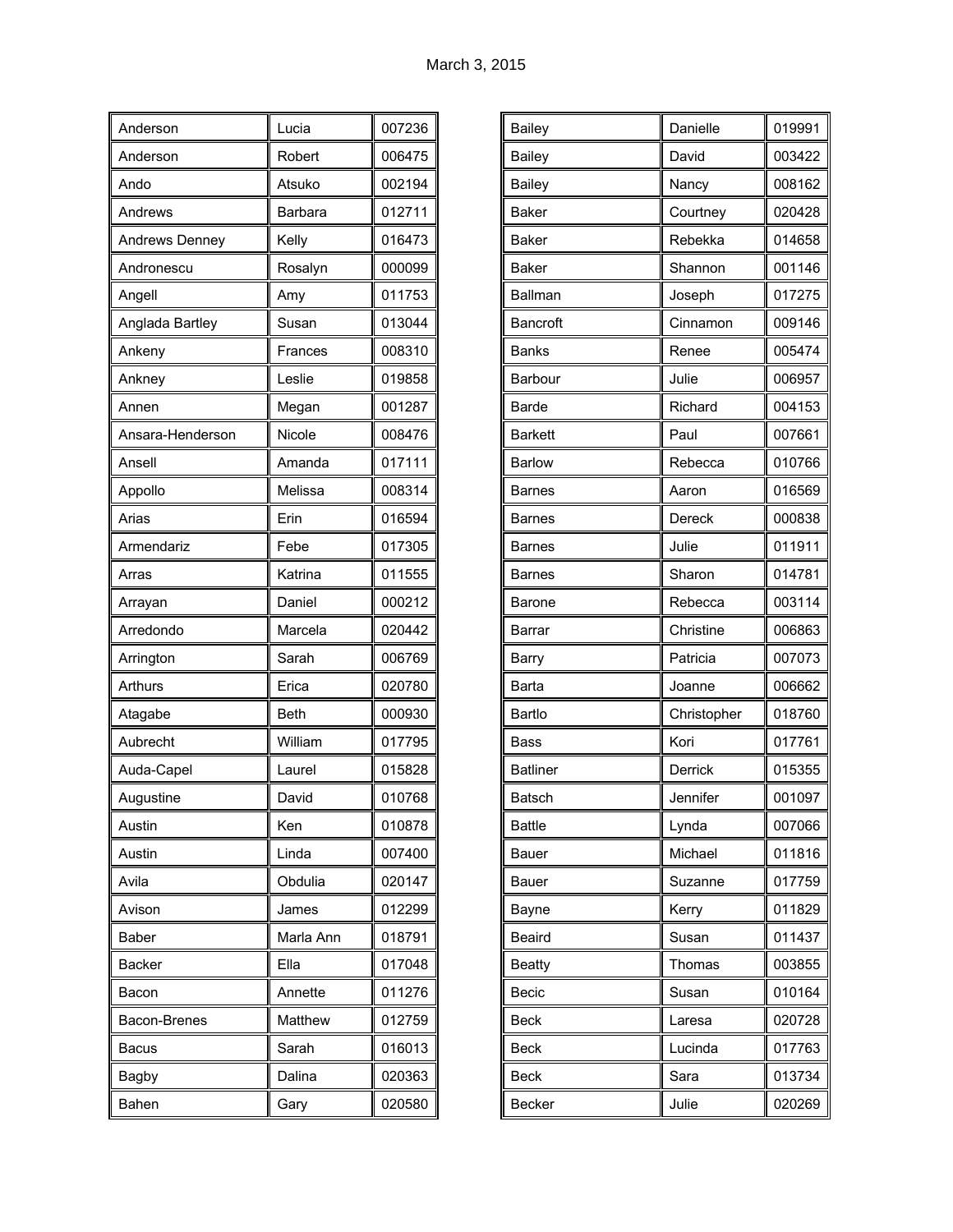| | | |
|---|---|---|
| Anderson | Lucia | 007236 |
| Anderson | Robert | 006475 |
| Ando | Atsuko | 002194 |
| Andrews | Barbara | 012711 |
| Andrews Denney | Kelly | 016473 |
| Andronescu | Rosalyn | 000099 |
| Angell | Amy | 011753 |
| Anglada Bartley | Susan | 013044 |
| Ankeny | Frances | 008310 |
| Ankney | Leslie | 019858 |
| Annen | Megan | 001287 |
| Ansara-Henderson | Nicole | 008476 |
| Ansell | Amanda | 017111 |
| Appollo | Melissa | 008314 |
| Arias | Erin | 016594 |
| Armendariz | Febe | 017305 |
| Arras | Katrina | 011555 |
| Arrayan | Daniel | 000212 |
| Arredondo | Marcela | 020442 |
| Arrington | Sarah | 006769 |
| Arthurs | Erica | 020780 |
| Atagabe | Beth | 000930 |
| Aubrecht | William | 017795 |
| Auda-Capel | Laurel | 015828 |
| Augustine | David | 010768 |
| Austin | Ken | 010878 |
| Austin | Linda | 007400 |
| Avila | Obdulia | 020147 |
| Avison | James | 012299 |
| Baber | Marla Ann | 018791 |
| Backer | Ella | 017048 |
| Bacon | Annette | 011276 |
| Bacon-Brenes | Matthew | 012759 |
| Bacus | Sarah | 016013 |
| Bagby | Dalina | 020363 |
| Bahen | Gary | 020580 |
| Bailey | Danielle | 019991 |
| Bailey | David | 003422 |
| Bailey | Nancy | 008162 |
| Baker | Courtney | 020428 |
| Baker | Rebekka | 014658 |
| Baker | Shannon | 001146 |
| Ballman | Joseph | 017275 |
| Bancroft | Cinnamon | 009146 |
| Banks | Renee | 005474 |
| Barbour | Julie | 006957 |
| Barde | Richard | 004153 |
| Barkett | Paul | 007661 |
| Barlow | Rebecca | 010766 |
| Barnes | Aaron | 016569 |
| Barnes | Dereck | 000838 |
| Barnes | Julie | 011911 |
| Barnes | Sharon | 014781 |
| Barone | Rebecca | 003114 |
| Barrar | Christine | 006863 |
| Barry | Patricia | 007073 |
| Barta | Joanne | 006662 |
| Bartlo | Christopher | 018760 |
| Bass | Kori | 017761 |
| Batliner | Derrick | 015355 |
| Batsch | Jennifer | 001097 |
| Battle | Lynda | 007066 |
| Bauer | Michael | 011816 |
| Bauer | Suzanne | 017759 |
| Bayne | Kerry | 011829 |
| Beaird | Susan | 011437 |
| Beatty | Thomas | 003855 |
| Becic | Susan | 010164 |
| Beck | Laresa | 020728 |
| Beck | Lucinda | 017763 |
| Beck | Sara | 013734 |
| Becker | Julie | 020269 |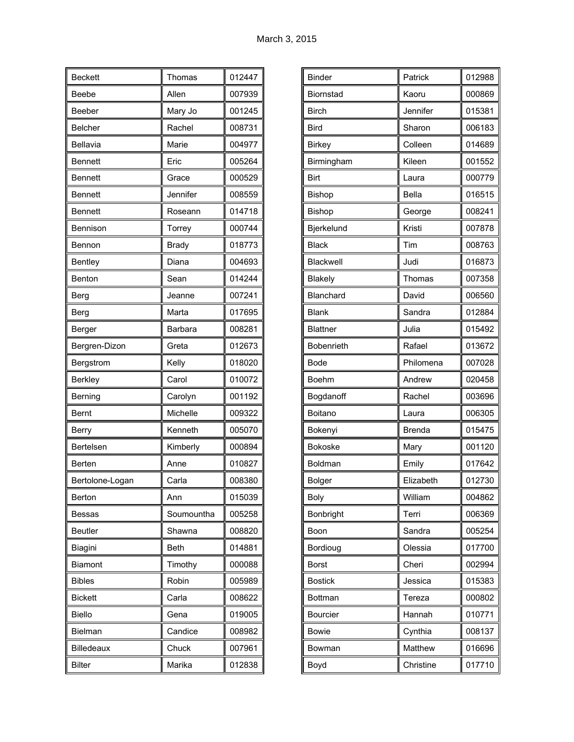March 3, 2015

| | | |
|---|---|---|
| Beckett | Thomas | 012447 |
| Beebe | Allen | 007939 |
| Beeber | Mary Jo | 001245 |
| Belcher | Rachel | 008731 |
| Bellavia | Marie | 004977 |
| Bennett | Eric | 005264 |
| Bennett | Grace | 000529 |
| Bennett | Jennifer | 008559 |
| Bennett | Roseann | 014718 |
| Bennison | Torrey | 000744 |
| Bennon | Brady | 018773 |
| Bentley | Diana | 004693 |
| Benton | Sean | 014244 |
| Berg | Jeanne | 007241 |
| Berg | Marta | 017695 |
| Berger | Barbara | 008281 |
| Bergren-Dizon | Greta | 012673 |
| Bergstrom | Kelly | 018020 |
| Berkley | Carol | 010072 |
| Berning | Carolyn | 001192 |
| Bernt | Michelle | 009322 |
| Berry | Kenneth | 005070 |
| Bertelsen | Kimberly | 000894 |
| Berten | Anne | 010827 |
| Bertolone-Logan | Carla | 008380 |
| Berton | Ann | 015039 |
| Bessas | Soumountha | 005258 |
| Beutler | Shawna | 008820 |
| Biagini | Beth | 014881 |
| Biamont | Timothy | 000088 |
| Bibles | Robin | 005989 |
| Bickett | Carla | 008622 |
| Biello | Gena | 019005 |
| Bielman | Candice | 008982 |
| Billedeaux | Chuck | 007961 |
| Bilter | Marika | 012838 |

| | | |
|---|---|---|
| Binder | Patrick | 012988 |
| Biornstad | Kaoru | 000869 |
| Birch | Jennifer | 015381 |
| Bird | Sharon | 006183 |
| Birkey | Colleen | 014689 |
| Birmingham | Kileen | 001552 |
| Birt | Laura | 000779 |
| Bishop | Bella | 016515 |
| Bishop | George | 008241 |
| Bjerkelund | Kristi | 007878 |
| Black | Tim | 008763 |
| Blackwell | Judi | 016873 |
| Blakely | Thomas | 007358 |
| Blanchard | David | 006560 |
| Blank | Sandra | 012884 |
| Blattner | Julia | 015492 |
| Bobenrieth | Rafael | 013672 |
| Bode | Philomena | 007028 |
| Boehm | Andrew | 020458 |
| Bogdanoff | Rachel | 003696 |
| Boitano | Laura | 006305 |
| Bokenyi | Brenda | 015475 |
| Bokoske | Mary | 001120 |
| Boldman | Emily | 017642 |
| Bolger | Elizabeth | 012730 |
| Boly | William | 004862 |
| Bonbright | Terri | 006369 |
| Boon | Sandra | 005254 |
| Bordioug | Olessia | 017700 |
| Borst | Cheri | 002994 |
| Bostick | Jessica | 015383 |
| Bottman | Tereza | 000802 |
| Bourcier | Hannah | 010771 |
| Bowie | Cynthia | 008137 |
| Bowman | Matthew | 016696 |
| Boyd | Christine | 017710 |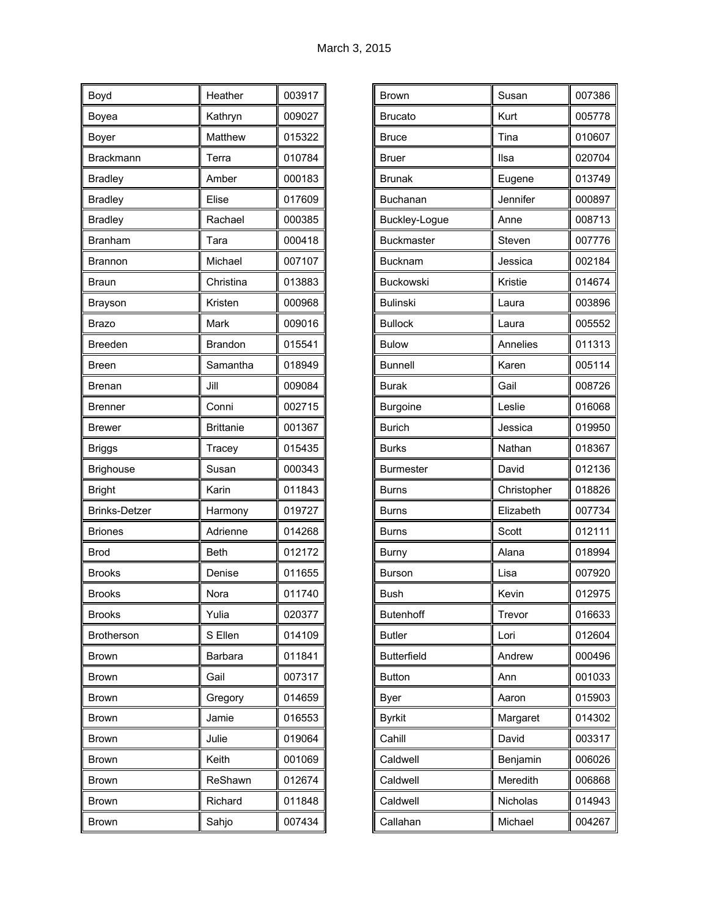March 3, 2015

| | | |
|---|---|---|
| Boyd | Heather | 003917 |
| Boyea | Kathryn | 009027 |
| Boyer | Matthew | 015322 |
| Brackmann | Terra | 010784 |
| Bradley | Amber | 000183 |
| Bradley | Elise | 017609 |
| Bradley | Rachael | 000385 |
| Branham | Tara | 000418 |
| Brannon | Michael | 007107 |
| Braun | Christina | 013883 |
| Brayson | Kristen | 000968 |
| Brazo | Mark | 009016 |
| Breeden | Brandon | 015541 |
| Breen | Samantha | 018949 |
| Brenan | Jill | 009084 |
| Brenner | Conni | 002715 |
| Brewer | Brittanie | 001367 |
| Briggs | Tracey | 015435 |
| Brighouse | Susan | 000343 |
| Bright | Karin | 011843 |
| Brinks-Detzer | Harmony | 019727 |
| Briones | Adrienne | 014268 |
| Brod | Beth | 012172 |
| Brooks | Denise | 011655 |
| Brooks | Nora | 011740 |
| Brooks | Yulia | 020377 |
| Brotherson | S Ellen | 014109 |
| Brown | Barbara | 011841 |
| Brown | Gail | 007317 |
| Brown | Gregory | 014659 |
| Brown | Jamie | 016553 |
| Brown | Julie | 019064 |
| Brown | Keith | 001069 |
| Brown | ReShawn | 012674 |
| Brown | Richard | 011848 |
| Brown | Sahjo | 007434 |
| Brown | Susan | 007386 |
| Brucato | Kurt | 005778 |
| Bruce | Tina | 010607 |
| Bruer | Ilsa | 020704 |
| Brunak | Eugene | 013749 |
| Buchanan | Jennifer | 000897 |
| Buckley-Logue | Anne | 008713 |
| Buckmaster | Steven | 007776 |
| Bucknam | Jessica | 002184 |
| Buckowski | Kristie | 014674 |
| Bulinski | Laura | 003896 |
| Bullock | Laura | 005552 |
| Bulow | Annelies | 011313 |
| Bunnell | Karen | 005114 |
| Burak | Gail | 008726 |
| Burgoine | Leslie | 016068 |
| Burich | Jessica | 019950 |
| Burks | Nathan | 018367 |
| Burmester | David | 012136 |
| Burns | Christopher | 018826 |
| Burns | Elizabeth | 007734 |
| Burns | Scott | 012111 |
| Burny | Alana | 018994 |
| Burson | Lisa | 007920 |
| Bush | Kevin | 012975 |
| Butenhoff | Trevor | 016633 |
| Butler | Lori | 012604 |
| Butterfield | Andrew | 000496 |
| Button | Ann | 001033 |
| Byer | Aaron | 015903 |
| Byrkit | Margaret | 014302 |
| Cahill | David | 003317 |
| Caldwell | Benjamin | 006026 |
| Caldwell | Meredith | 006868 |
| Caldwell | Nicholas | 014943 |
| Callahan | Michael | 004267 |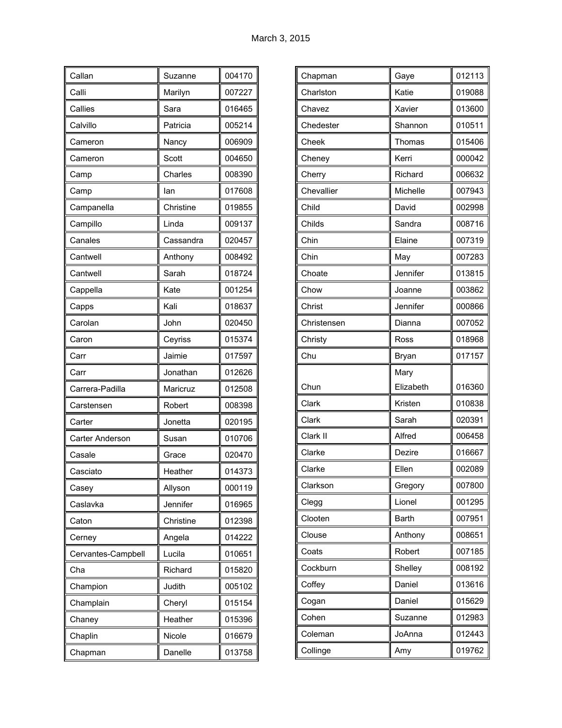March 3, 2015

| | | |
|---|---|---|
| Callan | Suzanne | 004170 |
| Calli | Marilyn | 007227 |
| Callies | Sara | 016465 |
| Calvillo | Patricia | 005214 |
| Cameron | Nancy | 006909 |
| Cameron | Scott | 004650 |
| Camp | Charles | 008390 |
| Camp | Ian | 017608 |
| Campanella | Christine | 019855 |
| Campillo | Linda | 009137 |
| Canales | Cassandra | 020457 |
| Cantwell | Anthony | 008492 |
| Cantwell | Sarah | 018724 |
| Cappella | Kate | 001254 |
| Capps | Kali | 018637 |
| Carolan | John | 020450 |
| Caron | Ceyriss | 015374 |
| Carr | Jaimie | 017597 |
| Carr | Jonathan | 012626 |
| Carrera-Padilla | Maricruz | 012508 |
| Carstensen | Robert | 008398 |
| Carter | Jonetta | 020195 |
| Carter Anderson | Susan | 010706 |
| Casale | Grace | 020470 |
| Casciato | Heather | 014373 |
| Casey | Allyson | 000119 |
| Caslavka | Jennifer | 016965 |
| Caton | Christine | 012398 |
| Cerney | Angela | 014222 |
| Cervantes-Campbell | Lucila | 010651 |
| Cha | Richard | 015820 |
| Champion | Judith | 005102 |
| Champlain | Cheryl | 015154 |
| Chaney | Heather | 015396 |
| Chaplin | Nicole | 016679 |
| Chapman | Danelle | 013758 |
| Chapman | Gaye | 012113 |
| Charlston | Katie | 019088 |
| Chavez | Xavier | 013600 |
| Chedester | Shannon | 010511 |
| Cheek | Thomas | 015406 |
| Cheney | Kerri | 000042 |
| Cherry | Richard | 006632 |
| Chevallier | Michelle | 007943 |
| Child | David | 002998 |
| Childs | Sandra | 008716 |
| Chin | Elaine | 007319 |
| Chin | May | 007283 |
| Choate | Jennifer | 013815 |
| Chow | Joanne | 003862 |
| Christ | Jennifer | 000866 |
| Christensen | Dianna | 007052 |
| Christy | Ross | 018968 |
| Chu | Bryan | 017157 |
| Chun | Mary Elizabeth | 016360 |
| Clark | Kristen | 010838 |
| Clark | Sarah | 020391 |
| Clark II | Alfred | 006458 |
| Clarke | Dezire | 016667 |
| Clarke | Ellen | 002089 |
| Clarkson | Gregory | 007800 |
| Clegg | Lionel | 001295 |
| Clooten | Barth | 007951 |
| Clouse | Anthony | 008651 |
| Coats | Robert | 007185 |
| Cockburn | Shelley | 008192 |
| Coffey | Daniel | 013616 |
| Cogan | Daniel | 015629 |
| Cohen | Suzanne | 012983 |
| Coleman | JoAnna | 012443 |
| Collinge | Amy | 019762 |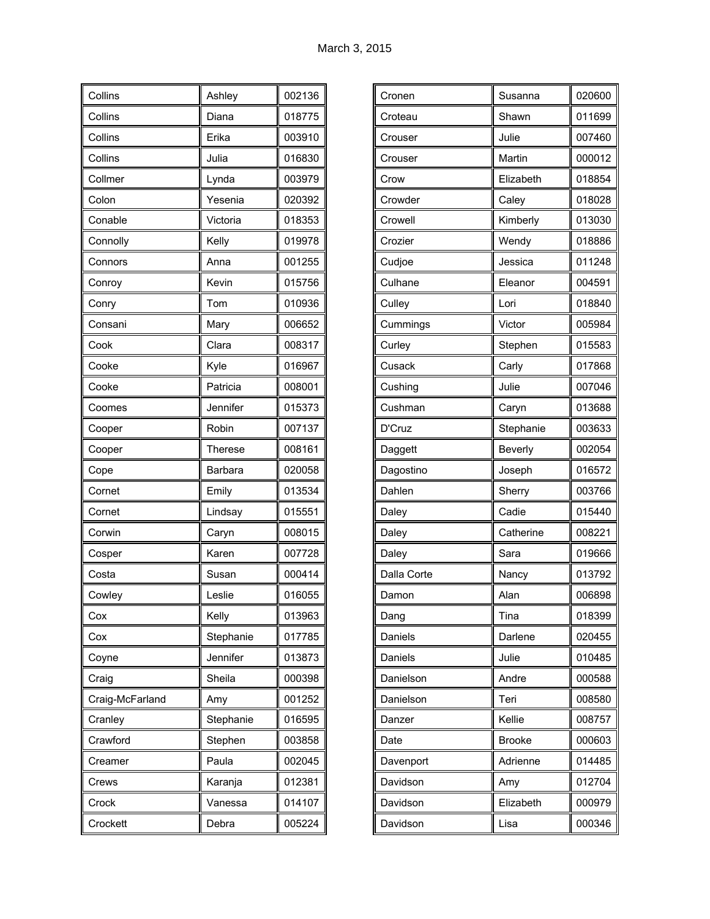March 3, 2015

| | | |
|---|---|---|
| Collins | Ashley | 002136 |
| Collins | Diana | 018775 |
| Collins | Erika | 003910 |
| Collins | Julia | 016830 |
| Collmer | Lynda | 003979 |
| Colon | Yesenia | 020392 |
| Conable | Victoria | 018353 |
| Connolly | Kelly | 019978 |
| Connors | Anna | 001255 |
| Conroy | Kevin | 015756 |
| Conry | Tom | 010936 |
| Consani | Mary | 006652 |
| Cook | Clara | 008317 |
| Cooke | Kyle | 016967 |
| Cooke | Patricia | 008001 |
| Coomes | Jennifer | 015373 |
| Cooper | Robin | 007137 |
| Cooper | Therese | 008161 |
| Cope | Barbara | 020058 |
| Cornet | Emily | 013534 |
| Cornet | Lindsay | 015551 |
| Corwin | Caryn | 008015 |
| Cosper | Karen | 007728 |
| Costa | Susan | 000414 |
| Cowley | Leslie | 016055 |
| Cox | Kelly | 013963 |
| Cox | Stephanie | 017785 |
| Coyne | Jennifer | 013873 |
| Craig | Sheila | 000398 |
| Craig-McFarland | Amy | 001252 |
| Cranley | Stephanie | 016595 |
| Crawford | Stephen | 003858 |
| Creamer | Paula | 002045 |
| Crews | Karanja | 012381 |
| Crock | Vanessa | 014107 |
| Crockett | Debra | 005224 |
| Cronen | Susanna | 020600 |
| Croteau | Shawn | 011699 |
| Crouser | Julie | 007460 |
| Crouser | Martin | 000012 |
| Crow | Elizabeth | 018854 |
| Crowder | Caley | 018028 |
| Crowell | Kimberly | 013030 |
| Crozier | Wendy | 018886 |
| Cudjoe | Jessica | 011248 |
| Culhane | Eleanor | 004591 |
| Culley | Lori | 018840 |
| Cummings | Victor | 005984 |
| Curley | Stephen | 015583 |
| Cusack | Carly | 017868 |
| Cushing | Julie | 007046 |
| Cushman | Caryn | 013688 |
| D'Cruz | Stephanie | 003633 |
| Daggett | Beverly | 002054 |
| Dagostino | Joseph | 016572 |
| Dahlen | Sherry | 003766 |
| Daley | Cadie | 015440 |
| Daley | Catherine | 008221 |
| Daley | Sara | 019666 |
| Dalla Corte | Nancy | 013792 |
| Damon | Alan | 006898 |
| Dang | Tina | 018399 |
| Daniels | Darlene | 020455 |
| Daniels | Julie | 010485 |
| Danielson | Andre | 000588 |
| Danielson | Teri | 008580 |
| Danzer | Kellie | 008757 |
| Date | Brooke | 000603 |
| Davenport | Adrienne | 014485 |
| Davidson | Amy | 012704 |
| Davidson | Elizabeth | 000979 |
| Davidson | Lisa | 000346 |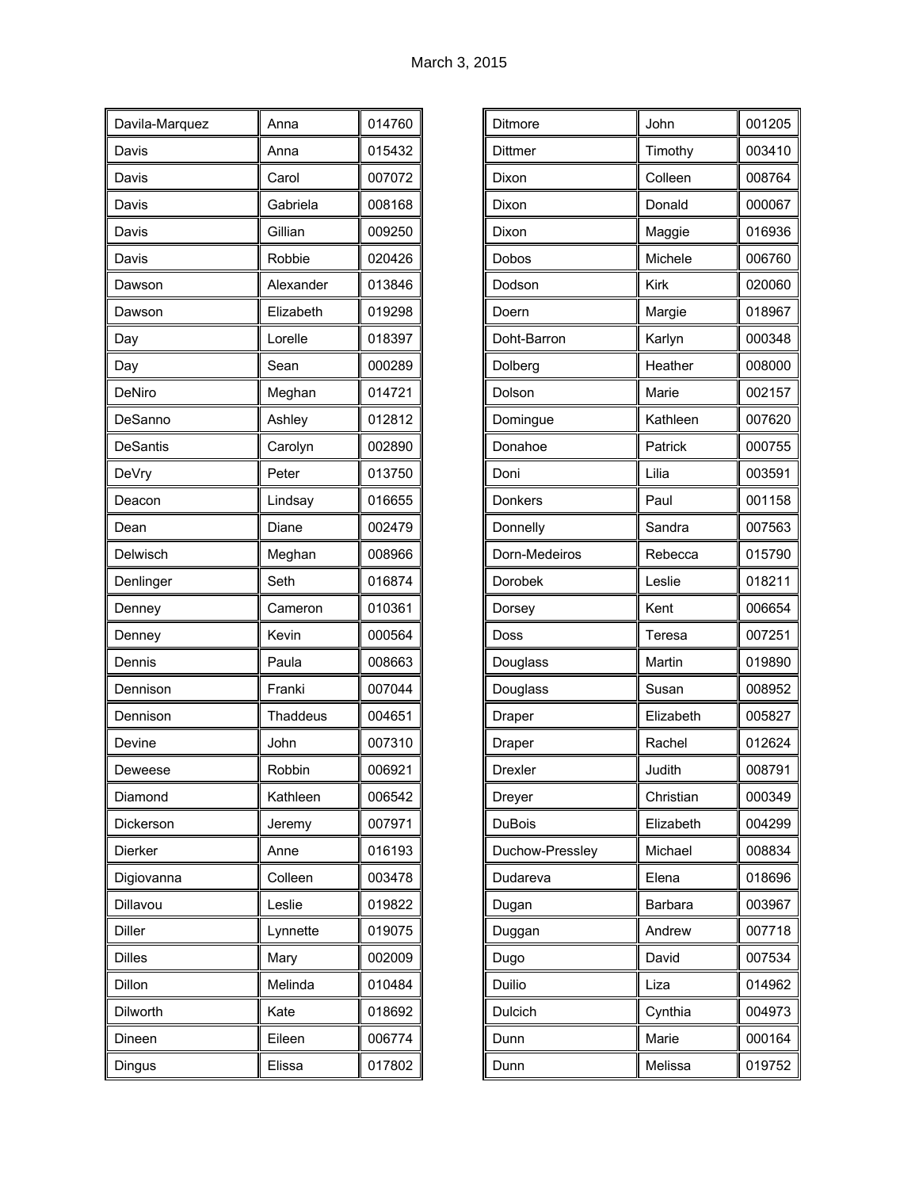| Davila-Marquez | Anna | 014760 |
|---|---|---|
| Davis | Anna | 015432 |
| Davis | Carol | 007072 |
| Davis | Gabriela | 008168 |
| Davis | Gillian | 009250 |
| Davis | Robbie | 020426 |
| Dawson | Alexander | 013846 |
| Dawson | Elizabeth | 019298 |
| Day | Lorelle | 018397 |
| Day | Sean | 000289 |
| DeNiro | Meghan | 014721 |
| DeSanno | Ashley | 012812 |
| DeSantis | Carolyn | 002890 |
| DeVry | Peter | 013750 |
| Deacon | Lindsay | 016655 |
| Dean | Diane | 002479 |
| Delwisch | Meghan | 008966 |
| Denlinger | Seth | 016874 |
| Denney | Cameron | 010361 |
| Denney | Kevin | 000564 |
| Dennis | Paula | 008663 |
| Dennison | Franki | 007044 |
| Dennison | Thaddeus | 004651 |
| Devine | John | 007310 |
| Deweese | Robbin | 006921 |
| Diamond | Kathleen | 006542 |
| Dickerson | Jeremy | 007971 |
| Dierker | Anne | 016193 |
| Digiovanna | Colleen | 003478 |
| Dillavou | Leslie | 019822 |
| Diller | Lynnette | 019075 |
| Dilles | Mary | 002009 |
| Dillon | Melinda | 010484 |
| Dilworth | Kate | 018692 |
| Dineen | Eileen | 006774 |
| Dingus | Elissa | 017802 |
| Ditmore | John | 001205 |
| Dittmer | Timothy | 003410 |
| Dixon | Colleen | 008764 |
| Dixon | Donald | 000067 |
| Dixon | Maggie | 016936 |
| Dobos | Michele | 006760 |
| Dodson | Kirk | 020060 |
| Doern | Margie | 018967 |
| Doht-Barron | Karlyn | 000348 |
| Dolberg | Heather | 008000 |
| Dolson | Marie | 002157 |
| Domingue | Kathleen | 007620 |
| Donahoe | Patrick | 000755 |
| Doni | Lilia | 003591 |
| Donkers | Paul | 001158 |
| Donnelly | Sandra | 007563 |
| Dorn-Medeiros | Rebecca | 015790 |
| Dorobek | Leslie | 018211 |
| Dorsey | Kent | 006654 |
| Doss | Teresa | 007251 |
| Douglass | Martin | 019890 |
| Douglass | Susan | 008952 |
| Draper | Elizabeth | 005827 |
| Draper | Rachel | 012624 |
| Drexler | Judith | 008791 |
| Dreyer | Christian | 000349 |
| DuBois | Elizabeth | 004299 |
| Duchow-Pressley | Michael | 008834 |
| Dudareva | Elena | 018696 |
| Dugan | Barbara | 003967 |
| Duggan | Andrew | 007718 |
| Dugo | David | 007534 |
| Duilio | Liza | 014962 |
| Dulcich | Cynthia | 004973 |
| Dunn | Marie | 000164 |
| Dunn | Melissa | 019752 |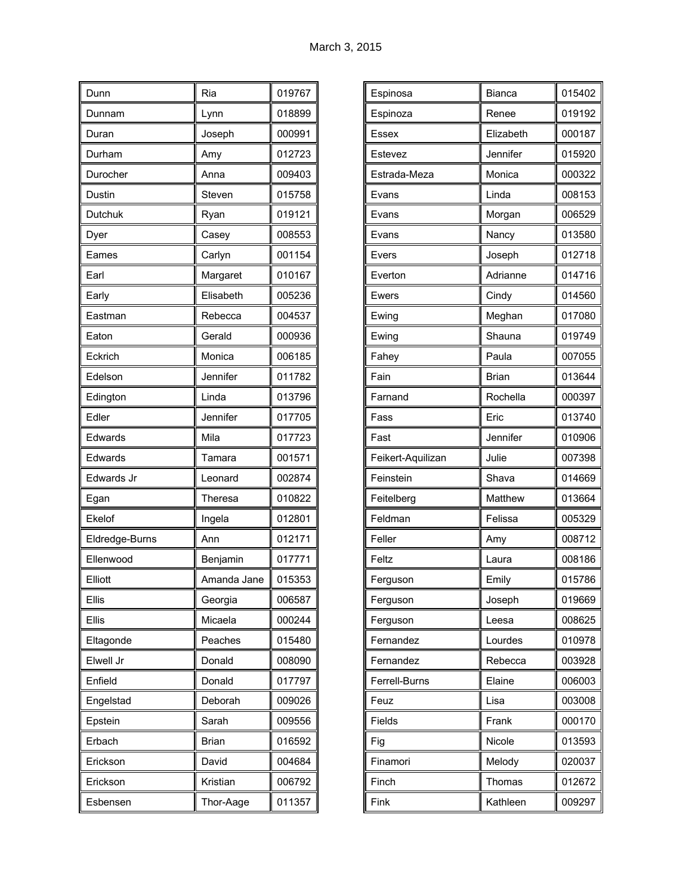March 3, 2015

| | | |
|---|---|---|
| Dunn | Ria | 019767 |
| Dunnam | Lynn | 018899 |
| Duran | Joseph | 000991 |
| Durham | Amy | 012723 |
| Durocher | Anna | 009403 |
| Dustin | Steven | 015758 |
| Dutchuk | Ryan | 019121 |
| Dyer | Casey | 008553 |
| Eames | Carlyn | 001154 |
| Earl | Margaret | 010167 |
| Early | Elisabeth | 005236 |
| Eastman | Rebecca | 004537 |
| Eaton | Gerald | 000936 |
| Eckrich | Monica | 006185 |
| Edelson | Jennifer | 011782 |
| Edington | Linda | 013796 |
| Edler | Jennifer | 017705 |
| Edwards | Mila | 017723 |
| Edwards | Tamara | 001571 |
| Edwards Jr | Leonard | 002874 |
| Egan | Theresa | 010822 |
| Ekelof | Ingela | 012801 |
| Eldredge-Burns | Ann | 012171 |
| Ellenwood | Benjamin | 017771 |
| Elliott | Amanda Jane | 015353 |
| Ellis | Georgia | 006587 |
| Ellis | Micaela | 000244 |
| Eltagonde | Peaches | 015480 |
| Elwell Jr | Donald | 008090 |
| Enfield | Donald | 017797 |
| Engelstad | Deborah | 009026 |
| Epstein | Sarah | 009556 |
| Erbach | Brian | 016592 |
| Erickson | David | 004684 |
| Erickson | Kristian | 006792 |
| Esbensen | Thor-Aage | 011357 |
| Espinosa | Bianca | 015402 |
| Espinoza | Renee | 019192 |
| Essex | Elizabeth | 000187 |
| Estevez | Jennifer | 015920 |
| Estrada-Meza | Monica | 000322 |
| Evans | Linda | 008153 |
| Evans | Morgan | 006529 |
| Evans | Nancy | 013580 |
| Evers | Joseph | 012718 |
| Everton | Adrianne | 014716 |
| Ewers | Cindy | 014560 |
| Ewing | Meghan | 017080 |
| Ewing | Shauna | 019749 |
| Fahey | Paula | 007055 |
| Fain | Brian | 013644 |
| Farnand | Rochella | 000397 |
| Fass | Eric | 013740 |
| Fast | Jennifer | 010906 |
| Feikert-Aquilizan | Julie | 007398 |
| Feinstein | Shava | 014669 |
| Feitelberg | Matthew | 013664 |
| Feldman | Felissa | 005329 |
| Feller | Amy | 008712 |
| Feltz | Laura | 008186 |
| Ferguson | Emily | 015786 |
| Ferguson | Joseph | 019669 |
| Ferguson | Leesa | 008625 |
| Fernandez | Lourdes | 010978 |
| Fernandez | Rebecca | 003928 |
| Ferrell-Burns | Elaine | 006003 |
| Feuz | Lisa | 003008 |
| Fields | Frank | 000170 |
| Fig | Nicole | 013593 |
| Finamori | Melody | 020037 |
| Finch | Thomas | 012672 |
| Fink | Kathleen | 009297 |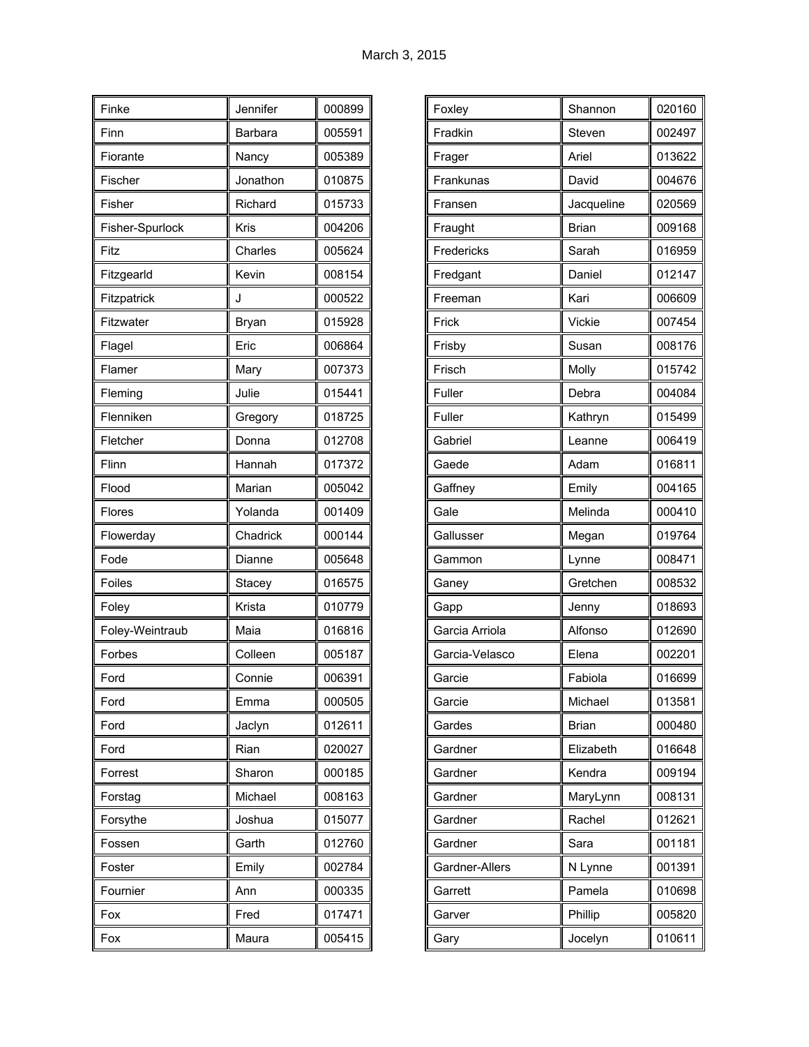March 3, 2015

| | | |
|---|---|---|
| Finke | Jennifer | 000899 |
| Finn | Barbara | 005591 |
| Fiorante | Nancy | 005389 |
| Fischer | Jonathon | 010875 |
| Fisher | Richard | 015733 |
| Fisher-Spurlock | Kris | 004206 |
| Fitz | Charles | 005624 |
| Fitzgearld | Kevin | 008154 |
| Fitzpatrick | J | 000522 |
| Fitzwater | Bryan | 015928 |
| Flagel | Eric | 006864 |
| Flamer | Mary | 007373 |
| Fleming | Julie | 015441 |
| Flenniken | Gregory | 018725 |
| Fletcher | Donna | 012708 |
| Flinn | Hannah | 017372 |
| Flood | Marian | 005042 |
| Flores | Yolanda | 001409 |
| Flowerday | Chadrick | 000144 |
| Fode | Dianne | 005648 |
| Foiles | Stacey | 016575 |
| Foley | Krista | 010779 |
| Foley-Weintraub | Maia | 016816 |
| Forbes | Colleen | 005187 |
| Ford | Connie | 006391 |
| Ford | Emma | 000505 |
| Ford | Jaclyn | 012611 |
| Ford | Rian | 020027 |
| Forrest | Sharon | 000185 |
| Forstag | Michael | 008163 |
| Forsythe | Joshua | 015077 |
| Fossen | Garth | 012760 |
| Foster | Emily | 002784 |
| Fournier | Ann | 000335 |
| Fox | Fred | 017471 |
| Fox | Maura | 005415 |

| | | |
|---|---|---|
| Foxley | Shannon | 020160 |
| Fradkin | Steven | 002497 |
| Frager | Ariel | 013622 |
| Frankunas | David | 004676 |
| Fransen | Jacqueline | 020569 |
| Fraught | Brian | 009168 |
| Fredericks | Sarah | 016959 |
| Fredgant | Daniel | 012147 |
| Freeman | Kari | 006609 |
| Frick | Vickie | 007454 |
| Frisby | Susan | 008176 |
| Frisch | Molly | 015742 |
| Fuller | Debra | 004084 |
| Fuller | Kathryn | 015499 |
| Gabriel | Leanne | 006419 |
| Gaede | Adam | 016811 |
| Gaffney | Emily | 004165 |
| Gale | Melinda | 000410 |
| Gallusser | Megan | 019764 |
| Gammon | Lynne | 008471 |
| Ganey | Gretchen | 008532 |
| Gapp | Jenny | 018693 |
| Garcia Arriola | Alfonso | 012690 |
| Garcia-Velasco | Elena | 002201 |
| Garcie | Fabiola | 016699 |
| Garcie | Michael | 013581 |
| Gardes | Brian | 000480 |
| Gardner | Elizabeth | 016648 |
| Gardner | Kendra | 009194 |
| Gardner | MaryLynn | 008131 |
| Gardner | Rachel | 012621 |
| Gardner | Sara | 001181 |
| Gardner-Allers | N Lynne | 001391 |
| Garrett | Pamela | 010698 |
| Garver | Phillip | 005820 |
| Gary | Jocelyn | 010611 |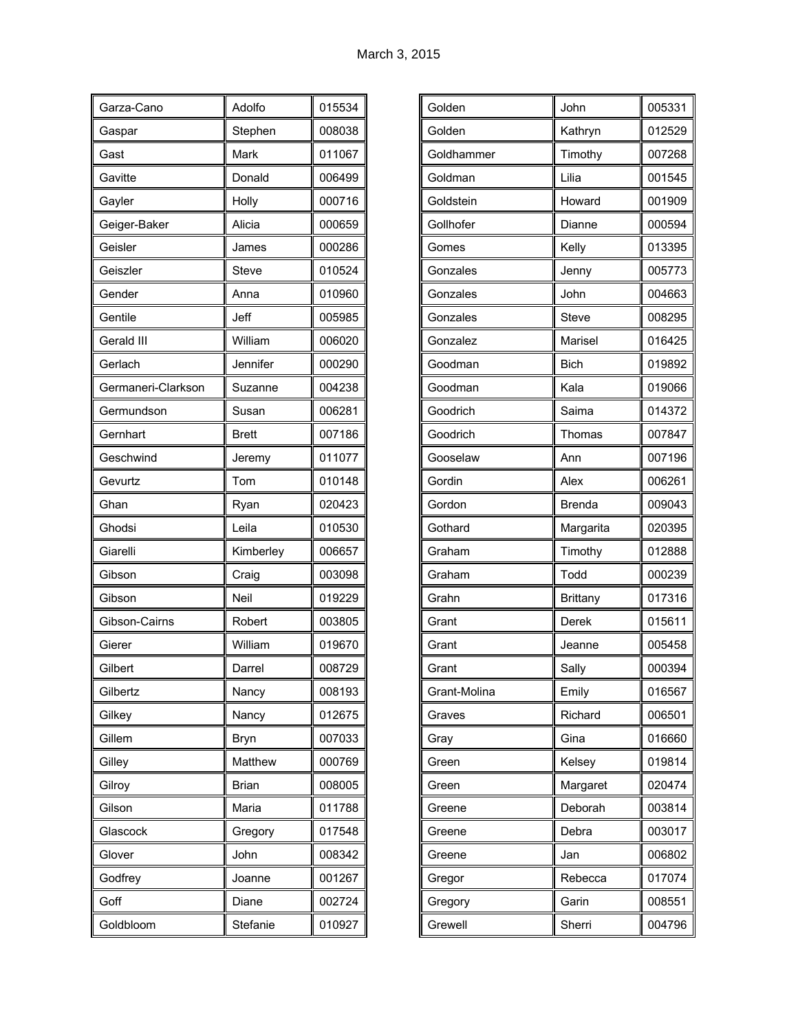March 3, 2015

| | | |
|---|---|---|
| Garza-Cano | Adolfo | 015534 |
| Gaspar | Stephen | 008038 |
| Gast | Mark | 011067 |
| Gavitte | Donald | 006499 |
| Gayler | Holly | 000716 |
| Geiger-Baker | Alicia | 000659 |
| Geisler | James | 000286 |
| Geiszler | Steve | 010524 |
| Gender | Anna | 010960 |
| Gentile | Jeff | 005985 |
| Gerald III | William | 006020 |
| Gerlach | Jennifer | 000290 |
| Germaneri-Clarkson | Suzanne | 004238 |
| Germundson | Susan | 006281 |
| Gernhart | Brett | 007186 |
| Geschwind | Jeremy | 011077 |
| Gevurtz | Tom | 010148 |
| Ghan | Ryan | 020423 |
| Ghodsi | Leila | 010530 |
| Giarelli | Kimberley | 006657 |
| Gibson | Craig | 003098 |
| Gibson | Neil | 019229 |
| Gibson-Cairns | Robert | 003805 |
| Gierer | William | 019670 |
| Gilbert | Darrel | 008729 |
| Gilbertz | Nancy | 008193 |
| Gilkey | Nancy | 012675 |
| Gillem | Bryn | 007033 |
| Gilley | Matthew | 000769 |
| Gilroy | Brian | 008005 |
| Gilson | Maria | 011788 |
| Glascock | Gregory | 017548 |
| Glover | John | 008342 |
| Godfrey | Joanne | 001267 |
| Goff | Diane | 002724 |
| Goldbloom | Stefanie | 010927 |
| Golden | John | 005331 |
| Golden | Kathryn | 012529 |
| Goldhammer | Timothy | 007268 |
| Goldman | Lilia | 001545 |
| Goldstein | Howard | 001909 |
| Gollhofer | Dianne | 000594 |
| Gomes | Kelly | 013395 |
| Gonzales | Jenny | 005773 |
| Gonzales | John | 004663 |
| Gonzales | Steve | 008295 |
| Gonzalez | Marisel | 016425 |
| Goodman | Bich | 019892 |
| Goodman | Kala | 019066 |
| Goodrich | Saima | 014372 |
| Goodrich | Thomas | 007847 |
| Gooselaw | Ann | 007196 |
| Gordin | Alex | 006261 |
| Gordon | Brenda | 009043 |
| Gothard | Margarita | 020395 |
| Graham | Timothy | 012888 |
| Graham | Todd | 000239 |
| Grahn | Brittany | 017316 |
| Grant | Derek | 015611 |
| Grant | Jeanne | 005458 |
| Grant | Sally | 000394 |
| Grant-Molina | Emily | 016567 |
| Graves | Richard | 006501 |
| Gray | Gina | 016660 |
| Green | Kelsey | 019814 |
| Green | Margaret | 020474 |
| Greene | Deborah | 003814 |
| Greene | Debra | 003017 |
| Greene | Jan | 006802 |
| Gregor | Rebecca | 017074 |
| Gregory | Garin | 008551 |
| Grewell | Sherri | 004796 |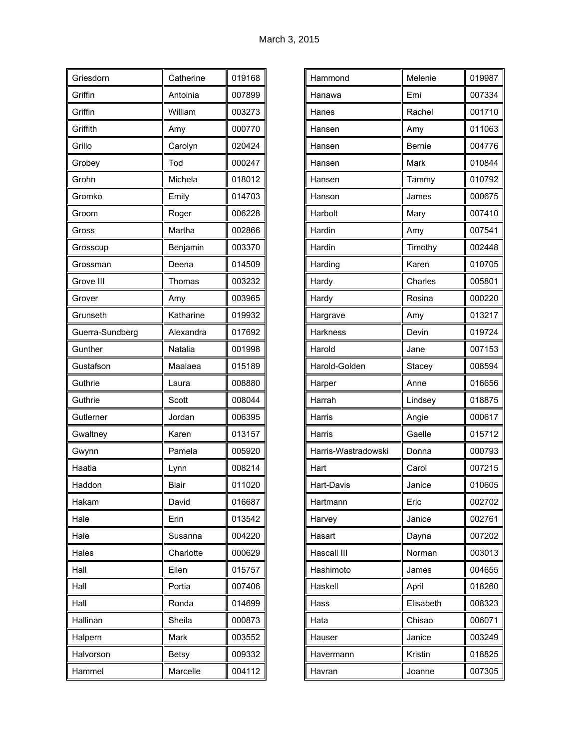March 3, 2015

| | | |
|---|---|---|
| Griesdorn | Catherine | 019168 |
| Griffin | Antoinia | 007899 |
| Griffin | William | 003273 |
| Griffith | Amy | 000770 |
| Grillo | Carolyn | 020424 |
| Grobey | Tod | 000247 |
| Grohn | Michela | 018012 |
| Gromko | Emily | 014703 |
| Groom | Roger | 006228 |
| Gross | Martha | 002866 |
| Grosscup | Benjamin | 003370 |
| Grossman | Deena | 014509 |
| Grove III | Thomas | 003232 |
| Grover | Amy | 003965 |
| Grunseth | Katharine | 019932 |
| Guerra-Sundberg | Alexandra | 017692 |
| Gunther | Natalia | 001998 |
| Gustafson | Maalaea | 015189 |
| Guthrie | Laura | 008880 |
| Guthrie | Scott | 008044 |
| Gutlerner | Jordan | 006395 |
| Gwaltney | Karen | 013157 |
| Gwynn | Pamela | 005920 |
| Haatia | Lynn | 008214 |
| Haddon | Blair | 011020 |
| Hakam | David | 016687 |
| Hale | Erin | 013542 |
| Hale | Susanna | 004220 |
| Hales | Charlotte | 000629 |
| Hall | Ellen | 015757 |
| Hall | Portia | 007406 |
| Hall | Ronda | 014699 |
| Hallinan | Sheila | 000873 |
| Halpern | Mark | 003552 |
| Halvorson | Betsy | 009332 |
| Hammel | Marcelle | 004112 |
| Hammond | Melenie | 019987 |
| Hanawa | Emi | 007334 |
| Hanes | Rachel | 001710 |
| Hansen | Amy | 011063 |
| Hansen | Bernie | 004776 |
| Hansen | Mark | 010844 |
| Hansen | Tammy | 010792 |
| Hanson | James | 000675 |
| Harbolt | Mary | 007410 |
| Hardin | Amy | 007541 |
| Hardin | Timothy | 002448 |
| Harding | Karen | 010705 |
| Hardy | Charles | 005801 |
| Hardy | Rosina | 000220 |
| Hargrave | Amy | 013217 |
| Harkness | Devin | 019724 |
| Harold | Jane | 007153 |
| Harold-Golden | Stacey | 008594 |
| Harper | Anne | 016656 |
| Harrah | Lindsey | 018875 |
| Harris | Angie | 000617 |
| Harris | Gaelle | 015712 |
| Harris-Wastradowski | Donna | 000793 |
| Hart | Carol | 007215 |
| Hart-Davis | Janice | 010605 |
| Hartmann | Eric | 002702 |
| Harvey | Janice | 002761 |
| Hasart | Dayna | 007202 |
| Hascall III | Norman | 003013 |
| Hashimoto | James | 004655 |
| Haskell | April | 018260 |
| Hass | Elisabeth | 008323 |
| Hata | Chisao | 006071 |
| Hauser | Janice | 003249 |
| Havermann | Kristin | 018825 |
| Havran | Joanne | 007305 |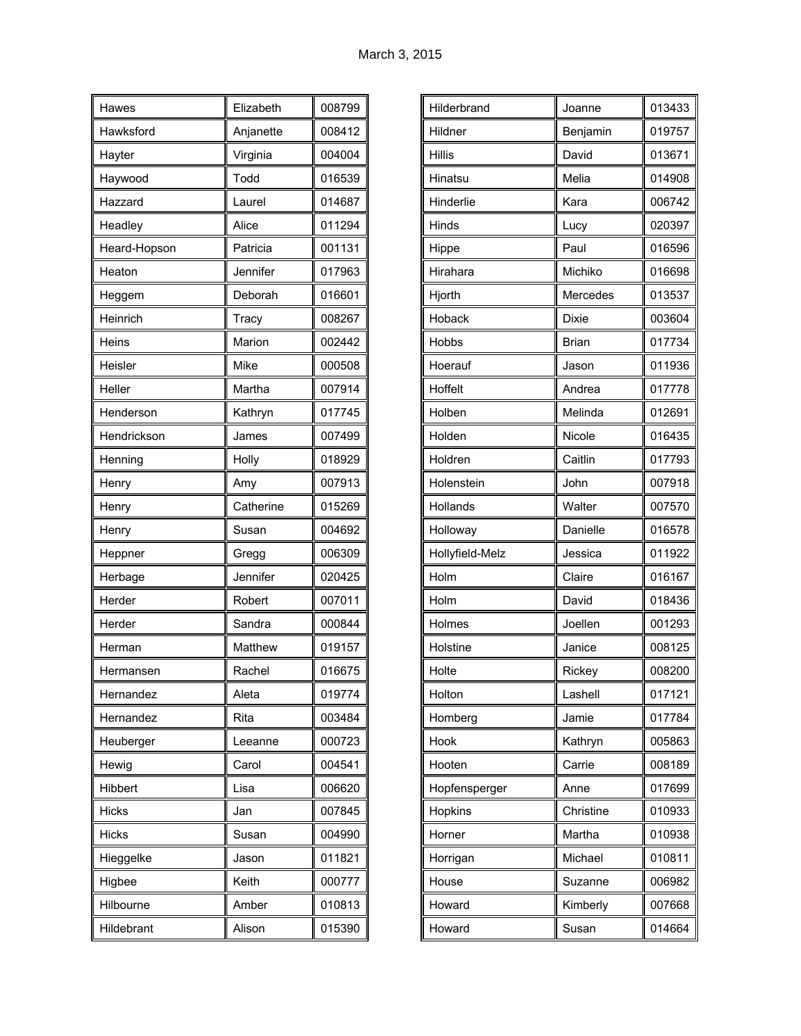| Hawes | Elizabeth | 008799 |
|---|---|---|
| Hawksford | Anjanette | 008412 |
| Hayter | Virginia | 004004 |
| Haywood | Todd | 016539 |
| Hazzard | Laurel | 014687 |
| Headley | Alice | 011294 |
| Heard-Hopson | Patricia | 001131 |
| Heaton | Jennifer | 017963 |
| Heggem | Deborah | 016601 |
| Heinrich | Tracy | 008267 |
| Heins | Marion | 002442 |
| Heisler | Mike | 000508 |
| Heller | Martha | 007914 |
| Henderson | Kathryn | 017745 |
| Hendrickson | James | 007499 |
| Henning | Holly | 018929 |
| Henry | Amy | 007913 |
| Henry | Catherine | 015269 |
| Henry | Susan | 004692 |
| Heppner | Gregg | 006309 |
| Herbage | Jennifer | 020425 |
| Herder | Robert | 007011 |
| Herder | Sandra | 000844 |
| Herman | Matthew | 019157 |
| Hermansen | Rachel | 016675 |
| Hernandez | Aleta | 019774 |
| Hernandez | Rita | 003484 |
| Heuberger | Leeanne | 000723 |
| Hewig | Carol | 004541 |
| Hibbert | Lisa | 006620 |
| Hicks | Jan | 007845 |
| Hicks | Susan | 004990 |
| Hieggelke | Jason | 011821 |
| Higbee | Keith | 000777 |
| Hilbourne | Amber | 010813 |
| Hildebrant | Alison | 015390 |
| Hilderbrand | Joanne | 013433 |
| Hildner | Benjamin | 019757 |
| Hillis | David | 013671 |
| Hinatsu | Melia | 014908 |
| Hinderlie | Kara | 006742 |
| Hinds | Lucy | 020397 |
| Hippe | Paul | 016596 |
| Hirahara | Michiko | 016698 |
| Hjorth | Mercedes | 013537 |
| Hoback | Dixie | 003604 |
| Hobbs | Brian | 017734 |
| Hoerauf | Jason | 011936 |
| Hoffelt | Andrea | 017778 |
| Holben | Melinda | 012691 |
| Holden | Nicole | 016435 |
| Holdren | Caitlin | 017793 |
| Holenstein | John | 007918 |
| Hollands | Walter | 007570 |
| Holloway | Danielle | 016578 |
| Hollyfield-Melz | Jessica | 011922 |
| Holm | Claire | 016167 |
| Holm | David | 018436 |
| Holmes | Joellen | 001293 |
| Holstine | Janice | 008125 |
| Holte | Rickey | 008200 |
| Holton | Lashell | 017121 |
| Homberg | Jamie | 017784 |
| Hook | Kathryn | 005863 |
| Hooten | Carrie | 008189 |
| Hopfensperger | Anne | 017699 |
| Hopkins | Christine | 010933 |
| Horner | Martha | 010938 |
| Horrigan | Michael | 010811 |
| House | Suzanne | 006982 |
| Howard | Kimberly | 007668 |
| Howard | Susan | 014664 |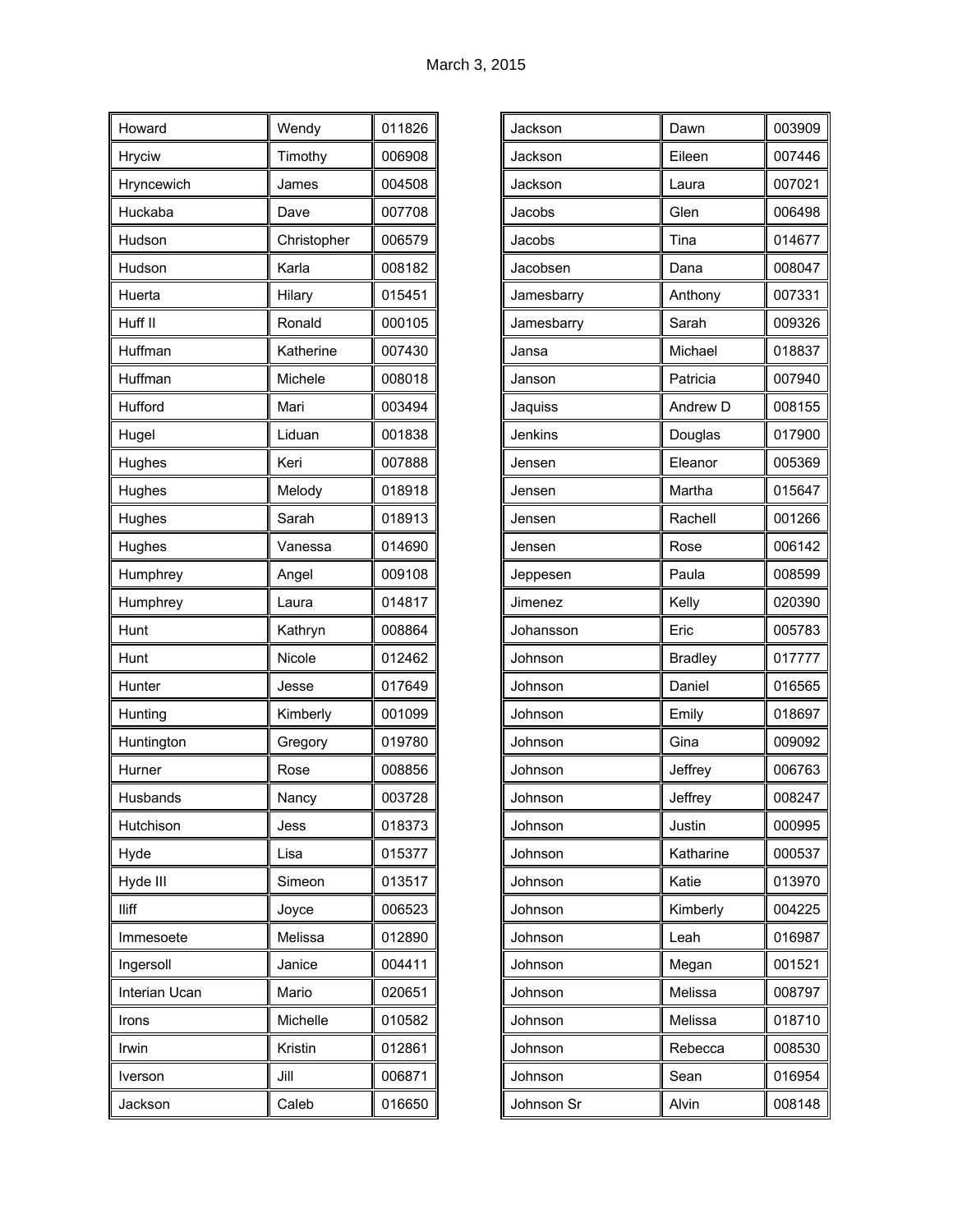March 3, 2015

| | | |
|---|---|---|
| Howard | Wendy | 011826 |
| Hryciw | Timothy | 006908 |
| Hryncewich | James | 004508 |
| Huckaba | Dave | 007708 |
| Hudson | Christopher | 006579 |
| Hudson | Karla | 008182 |
| Huerta | Hilary | 015451 |
| Huff II | Ronald | 000105 |
| Huffman | Katherine | 007430 |
| Huffman | Michele | 008018 |
| Hufford | Mari | 003494 |
| Hugel | Liduan | 001838 |
| Hughes | Keri | 007888 |
| Hughes | Melody | 018918 |
| Hughes | Sarah | 018913 |
| Hughes | Vanessa | 014690 |
| Humphrey | Angel | 009108 |
| Humphrey | Laura | 014817 |
| Hunt | Kathryn | 008864 |
| Hunt | Nicole | 012462 |
| Hunter | Jesse | 017649 |
| Hunting | Kimberly | 001099 |
| Huntington | Gregory | 019780 |
| Hurner | Rose | 008856 |
| Husbands | Nancy | 003728 |
| Hutchison | Jess | 018373 |
| Hyde | Lisa | 015377 |
| Hyde III | Simeon | 013517 |
| Iliff | Joyce | 006523 |
| Immesoete | Melissa | 012890 |
| Ingersoll | Janice | 004411 |
| Interian Ucan | Mario | 020651 |
| Irons | Michelle | 010582 |
| Irwin | Kristin | 012861 |
| Iverson | Jill | 006871 |
| Jackson | Caleb | 016650 |
| Jackson | Dawn | 003909 |
| Jackson | Eileen | 007446 |
| Jackson | Laura | 007021 |
| Jacobs | Glen | 006498 |
| Jacobs | Tina | 014677 |
| Jacobsen | Dana | 008047 |
| Jamesbarry | Anthony | 007331 |
| Jamesbarry | Sarah | 009326 |
| Jansa | Michael | 018837 |
| Janson | Patricia | 007940 |
| Jaquiss | Andrew D | 008155 |
| Jenkins | Douglas | 017900 |
| Jensen | Eleanor | 005369 |
| Jensen | Martha | 015647 |
| Jensen | Rachell | 001266 |
| Jensen | Rose | 006142 |
| Jeppesen | Paula | 008599 |
| Jimenez | Kelly | 020390 |
| Johansson | Eric | 005783 |
| Johnson | Bradley | 017777 |
| Johnson | Daniel | 016565 |
| Johnson | Emily | 018697 |
| Johnson | Gina | 009092 |
| Johnson | Jeffrey | 006763 |
| Johnson | Jeffrey | 008247 |
| Johnson | Justin | 000995 |
| Johnson | Katharine | 000537 |
| Johnson | Katie | 013970 |
| Johnson | Kimberly | 004225 |
| Johnson | Leah | 016987 |
| Johnson | Megan | 001521 |
| Johnson | Melissa | 008797 |
| Johnson | Melissa | 018710 |
| Johnson | Rebecca | 008530 |
| Johnson | Sean | 016954 |
| Johnson Sr | Alvin | 008148 |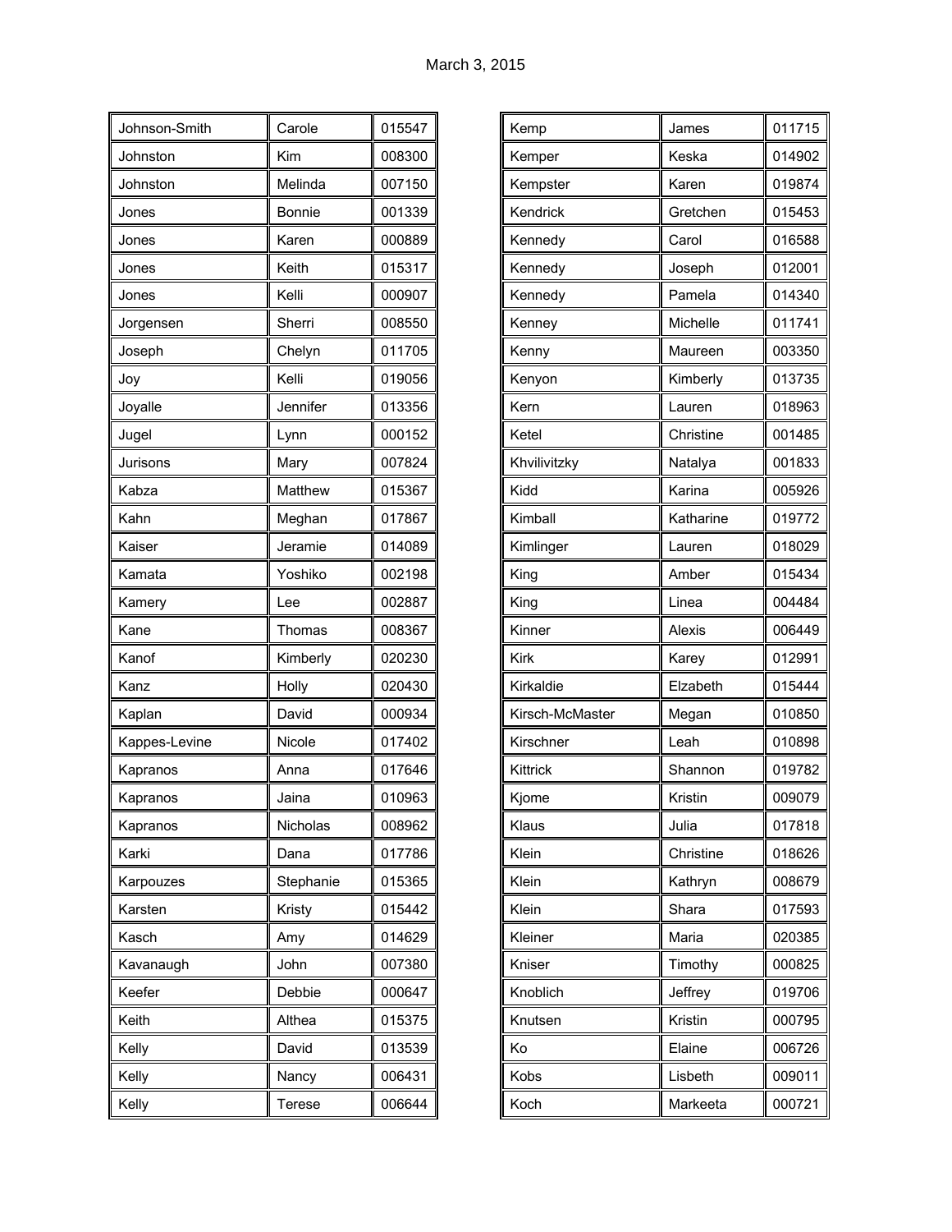| Johnson-Smith | Carole | 015547 |
|---|---|---|
| Johnston | Kim | 008300 |
| Johnston | Melinda | 007150 |
| Jones | Bonnie | 001339 |
| Jones | Karen | 000889 |
| Jones | Keith | 015317 |
| Jones | Kelli | 000907 |
| Jorgensen | Sherri | 008550 |
| Joseph | Chelyn | 011705 |
| Joy | Kelli | 019056 |
| Joyalle | Jennifer | 013356 |
| Jugel | Lynn | 000152 |
| Jurisons | Mary | 007824 |
| Kabza | Matthew | 015367 |
| Kahn | Meghan | 017867 |
| Kaiser | Jeramie | 014089 |
| Kamata | Yoshiko | 002198 |
| Kamery | Lee | 002887 |
| Kane | Thomas | 008367 |
| Kanof | Kimberly | 020230 |
| Kanz | Holly | 020430 |
| Kaplan | David | 000934 |
| Kappes-Levine | Nicole | 017402 |
| Kapranos | Anna | 017646 |
| Kapranos | Jaina | 010963 |
| Kapranos | Nicholas | 008962 |
| Karki | Dana | 017786 |
| Karpouzes | Stephanie | 015365 |
| Karsten | Kristy | 015442 |
| Kasch | Amy | 014629 |
| Kavanaugh | John | 007380 |
| Keefer | Debbie | 000647 |
| Keith | Althea | 015375 |
| Kelly | David | 013539 |
| Kelly | Nancy | 006431 |
| Kelly | Terese | 006644 |

| Kemp | James | 011715 |
|---|---|---|
| Kemper | Keska | 014902 |
| Kempster | Karen | 019874 |
| Kendrick | Gretchen | 015453 |
| Kennedy | Carol | 016588 |
| Kennedy | Joseph | 012001 |
| Kennedy | Pamela | 014340 |
| Kenney | Michelle | 011741 |
| Kenny | Maureen | 003350 |
| Kenyon | Kimberly | 013735 |
| Kern | Lauren | 018963 |
| Ketel | Christine | 001485 |
| Khvilivitzky | Natalya | 001833 |
| Kidd | Karina | 005926 |
| Kimball | Katharine | 019772 |
| Kimlinger | Lauren | 018029 |
| King | Amber | 015434 |
| King | Linea | 004484 |
| Kinner | Alexis | 006449 |
| Kirk | Karey | 012991 |
| Kirkaldie | Elzabeth | 015444 |
| Kirsch-McMaster | Megan | 010850 |
| Kirschner | Leah | 010898 |
| Kittrick | Shannon | 019782 |
| Kjome | Kristin | 009079 |
| Klaus | Julia | 017818 |
| Klein | Christine | 018626 |
| Klein | Kathryn | 008679 |
| Klein | Shara | 017593 |
| Kleiner | Maria | 020385 |
| Kniser | Timothy | 000825 |
| Knoblich | Jeffrey | 019706 |
| Knutsen | Kristin | 000795 |
| Ko | Elaine | 006726 |
| Kobs | Lisbeth | 009011 |
| Koch | Markeeta | 000721 |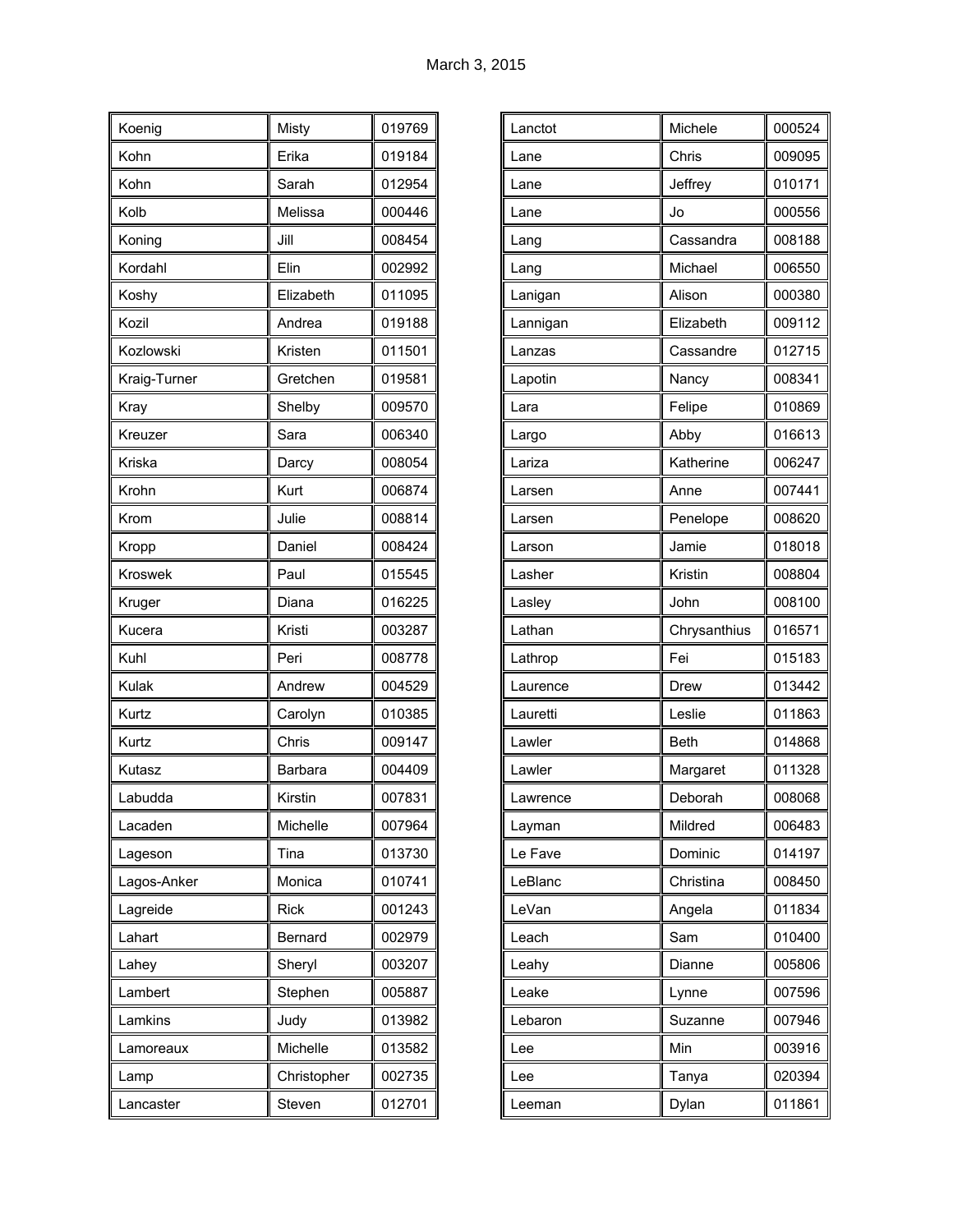March 3, 2015

| | | |
|---|---|---|
| Koenig | Misty | 019769 |
| Kohn | Erika | 019184 |
| Kohn | Sarah | 012954 |
| Kolb | Melissa | 000446 |
| Koning | Jill | 008454 |
| Kordahl | Elin | 002992 |
| Koshy | Elizabeth | 011095 |
| Kozil | Andrea | 019188 |
| Kozlowski | Kristen | 011501 |
| Kraig-Turner | Gretchen | 019581 |
| Kray | Shelby | 009570 |
| Kreuzer | Sara | 006340 |
| Kriska | Darcy | 008054 |
| Krohn | Kurt | 006874 |
| Krom | Julie | 008814 |
| Kropp | Daniel | 008424 |
| Kroswek | Paul | 015545 |
| Kruger | Diana | 016225 |
| Kucera | Kristi | 003287 |
| Kuhl | Peri | 008778 |
| Kulak | Andrew | 004529 |
| Kurtz | Carolyn | 010385 |
| Kurtz | Chris | 009147 |
| Kutasz | Barbara | 004409 |
| Labudda | Kirstin | 007831 |
| Lacaden | Michelle | 007964 |
| Lageson | Tina | 013730 |
| Lagos-Anker | Monica | 010741 |
| Lagreide | Rick | 001243 |
| Lahart | Bernard | 002979 |
| Lahey | Sheryl | 003207 |
| Lambert | Stephen | 005887 |
| Lamkins | Judy | 013982 |
| Lamoreaux | Michelle | 013582 |
| Lamp | Christopher | 002735 |
| Lancaster | Steven | 012701 |

| | | |
|---|---|---|
| Lanctot | Michele | 000524 |
| Lane | Chris | 009095 |
| Lane | Jeffrey | 010171 |
| Lane | Jo | 000556 |
| Lang | Cassandra | 008188 |
| Lang | Michael | 006550 |
| Lanigan | Alison | 000380 |
| Lannigan | Elizabeth | 009112 |
| Lanzas | Cassandre | 012715 |
| Lapotin | Nancy | 008341 |
| Lara | Felipe | 010869 |
| Largo | Abby | 016613 |
| Lariza | Katherine | 006247 |
| Larsen | Anne | 007441 |
| Larsen | Penelope | 008620 |
| Larson | Jamie | 018018 |
| Lasher | Kristin | 008804 |
| Lasley | John | 008100 |
| Lathan | Chrysanthius | 016571 |
| Lathrop | Fei | 015183 |
| Laurence | Drew | 013442 |
| Lauretti | Leslie | 011863 |
| Lawler | Beth | 014868 |
| Lawler | Margaret | 011328 |
| Lawrence | Deborah | 008068 |
| Layman | Mildred | 006483 |
| Le Fave | Dominic | 014197 |
| LeBlanc | Christina | 008450 |
| LeVan | Angela | 011834 |
| Leach | Sam | 010400 |
| Leahy | Dianne | 005806 |
| Leake | Lynne | 007596 |
| Lebaron | Suzanne | 007946 |
| Lee | Min | 003916 |
| Lee | Tanya | 020394 |
| Leeman | Dylan | 011861 |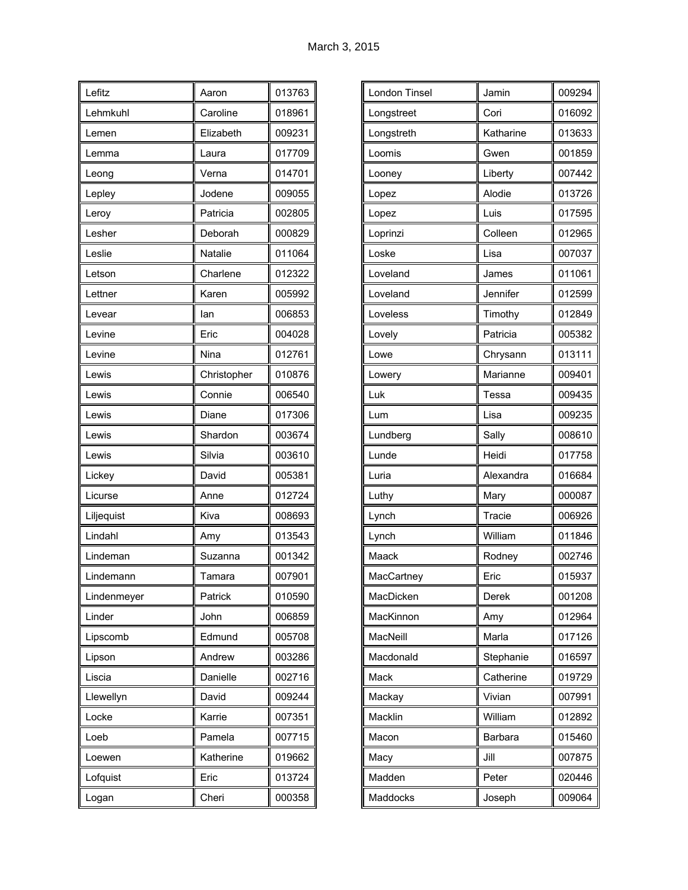March 3, 2015

| | | |
|---|---|---|
| Lefitz | Aaron | 013763 |
| Lehmkuhl | Caroline | 018961 |
| Lemen | Elizabeth | 009231 |
| Lemma | Laura | 017709 |
| Leong | Verna | 014701 |
| Lepley | Jodene | 009055 |
| Leroy | Patricia | 002805 |
| Lesher | Deborah | 000829 |
| Leslie | Natalie | 011064 |
| Letson | Charlene | 012322 |
| Lettner | Karen | 005992 |
| Levear | Ian | 006853 |
| Levine | Eric | 004028 |
| Levine | Nina | 012761 |
| Lewis | Christopher | 010876 |
| Lewis | Connie | 006540 |
| Lewis | Diane | 017306 |
| Lewis | Shardon | 003674 |
| Lewis | Silvia | 003610 |
| Lickey | David | 005381 |
| Licurse | Anne | 012724 |
| Liljequist | Kiva | 008693 |
| Lindahl | Amy | 013543 |
| Lindeman | Suzanna | 001342 |
| Lindemann | Tamara | 007901 |
| Lindenmeyer | Patrick | 010590 |
| Linder | John | 006859 |
| Lipscomb | Edmund | 005708 |
| Lipson | Andrew | 003286 |
| Liscia | Danielle | 002716 |
| Llewellyn | David | 009244 |
| Locke | Karrie | 007351 |
| Loeb | Pamela | 007715 |
| Loewen | Katherine | 019662 |
| Lofquist | Eric | 013724 |
| Logan | Cheri | 000358 |
| London Tinsel | Jamin | 009294 |
| Longstreet | Cori | 016092 |
| Longstreth | Katharine | 013633 |
| Loomis | Gwen | 001859 |
| Looney | Liberty | 007442 |
| Lopez | Alodie | 013726 |
| Lopez | Luis | 017595 |
| Loprinzi | Colleen | 012965 |
| Loske | Lisa | 007037 |
| Loveland | James | 011061 |
| Loveland | Jennifer | 012599 |
| Loveless | Timothy | 012849 |
| Lovely | Patricia | 005382 |
| Lowe | Chrysann | 013111 |
| Lowery | Marianne | 009401 |
| Luk | Tessa | 009435 |
| Lum | Lisa | 009235 |
| Lundberg | Sally | 008610 |
| Lunde | Heidi | 017758 |
| Luria | Alexandra | 016684 |
| Luthy | Mary | 000087 |
| Lynch | Tracie | 006926 |
| Lynch | William | 011846 |
| Maack | Rodney | 002746 |
| MacCartney | Eric | 015937 |
| MacDicken | Derek | 001208 |
| MacKinnon | Amy | 012964 |
| MacNeill | Marla | 017126 |
| Macdonald | Stephanie | 016597 |
| Mack | Catherine | 019729 |
| Mackay | Vivian | 007991 |
| Macklin | William | 012892 |
| Macon | Barbara | 015460 |
| Macy | Jill | 007875 |
| Madden | Peter | 020446 |
| Maddocks | Joseph | 009064 |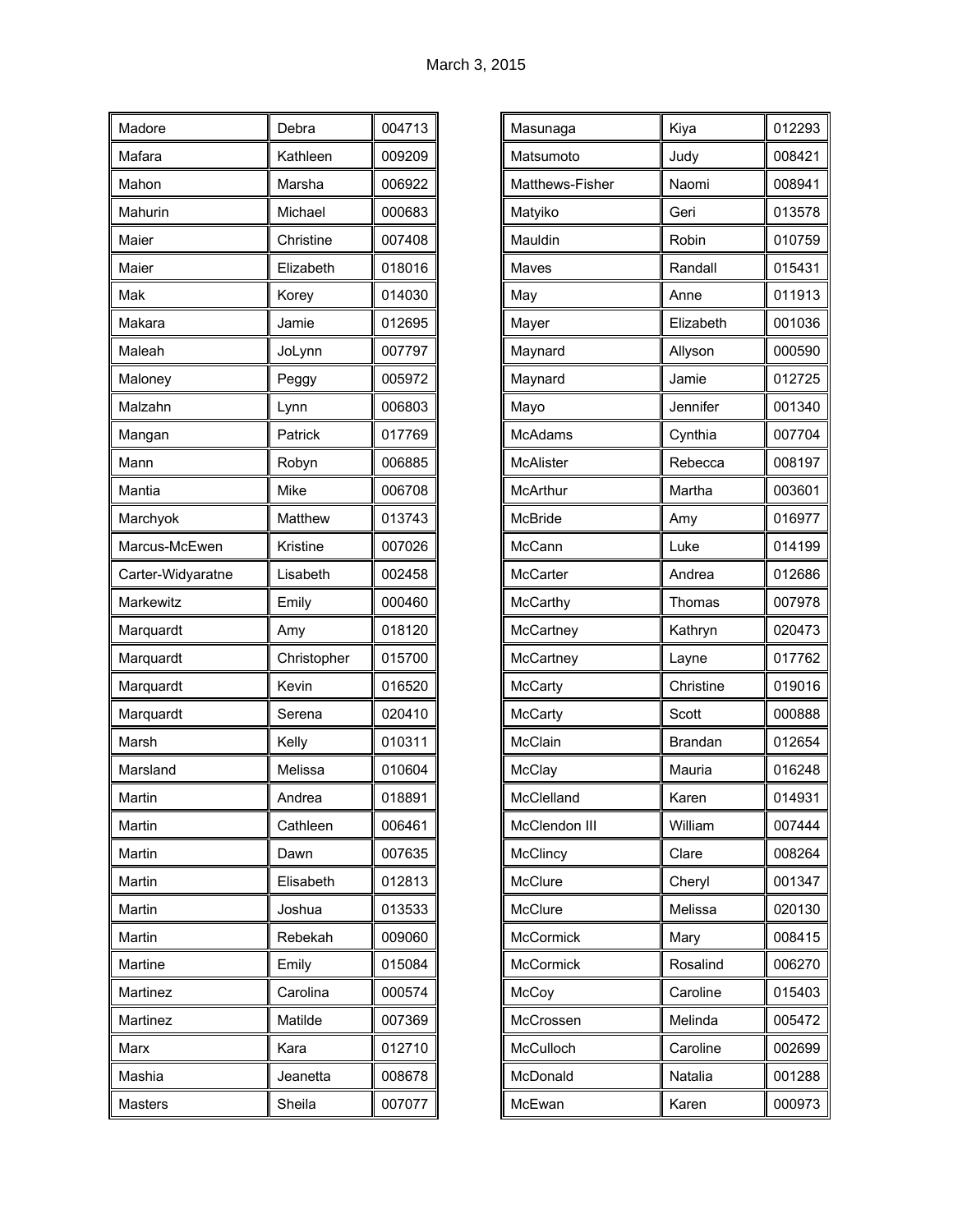March 3, 2015

| | | |
|---|---|---|
| Madore | Debra | 004713 |
| Mafara | Kathleen | 009209 |
| Mahon | Marsha | 006922 |
| Mahurin | Michael | 000683 |
| Maier | Christine | 007408 |
| Maier | Elizabeth | 018016 |
| Mak | Korey | 014030 |
| Makara | Jamie | 012695 |
| Maleah | JoLynn | 007797 |
| Maloney | Peggy | 005972 |
| Malzahn | Lynn | 006803 |
| Mangan | Patrick | 017769 |
| Mann | Robyn | 006885 |
| Mantia | Mike | 006708 |
| Marchyok | Matthew | 013743 |
| Marcus-McEwen | Kristine | 007026 |
| Carter-Widyaratne | Lisabeth | 002458 |
| Markewitz | Emily | 000460 |
| Marquardt | Amy | 018120 |
| Marquardt | Christopher | 015700 |
| Marquardt | Kevin | 016520 |
| Marquardt | Serena | 020410 |
| Marsh | Kelly | 010311 |
| Marsland | Melissa | 010604 |
| Martin | Andrea | 018891 |
| Martin | Cathleen | 006461 |
| Martin | Dawn | 007635 |
| Martin | Elisabeth | 012813 |
| Martin | Joshua | 013533 |
| Martin | Rebekah | 009060 |
| Martine | Emily | 015084 |
| Martinez | Carolina | 000574 |
| Martinez | Matilde | 007369 |
| Marx | Kara | 012710 |
| Mashia | Jeanetta | 008678 |
| Masters | Sheila | 007077 |
| Masunaga | Kiya | 012293 |
| Matsumoto | Judy | 008421 |
| Matthews-Fisher | Naomi | 008941 |
| Matyiko | Geri | 013578 |
| Mauldin | Robin | 010759 |
| Maves | Randall | 015431 |
| May | Anne | 011913 |
| Mayer | Elizabeth | 001036 |
| Maynard | Allyson | 000590 |
| Maynard | Jamie | 012725 |
| Mayo | Jennifer | 001340 |
| McAdams | Cynthia | 007704 |
| McAlister | Rebecca | 008197 |
| McArthur | Martha | 003601 |
| McBride | Amy | 016977 |
| McCann | Luke | 014199 |
| McCarter | Andrea | 012686 |
| McCarthy | Thomas | 007978 |
| McCartney | Kathryn | 020473 |
| McCartney | Layne | 017762 |
| McCarty | Christine | 019016 |
| McCarty | Scott | 000888 |
| McClain | Brandan | 012654 |
| McClay | Mauria | 016248 |
| McClelland | Karen | 014931 |
| McClendon III | William | 007444 |
| McClincy | Clare | 008264 |
| McClure | Cheryl | 001347 |
| McClure | Melissa | 020130 |
| McCormick | Mary | 008415 |
| McCormick | Rosalind | 006270 |
| McCoy | Caroline | 015403 |
| McCrossen | Melinda | 005472 |
| McCulloch | Caroline | 002699 |
| McDonald | Natalia | 001288 |
| McEwan | Karen | 000973 |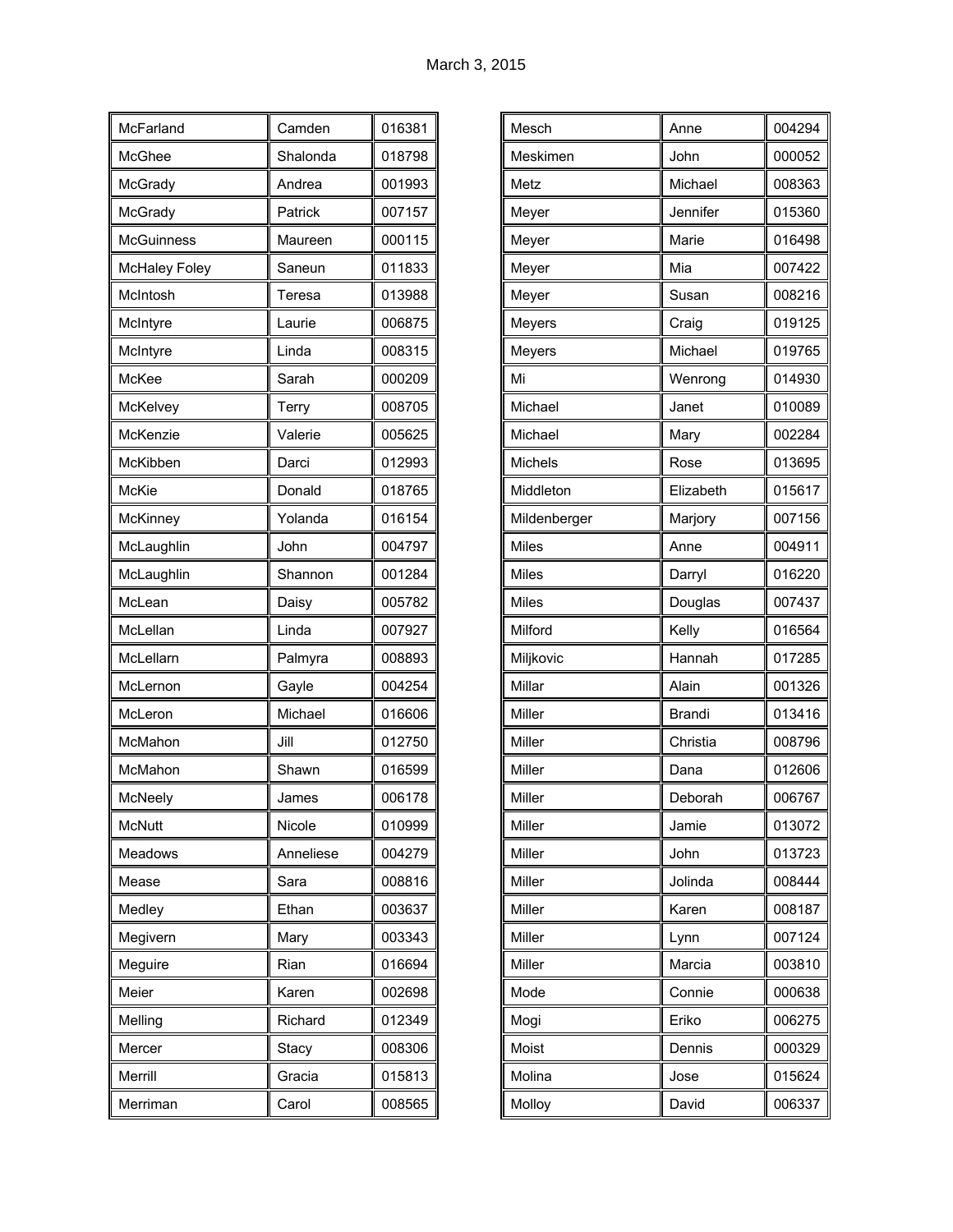March 3, 2015

| | | |
|---|---|---|
| McFarland | Camden | 016381 |
| McGhee | Shalonda | 018798 |
| McGrady | Andrea | 001993 |
| McGrady | Patrick | 007157 |
| McGuinness | Maureen | 000115 |
| McHaley Foley | Saneun | 011833 |
| McIntosh | Teresa | 013988 |
| McIntyre | Laurie | 006875 |
| McIntyre | Linda | 008315 |
| McKee | Sarah | 000209 |
| McKelvey | Terry | 008705 |
| McKenzie | Valerie | 005625 |
| McKibben | Darci | 012993 |
| McKie | Donald | 018765 |
| McKinney | Yolanda | 016154 |
| McLaughlin | John | 004797 |
| McLaughlin | Shannon | 001284 |
| McLean | Daisy | 005782 |
| McLellan | Linda | 007927 |
| McLellarn | Palmyra | 008893 |
| McLernon | Gayle | 004254 |
| McLeron | Michael | 016606 |
| McMahon | Jill | 012750 |
| McMahon | Shawn | 016599 |
| McNeely | James | 006178 |
| McNutt | Nicole | 010999 |
| Meadows | Anneliese | 004279 |
| Mease | Sara | 008816 |
| Medley | Ethan | 003637 |
| Megivern | Mary | 003343 |
| Meguire | Rian | 016694 |
| Meier | Karen | 002698 |
| Melling | Richard | 012349 |
| Mercer | Stacy | 008306 |
| Merrill | Gracia | 015813 |
| Merriman | Carol | 008565 |
| Mesch | Anne | 004294 |
| Meskimen | John | 000052 |
| Metz | Michael | 008363 |
| Meyer | Jennifer | 015360 |
| Meyer | Marie | 016498 |
| Meyer | Mia | 007422 |
| Meyer | Susan | 008216 |
| Meyers | Craig | 019125 |
| Meyers | Michael | 019765 |
| Mi | Wenrong | 014930 |
| Michael | Janet | 010089 |
| Michael | Mary | 002284 |
| Michels | Rose | 013695 |
| Middleton | Elizabeth | 015617 |
| Mildenberger | Marjory | 007156 |
| Miles | Anne | 004911 |
| Miles | Darryl | 016220 |
| Miles | Douglas | 007437 |
| Milford | Kelly | 016564 |
| Miljkovic | Hannah | 017285 |
| Millar | Alain | 001326 |
| Miller | Brandi | 013416 |
| Miller | Christia | 008796 |
| Miller | Dana | 012606 |
| Miller | Deborah | 006767 |
| Miller | Jamie | 013072 |
| Miller | John | 013723 |
| Miller | Jolinda | 008444 |
| Miller | Karen | 008187 |
| Miller | Lynn | 007124 |
| Miller | Marcia | 003810 |
| Mode | Connie | 000638 |
| Mogi | Eriko | 006275 |
| Moist | Dennis | 000329 |
| Molina | Jose | 015624 |
| Molloy | David | 006337 |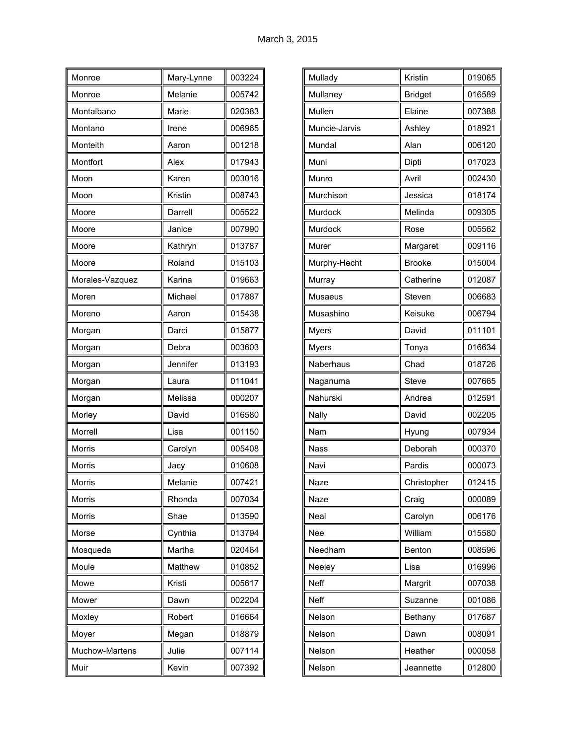March 3, 2015

| | | |
|---|---|---|
| Monroe | Mary-Lynne | 003224 |
| Monroe | Melanie | 005742 |
| Montalbano | Marie | 020383 |
| Montano | Irene | 006965 |
| Monteith | Aaron | 001218 |
| Montfort | Alex | 017943 |
| Moon | Karen | 003016 |
| Moon | Kristin | 008743 |
| Moore | Darrell | 005522 |
| Moore | Janice | 007990 |
| Moore | Kathryn | 013787 |
| Moore | Roland | 015103 |
| Morales-Vazquez | Karina | 019663 |
| Moren | Michael | 017887 |
| Moreno | Aaron | 015438 |
| Morgan | Darci | 015877 |
| Morgan | Debra | 003603 |
| Morgan | Jennifer | 013193 |
| Morgan | Laura | 011041 |
| Morgan | Melissa | 000207 |
| Morley | David | 016580 |
| Morrell | Lisa | 001150 |
| Morris | Carolyn | 005408 |
| Morris | Jacy | 010608 |
| Morris | Melanie | 007421 |
| Morris | Rhonda | 007034 |
| Morris | Shae | 013590 |
| Morse | Cynthia | 013794 |
| Mosqueda | Martha | 020464 |
| Moule | Matthew | 010852 |
| Mowe | Kristi | 005617 |
| Mower | Dawn | 002204 |
| Moxley | Robert | 016664 |
| Moyer | Megan | 018879 |
| Muchow-Martens | Julie | 007114 |
| Muir | Kevin | 007392 |
| Mullady | Kristin | 019065 |
| Mullaney | Bridget | 016589 |
| Mullen | Elaine | 007388 |
| Muncie-Jarvis | Ashley | 018921 |
| Mundal | Alan | 006120 |
| Muni | Dipti | 017023 |
| Munro | Avril | 002430 |
| Murchison | Jessica | 018174 |
| Murdock | Melinda | 009305 |
| Murdock | Rose | 005562 |
| Murer | Margaret | 009116 |
| Murphy-Hecht | Brooke | 015004 |
| Murray | Catherine | 012087 |
| Musaeus | Steven | 006683 |
| Musashino | Keisuke | 006794 |
| Myers | David | 011101 |
| Myers | Tonya | 016634 |
| Naberhaus | Chad | 018726 |
| Naganuma | Steve | 007665 |
| Nahurski | Andrea | 012591 |
| Nally | David | 002205 |
| Nam | Hyung | 007934 |
| Nass | Deborah | 000370 |
| Navi | Pardis | 000073 |
| Naze | Christopher | 012415 |
| Naze | Craig | 000089 |
| Neal | Carolyn | 006176 |
| Nee | William | 015580 |
| Needham | Benton | 008596 |
| Neeley | Lisa | 016996 |
| Neff | Margrit | 007038 |
| Neff | Suzanne | 001086 |
| Nelson | Bethany | 017687 |
| Nelson | Dawn | 008091 |
| Nelson | Heather | 000058 |
| Nelson | Jeannette | 012800 |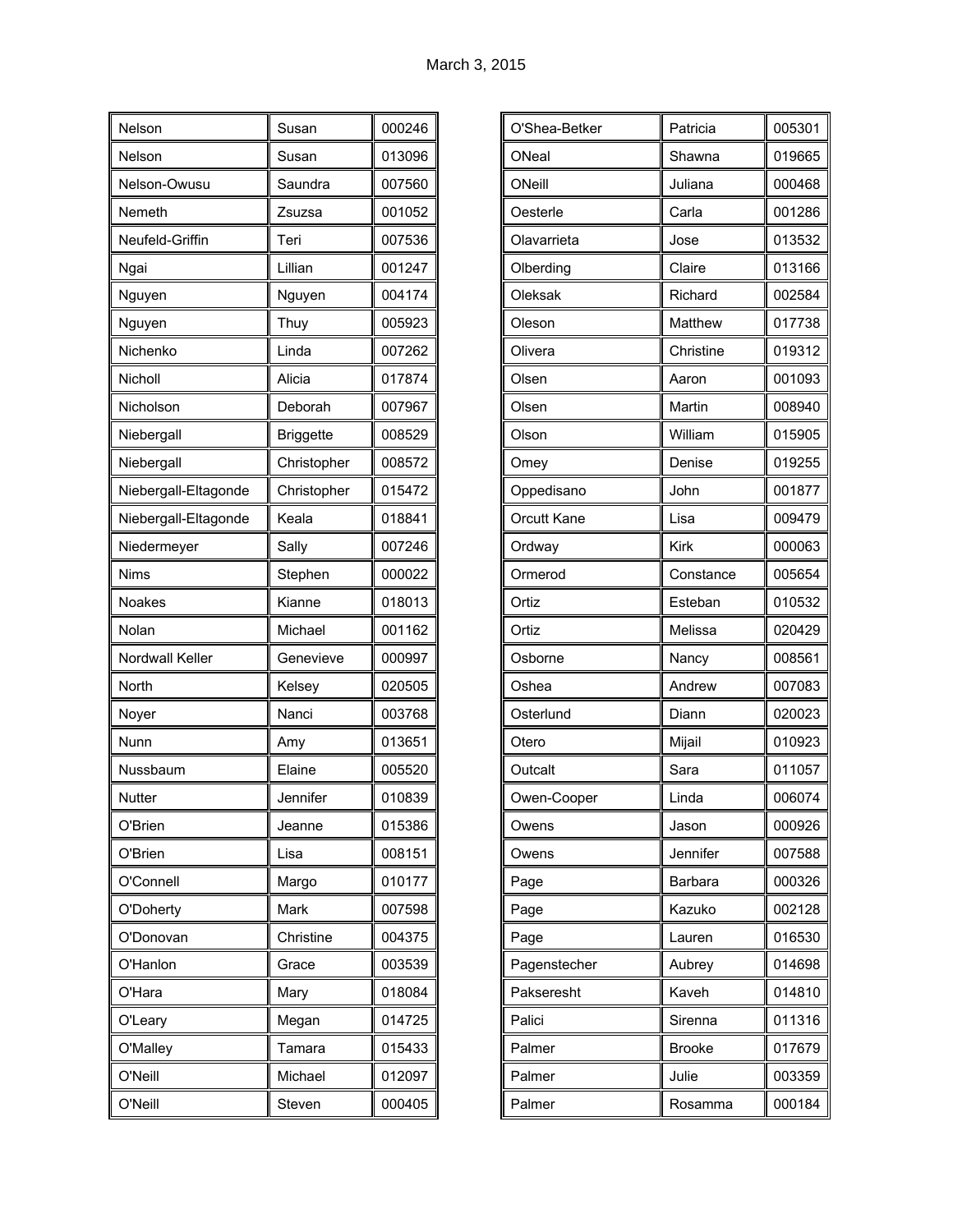March 3, 2015

| | | |
|---|---|---|
| Nelson | Susan | 000246 |
| Nelson | Susan | 013096 |
| Nelson-Owusu | Saundra | 007560 |
| Nemeth | Zsuzsa | 001052 |
| Neufeld-Griffin | Teri | 007536 |
| Ngai | Lillian | 001247 |
| Nguyen | Nguyen | 004174 |
| Nguyen | Thuy | 005923 |
| Nichenko | Linda | 007262 |
| Nicholl | Alicia | 017874 |
| Nicholson | Deborah | 007967 |
| Niebergall | Briggette | 008529 |
| Niebergall | Christopher | 008572 |
| Niebergall-Eltagonde | Christopher | 015472 |
| Niebergall-Eltagonde | Keala | 018841 |
| Niedermeyer | Sally | 007246 |
| Nims | Stephen | 000022 |
| Noakes | Kianne | 018013 |
| Nolan | Michael | 001162 |
| Nordwall Keller | Genevieve | 000997 |
| North | Kelsey | 020505 |
| Noyer | Nanci | 003768 |
| Nunn | Amy | 013651 |
| Nussbaum | Elaine | 005520 |
| Nutter | Jennifer | 010839 |
| O'Brien | Jeanne | 015386 |
| O'Brien | Lisa | 008151 |
| O'Connell | Margo | 010177 |
| O'Doherty | Mark | 007598 |
| O'Donovan | Christine | 004375 |
| O'Hanlon | Grace | 003539 |
| O'Hara | Mary | 018084 |
| O'Leary | Megan | 014725 |
| O'Malley | Tamara | 015433 |
| O'Neill | Michael | 012097 |
| O'Neill | Steven | 000405 |
| O'Shea-Betker | Patricia | 005301 |
| ONeal | Shawna | 019665 |
| ONeill | Juliana | 000468 |
| Oesterle | Carla | 001286 |
| Olavarrieta | Jose | 013532 |
| Olberding | Claire | 013166 |
| Oleksak | Richard | 002584 |
| Oleson | Matthew | 017738 |
| Olivera | Christine | 019312 |
| Olsen | Aaron | 001093 |
| Olsen | Martin | 008940 |
| Olson | William | 015905 |
| Omey | Denise | 019255 |
| Oppedisano | John | 001877 |
| Orcutt Kane | Lisa | 009479 |
| Ordway | Kirk | 000063 |
| Ormerod | Constance | 005654 |
| Ortiz | Esteban | 010532 |
| Ortiz | Melissa | 020429 |
| Osborne | Nancy | 008561 |
| Oshea | Andrew | 007083 |
| Osterlund | Diann | 020023 |
| Otero | Mijail | 010923 |
| Outcalt | Sara | 011057 |
| Owen-Cooper | Linda | 006074 |
| Owens | Jason | 000926 |
| Owens | Jennifer | 007588 |
| Page | Barbara | 000326 |
| Page | Kazuko | 002128 |
| Page | Lauren | 016530 |
| Pagenstecher | Aubrey | 014698 |
| Pakseresht | Kaveh | 014810 |
| Palici | Sirenna | 011316 |
| Palmer | Brooke | 017679 |
| Palmer | Julie | 003359 |
| Palmer | Rosamma | 000184 |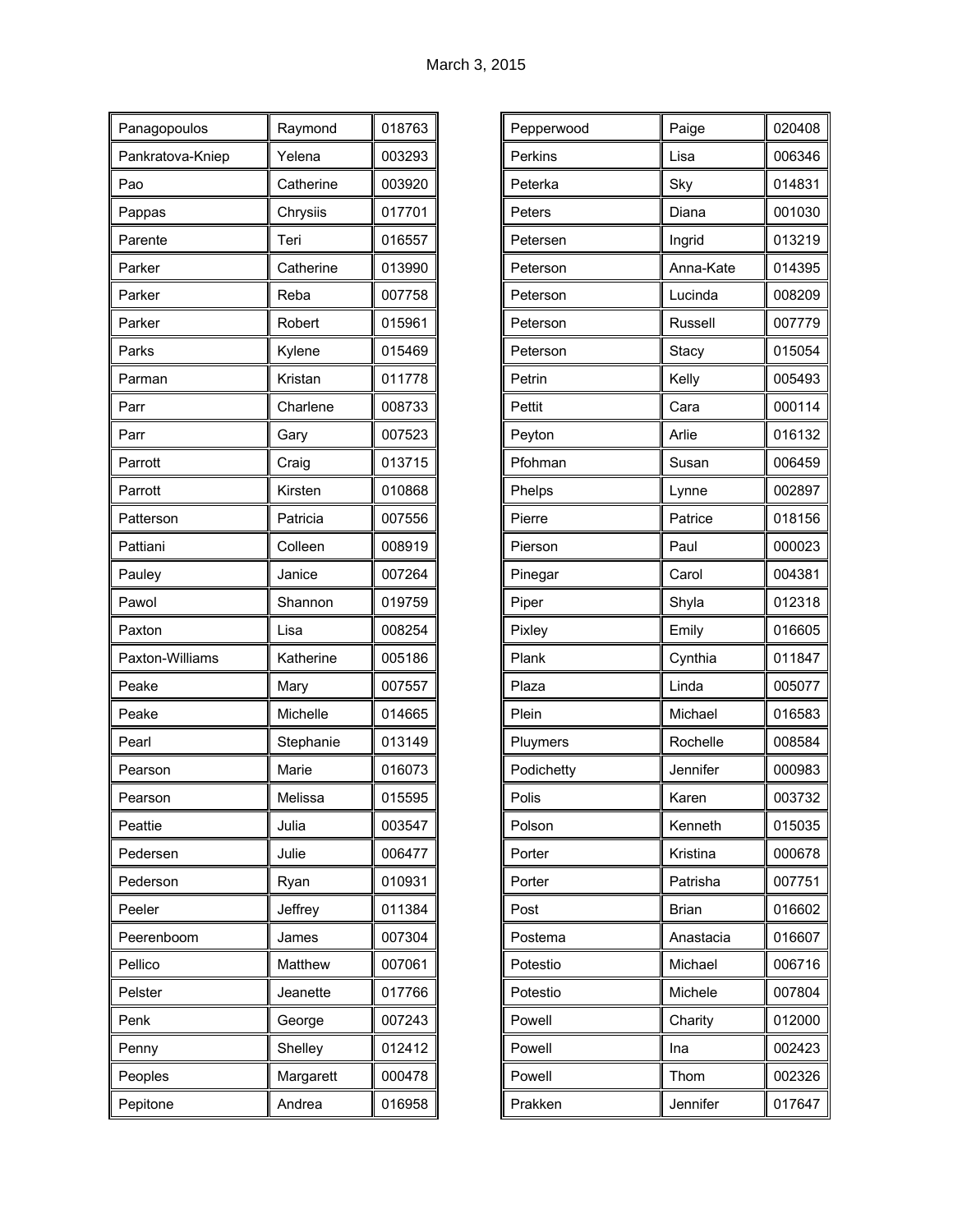March 3, 2015

| Panagopoulos | Raymond | 018763 |
|---|---|---|
| Pankratova-Kniep | Yelena | 003293 |
| Pao | Catherine | 003920 |
| Pappas | Chrysiis | 017701 |
| Parente | Teri | 016557 |
| Parker | Catherine | 013990 |
| Parker | Reba | 007758 |
| Parker | Robert | 015961 |
| Parks | Kylene | 015469 |
| Parman | Kristan | 011778 |
| Parr | Charlene | 008733 |
| Parr | Gary | 007523 |
| Parrott | Craig | 013715 |
| Parrott | Kirsten | 010868 |
| Patterson | Patricia | 007556 |
| Pattiani | Colleen | 008919 |
| Pauley | Janice | 007264 |
| Pawol | Shannon | 019759 |
| Paxton | Lisa | 008254 |
| Paxton-Williams | Katherine | 005186 |
| Peake | Mary | 007557 |
| Peake | Michelle | 014665 |
| Pearl | Stephanie | 013149 |
| Pearson | Marie | 016073 |
| Pearson | Melissa | 015595 |
| Peattie | Julia | 003547 |
| Pedersen | Julie | 006477 |
| Pederson | Ryan | 010931 |
| Peeler | Jeffrey | 011384 |
| Peerenboom | James | 007304 |
| Pellico | Matthew | 007061 |
| Pelster | Jeanette | 017766 |
| Penk | George | 007243 |
| Penny | Shelley | 012412 |
| Peoples | Margarett | 000478 |
| Pepitone | Andrea | 016958 |

| Pepperwood | Paige | 020408 |
|---|---|---|
| Perkins | Lisa | 006346 |
| Peterka | Sky | 014831 |
| Peters | Diana | 001030 |
| Petersen | Ingrid | 013219 |
| Peterson | Anna-Kate | 014395 |
| Peterson | Lucinda | 008209 |
| Peterson | Russell | 007779 |
| Peterson | Stacy | 015054 |
| Petrin | Kelly | 005493 |
| Pettit | Cara | 000114 |
| Peyton | Arlie | 016132 |
| Pfohman | Susan | 006459 |
| Phelps | Lynne | 002897 |
| Pierre | Patrice | 018156 |
| Pierson | Paul | 000023 |
| Pinegar | Carol | 004381 |
| Piper | Shyla | 012318 |
| Pixley | Emily | 016605 |
| Plank | Cynthia | 011847 |
| Plaza | Linda | 005077 |
| Plein | Michael | 016583 |
| Pluymers | Rochelle | 008584 |
| Podichetty | Jennifer | 000983 |
| Polis | Karen | 003732 |
| Polson | Kenneth | 015035 |
| Porter | Kristina | 000678 |
| Porter | Patrisha | 007751 |
| Post | Brian | 016602 |
| Postema | Anastacia | 016607 |
| Potestio | Michael | 006716 |
| Potestio | Michele | 007804 |
| Powell | Charity | 012000 |
| Powell | Ina | 002423 |
| Powell | Thom | 002326 |
| Prakken | Jennifer | 017647 |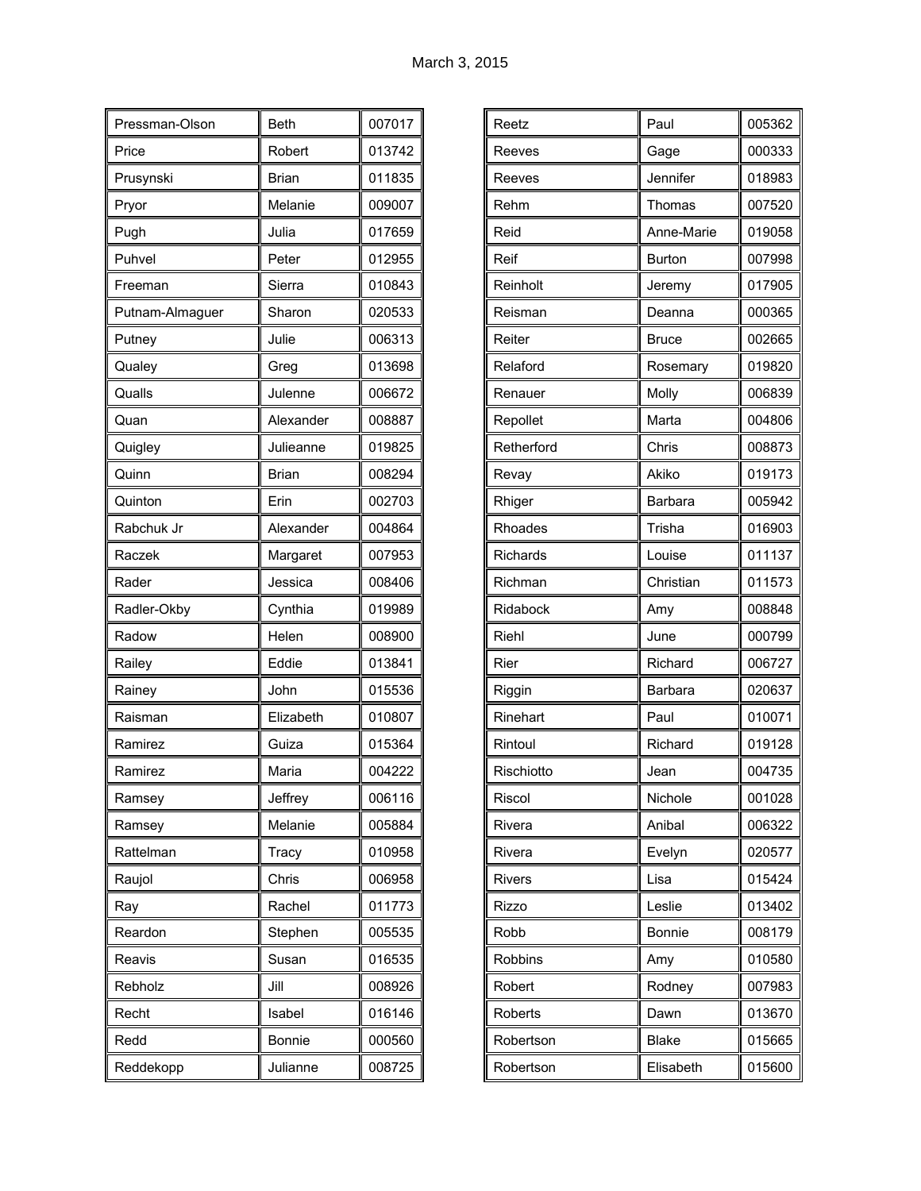March 3, 2015

| | | |
|---|---|---|
| Pressman-Olson | Beth | 007017 |
| Price | Robert | 013742 |
| Prusynski | Brian | 011835 |
| Pryor | Melanie | 009007 |
| Pugh | Julia | 017659 |
| Puhvel | Peter | 012955 |
| Freeman | Sierra | 010843 |
| Putnam-Almaguer | Sharon | 020533 |
| Putney | Julie | 006313 |
| Qualey | Greg | 013698 |
| Qualls | Julenne | 006672 |
| Quan | Alexander | 008887 |
| Quigley | Julieanne | 019825 |
| Quinn | Brian | 008294 |
| Quinton | Erin | 002703 |
| Rabchuk Jr | Alexander | 004864 |
| Raczek | Margaret | 007953 |
| Rader | Jessica | 008406 |
| Radler-Okby | Cynthia | 019989 |
| Radow | Helen | 008900 |
| Railey | Eddie | 013841 |
| Rainey | John | 015536 |
| Raisman | Elizabeth | 010807 |
| Ramirez | Guiza | 015364 |
| Ramirez | Maria | 004222 |
| Ramsey | Jeffrey | 006116 |
| Ramsey | Melanie | 005884 |
| Rattelman | Tracy | 010958 |
| Raujol | Chris | 006958 |
| Ray | Rachel | 011773 |
| Reardon | Stephen | 005535 |
| Reavis | Susan | 016535 |
| Rebholz | Jill | 008926 |
| Recht | Isabel | 016146 |
| Redd | Bonnie | 000560 |
| Reddekopp | Julianne | 008725 |
| Reetz | Paul | 005362 |
| Reeves | Gage | 000333 |
| Reeves | Jennifer | 018983 |
| Rehm | Thomas | 007520 |
| Reid | Anne-Marie | 019058 |
| Reif | Burton | 007998 |
| Reinholt | Jeremy | 017905 |
| Reisman | Deanna | 000365 |
| Reiter | Bruce | 002665 |
| Relaford | Rosemary | 019820 |
| Renauer | Molly | 006839 |
| Repollet | Marta | 004806 |
| Retherford | Chris | 008873 |
| Revay | Akiko | 019173 |
| Rhiger | Barbara | 005942 |
| Rhoades | Trisha | 016903 |
| Richards | Louise | 011137 |
| Richman | Christian | 011573 |
| Ridabock | Amy | 008848 |
| Riehl | June | 000799 |
| Rier | Richard | 006727 |
| Riggin | Barbara | 020637 |
| Rinehart | Paul | 010071 |
| Rintoul | Richard | 019128 |
| Rischiotto | Jean | 004735 |
| Riscol | Nichole | 001028 |
| Rivera | Anibal | 006322 |
| Rivera | Evelyn | 020577 |
| Rivers | Lisa | 015424 |
| Rizzo | Leslie | 013402 |
| Robb | Bonnie | 008179 |
| Robbins | Amy | 010580 |
| Robert | Rodney | 007983 |
| Roberts | Dawn | 013670 |
| Robertson | Blake | 015665 |
| Robertson | Elisabeth | 015600 |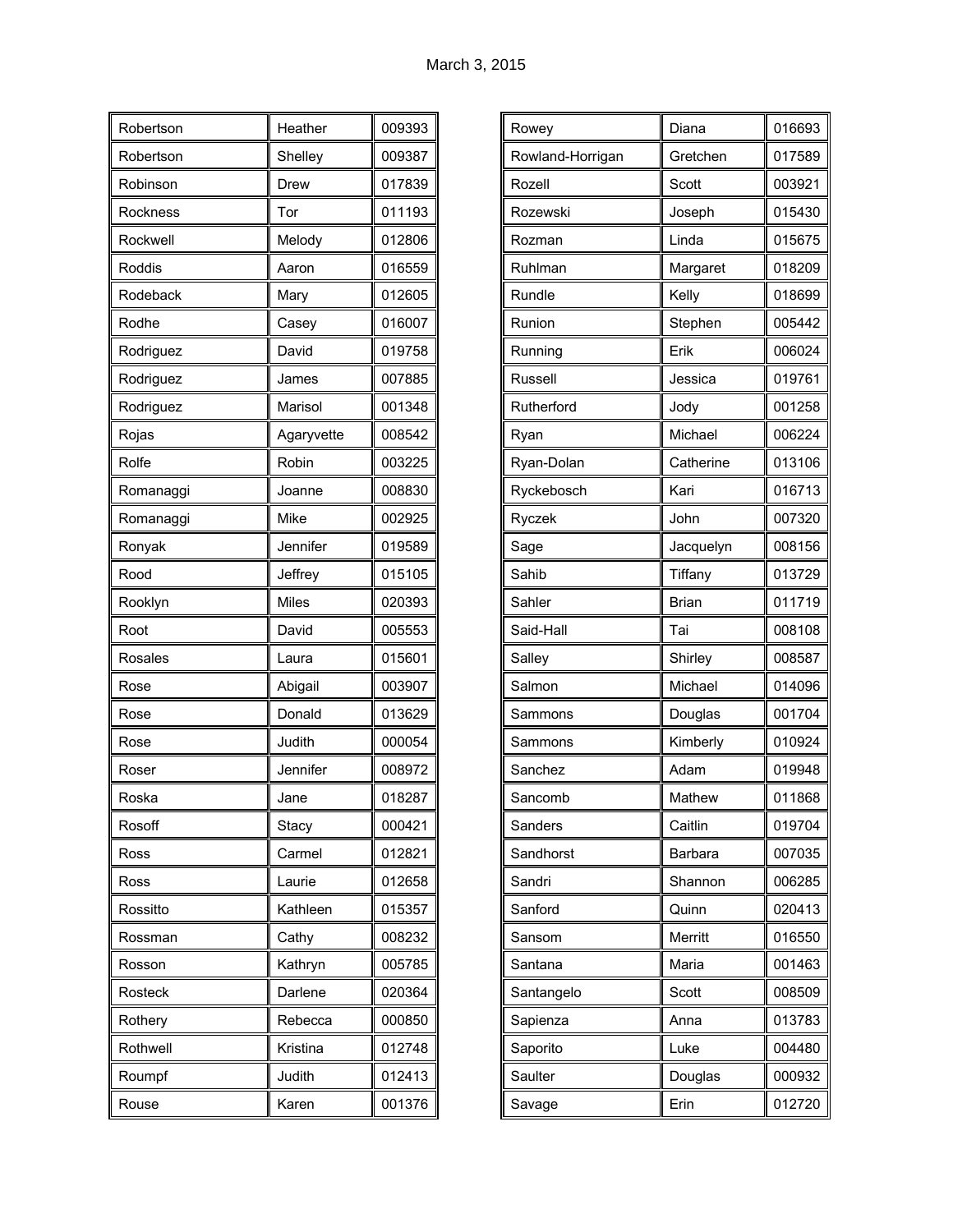March 3, 2015

| Robertson | Heather | 009393 |
|---|---|---|
| Robertson | Shelley | 009387 |
| Robinson | Drew | 017839 |
| Rockness | Tor | 011193 |
| Rockwell | Melody | 012806 |
| Roddis | Aaron | 016559 |
| Rodeback | Mary | 012605 |
| Rodhe | Casey | 016007 |
| Rodriguez | David | 019758 |
| Rodriguez | James | 007885 |
| Rodriguez | Marisol | 001348 |
| Rojas | Agaryvette | 008542 |
| Rolfe | Robin | 003225 |
| Romanaggi | Joanne | 008830 |
| Romanaggi | Mike | 002925 |
| Ronyak | Jennifer | 019589 |
| Rood | Jeffrey | 015105 |
| Rooklyn | Miles | 020393 |
| Root | David | 005553 |
| Rosales | Laura | 015601 |
| Rose | Abigail | 003907 |
| Rose | Donald | 013629 |
| Rose | Judith | 000054 |
| Roser | Jennifer | 008972 |
| Roska | Jane | 018287 |
| Rosoff | Stacy | 000421 |
| Ross | Carmel | 012821 |
| Ross | Laurie | 012658 |
| Rossitto | Kathleen | 015357 |
| Rossman | Cathy | 008232 |
| Rosson | Kathryn | 005785 |
| Rosteck | Darlene | 020364 |
| Rothery | Rebecca | 000850 |
| Rothwell | Kristina | 012748 |
| Roumpf | Judith | 012413 |
| Rouse | Karen | 001376 |

| Rowey | Diana | 016693 |
|---|---|---|
| Rowland-Horrigan | Gretchen | 017589 |
| Rozell | Scott | 003921 |
| Rozewski | Joseph | 015430 |
| Rozman | Linda | 015675 |
| Ruhlman | Margaret | 018209 |
| Rundle | Kelly | 018699 |
| Runion | Stephen | 005442 |
| Running | Erik | 006024 |
| Russell | Jessica | 019761 |
| Rutherford | Jody | 001258 |
| Ryan | Michael | 006224 |
| Ryan-Dolan | Catherine | 013106 |
| Ryckebosch | Kari | 016713 |
| Ryczek | John | 007320 |
| Sage | Jacquelyn | 008156 |
| Sahib | Tiffany | 013729 |
| Sahler | Brian | 011719 |
| Said-Hall | Tai | 008108 |
| Salley | Shirley | 008587 |
| Salmon | Michael | 014096 |
| Sammons | Douglas | 001704 |
| Sammons | Kimberly | 010924 |
| Sanchez | Adam | 019948 |
| Sancomb | Mathew | 011868 |
| Sanders | Caitlin | 019704 |
| Sandhorst | Barbara | 007035 |
| Sandri | Shannon | 006285 |
| Sanford | Quinn | 020413 |
| Sansom | Merritt | 016550 |
| Santana | Maria | 001463 |
| Santangelo | Scott | 008509 |
| Sapienza | Anna | 013783 |
| Saporito | Luke | 004480 |
| Saulter | Douglas | 000932 |
| Savage | Erin | 012720 |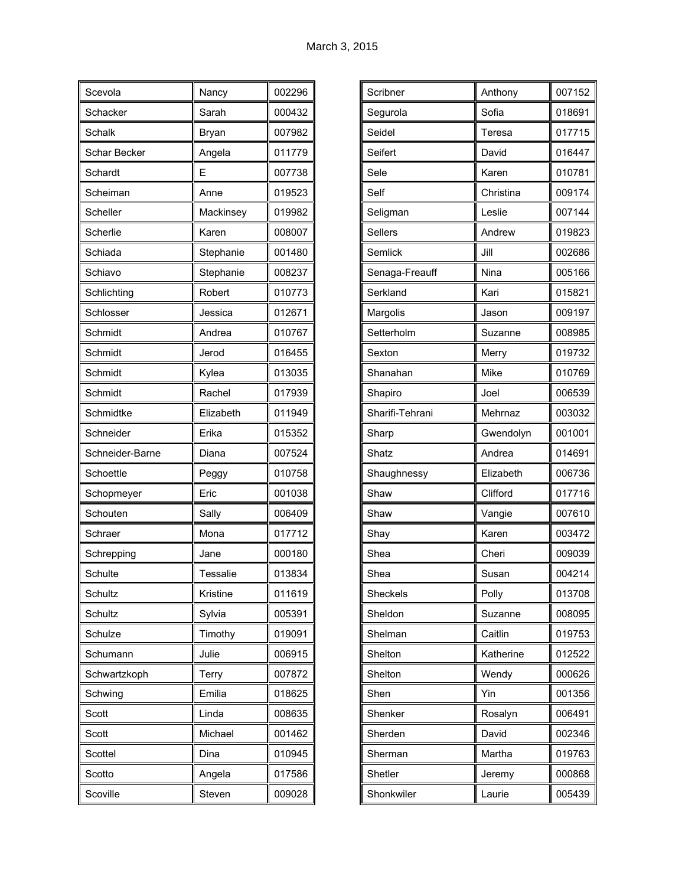March 3, 2015

| | | |
|---|---|---|
| Scevola | Nancy | 002296 |
| Schacker | Sarah | 000432 |
| Schalk | Bryan | 007982 |
| Schar Becker | Angela | 011779 |
| Schardt | E | 007738 |
| Scheiman | Anne | 019523 |
| Scheller | Mackinsey | 019982 |
| Scherlie | Karen | 008007 |
| Schiada | Stephanie | 001480 |
| Schiavo | Stephanie | 008237 |
| Schlichting | Robert | 010773 |
| Schlosser | Jessica | 012671 |
| Schmidt | Andrea | 010767 |
| Schmidt | Jerod | 016455 |
| Schmidt | Kylea | 013035 |
| Schmidt | Rachel | 017939 |
| Schmidtke | Elizabeth | 011949 |
| Schneider | Erika | 015352 |
| Schneider-Barne | Diana | 007524 |
| Schoettle | Peggy | 010758 |
| Schopmeyer | Eric | 001038 |
| Schouten | Sally | 006409 |
| Schraer | Mona | 017712 |
| Schrepping | Jane | 000180 |
| Schulte | Tessalie | 013834 |
| Schultz | Kristine | 011619 |
| Schultz | Sylvia | 005391 |
| Schulze | Timothy | 019091 |
| Schumann | Julie | 006915 |
| Schwartzkoph | Terry | 007872 |
| Schwing | Emilia | 018625 |
| Scott | Linda | 008635 |
| Scott | Michael | 001462 |
| Scottel | Dina | 010945 |
| Scotto | Angela | 017586 |
| Scoville | Steven | 009028 |

| | | |
|---|---|---|
| Scribner | Anthony | 007152 |
| Segurola | Sofia | 018691 |
| Seidel | Teresa | 017715 |
| Seifert | David | 016447 |
| Sele | Karen | 010781 |
| Self | Christina | 009174 |
| Seligman | Leslie | 007144 |
| Sellers | Andrew | 019823 |
| Semlick | Jill | 002686 |
| Senaga-Freauff | Nina | 005166 |
| Serkland | Kari | 015821 |
| Margolis | Jason | 009197 |
| Setterholm | Suzanne | 008985 |
| Sexton | Merry | 019732 |
| Shanahan | Mike | 010769 |
| Shapiro | Joel | 006539 |
| Sharifi-Tehrani | Mehrnaz | 003032 |
| Sharp | Gwendolyn | 001001 |
| Shatz | Andrea | 014691 |
| Shaughnessy | Elizabeth | 006736 |
| Shaw | Clifford | 017716 |
| Shaw | Vangie | 007610 |
| Shay | Karen | 003472 |
| Shea | Cheri | 009039 |
| Shea | Susan | 004214 |
| Sheckels | Polly | 013708 |
| Sheldon | Suzanne | 008095 |
| Shelman | Caitlin | 019753 |
| Shelton | Katherine | 012522 |
| Shelton | Wendy | 000626 |
| Shen | Yin | 001356 |
| Shenker | Rosalyn | 006491 |
| Sherden | David | 002346 |
| Sherman | Martha | 019763 |
| Shetler | Jeremy | 000868 |
| Shonkwiler | Laurie | 005439 |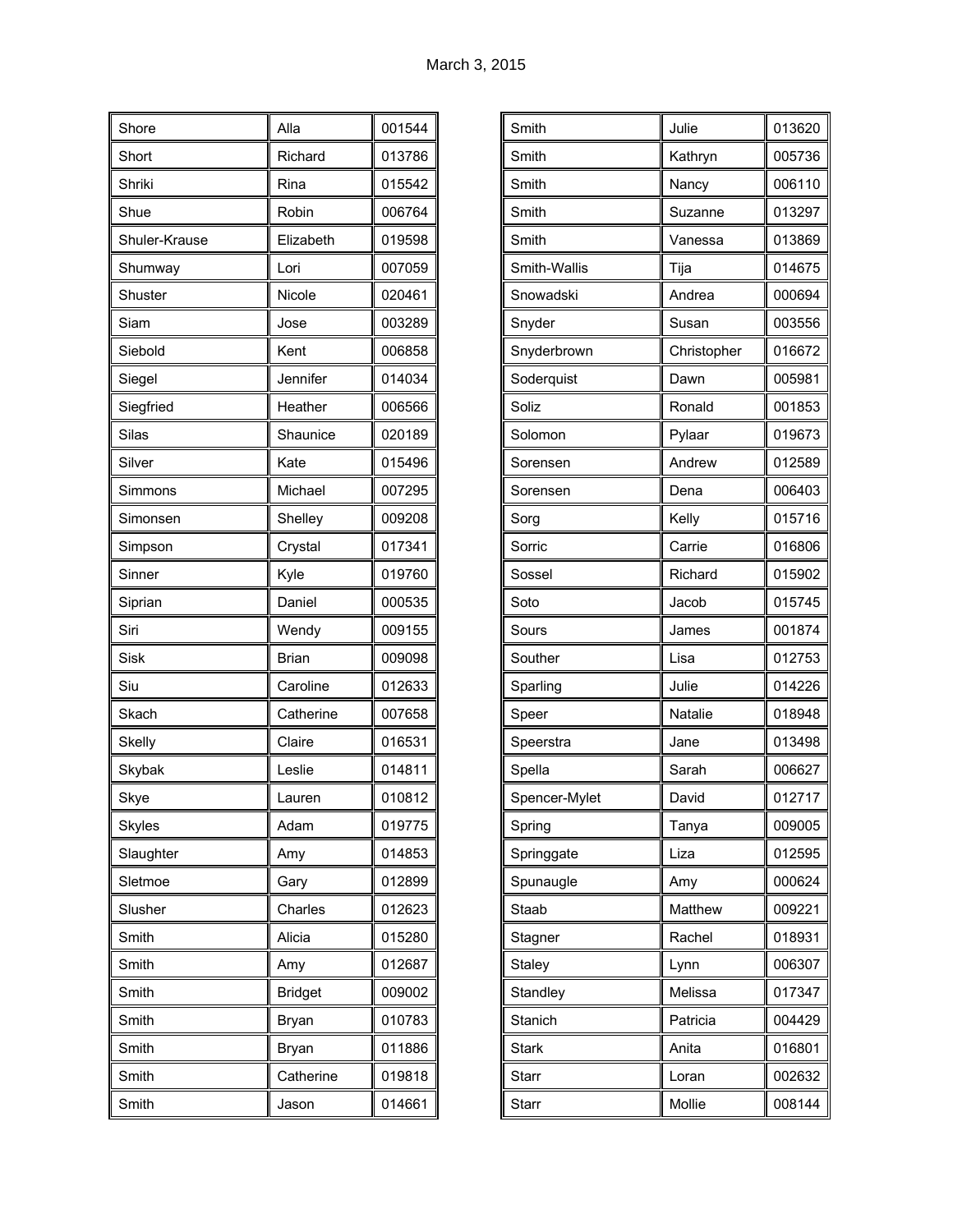March 3, 2015

| | | |
|---|---|---|
| Shore | Alla | 001544 |
| Short | Richard | 013786 |
| Shriki | Rina | 015542 |
| Shue | Robin | 006764 |
| Shuler-Krause | Elizabeth | 019598 |
| Shumway | Lori | 007059 |
| Shuster | Nicole | 020461 |
| Siam | Jose | 003289 |
| Siebold | Kent | 006858 |
| Siegel | Jennifer | 014034 |
| Siegfried | Heather | 006566 |
| Silas | Shaunice | 020189 |
| Silver | Kate | 015496 |
| Simmons | Michael | 007295 |
| Simonsen | Shelley | 009208 |
| Simpson | Crystal | 017341 |
| Sinner | Kyle | 019760 |
| Siprian | Daniel | 000535 |
| Siri | Wendy | 009155 |
| Sisk | Brian | 009098 |
| Siu | Caroline | 012633 |
| Skach | Catherine | 007658 |
| Skelly | Claire | 016531 |
| Skybak | Leslie | 014811 |
| Skye | Lauren | 010812 |
| Skyles | Adam | 019775 |
| Slaughter | Amy | 014853 |
| Sletmoe | Gary | 012899 |
| Slusher | Charles | 012623 |
| Smith | Alicia | 015280 |
| Smith | Amy | 012687 |
| Smith | Bridget | 009002 |
| Smith | Bryan | 010783 |
| Smith | Bryan | 011886 |
| Smith | Catherine | 019818 |
| Smith | Jason | 014661 |
| Smith | Julie | 013620 |
| Smith | Kathryn | 005736 |
| Smith | Nancy | 006110 |
| Smith | Suzanne | 013297 |
| Smith | Vanessa | 013869 |
| Smith-Wallis | Tija | 014675 |
| Snowadski | Andrea | 000694 |
| Snyder | Susan | 003556 |
| Snyderbrown | Christopher | 016672 |
| Soderquist | Dawn | 005981 |
| Soliz | Ronald | 001853 |
| Solomon | Pylaar | 019673 |
| Sorensen | Andrew | 012589 |
| Sorensen | Dena | 006403 |
| Sorg | Kelly | 015716 |
| Sorric | Carrie | 016806 |
| Sossel | Richard | 015902 |
| Soto | Jacob | 015745 |
| Sours | James | 001874 |
| Souther | Lisa | 012753 |
| Sparling | Julie | 014226 |
| Speer | Natalie | 018948 |
| Speerstra | Jane | 013498 |
| Spella | Sarah | 006627 |
| Spencer-Mylet | David | 012717 |
| Spring | Tanya | 009005 |
| Springgate | Liza | 012595 |
| Spunaugle | Amy | 000624 |
| Staab | Matthew | 009221 |
| Stagner | Rachel | 018931 |
| Staley | Lynn | 006307 |
| Standley | Melissa | 017347 |
| Stanich | Patricia | 004429 |
| Stark | Anita | 016801 |
| Starr | Loran | 002632 |
| Starr | Mollie | 008144 |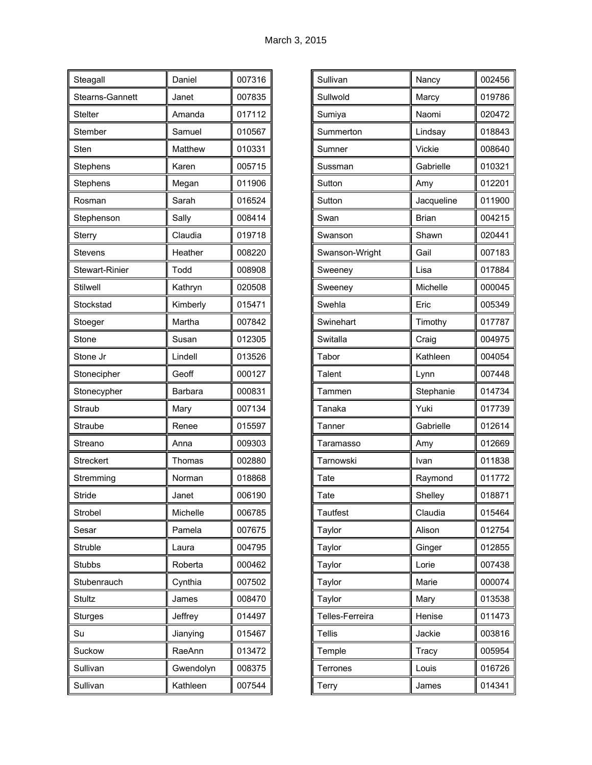| | | |
|---|---|---|
| Steagall | Daniel | 007316 |
| Stearns-Gannett | Janet | 007835 |
| Stelter | Amanda | 017112 |
| Stember | Samuel | 010567 |
| Sten | Matthew | 010331 |
| Stephens | Karen | 005715 |
| Stephens | Megan | 011906 |
| Rosman | Sarah | 016524 |
| Stephenson | Sally | 008414 |
| Sterry | Claudia | 019718 |
| Stevens | Heather | 008220 |
| Stewart-Rinier | Todd | 008908 |
| Stilwell | Kathryn | 020508 |
| Stockstad | Kimberly | 015471 |
| Stoeger | Martha | 007842 |
| Stone | Susan | 012305 |
| Stone Jr | Lindell | 013526 |
| Stonecipher | Geoff | 000127 |
| Stonecypher | Barbara | 000831 |
| Straub | Mary | 007134 |
| Straube | Renee | 015597 |
| Streano | Anna | 009303 |
| Streckert | Thomas | 002880 |
| Stremming | Norman | 018868 |
| Stride | Janet | 006190 |
| Strobel | Michelle | 006785 |
| Sesar | Pamela | 007675 |
| Struble | Laura | 004795 |
| Stubbs | Roberta | 000462 |
| Stubenrauch | Cynthia | 007502 |
| Stultz | James | 008470 |
| Sturges | Jeffrey | 014497 |
| Su | Jianying | 015467 |
| Suckow | RaeAnn | 013472 |
| Sullivan | Gwendolyn | 008375 |
| Sullivan | Kathleen | 007544 |
| Sullivan | Nancy | 002456 |
| Sullwold | Marcy | 019786 |
| Sumiya | Naomi | 020472 |
| Summerton | Lindsay | 018843 |
| Sumner | Vickie | 008640 |
| Sussman | Gabrielle | 010321 |
| Sutton | Amy | 012201 |
| Sutton | Jacqueline | 011900 |
| Swan | Brian | 004215 |
| Swanson | Shawn | 020441 |
| Swanson-Wright | Gail | 007183 |
| Sweeney | Lisa | 017884 |
| Sweeney | Michelle | 000045 |
| Swehla | Eric | 005349 |
| Swinehart | Timothy | 017787 |
| Switalla | Craig | 004975 |
| Tabor | Kathleen | 004054 |
| Talent | Lynn | 007448 |
| Tammen | Stephanie | 014734 |
| Tanaka | Yuki | 017739 |
| Tanner | Gabrielle | 012614 |
| Taramasso | Amy | 012669 |
| Tarnowski | Ivan | 011838 |
| Tate | Raymond | 011772 |
| Tate | Shelley | 018871 |
| Tautfest | Claudia | 015464 |
| Taylor | Alison | 012754 |
| Taylor | Ginger | 012855 |
| Taylor | Lorie | 007438 |
| Taylor | Marie | 000074 |
| Taylor | Mary | 013538 |
| Telles-Ferreira | Henise | 011473 |
| Tellis | Jackie | 003816 |
| Temple | Tracy | 005954 |
| Terrones | Louis | 016726 |
| Terry | James | 014341 |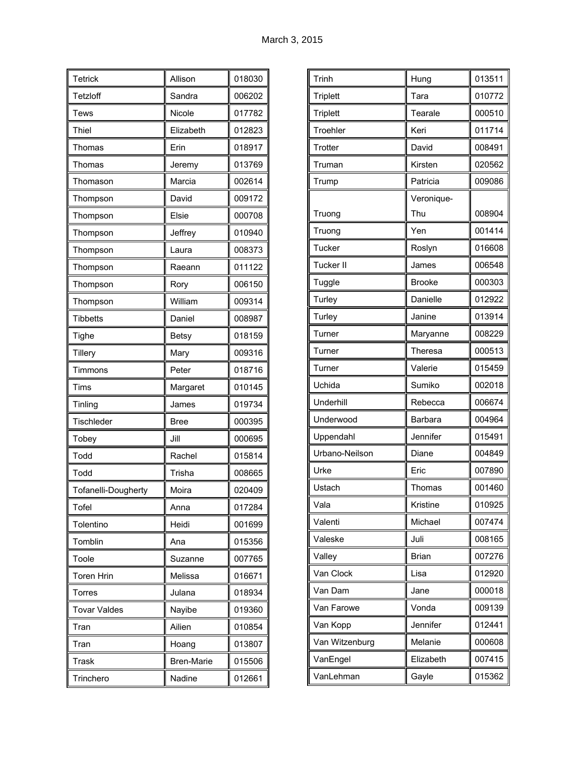March 3, 2015

| | | |
|---|---|---|
| Tetrick | Allison | 018030 |
| Tetzloff | Sandra | 006202 |
| Tews | Nicole | 017782 |
| Thiel | Elizabeth | 012823 |
| Thomas | Erin | 018917 |
| Thomas | Jeremy | 013769 |
| Thomason | Marcia | 002614 |
| Thompson | David | 009172 |
| Thompson | Elsie | 000708 |
| Thompson | Jeffrey | 010940 |
| Thompson | Laura | 008373 |
| Thompson | Raeann | 011122 |
| Thompson | Rory | 006150 |
| Thompson | William | 009314 |
| Tibbetts | Daniel | 008987 |
| Tighe | Betsy | 018159 |
| Tillery | Mary | 009316 |
| Timmons | Peter | 018716 |
| Tims | Margaret | 010145 |
| Tinling | James | 019734 |
| Tischleder | Bree | 000395 |
| Tobey | Jill | 000695 |
| Todd | Rachel | 015814 |
| Todd | Trisha | 008665 |
| Tofanelli-Dougherty | Moira | 020409 |
| Tofel | Anna | 017284 |
| Tolentino | Heidi | 001699 |
| Tomblin | Ana | 015356 |
| Toole | Suzanne | 007765 |
| Toren Hrin | Melissa | 016671 |
| Torres | Julana | 018934 |
| Tovar Valdes | Nayibe | 019360 |
| Tran | Ailien | 010854 |
| Tran | Hoang | 013807 |
| Trask | Bren-Marie | 015506 |
| Trinchero | Nadine | 012661 |
| Trinh | Hung | 013511 |
| Triplett | Tara | 010772 |
| Triplett | Tearale | 000510 |
| Troehler | Keri | 011714 |
| Trotter | David | 008491 |
| Truman | Kirsten | 020562 |
| Trump | Patricia | 009086 |
| Truong | Veronique-Thu | 008904 |
| Truong | Yen | 001414 |
| Tucker | Roslyn | 016608 |
| Tucker II | James | 006548 |
| Tuggle | Brooke | 000303 |
| Turley | Danielle | 012922 |
| Turley | Janine | 013914 |
| Turner | Maryanne | 008229 |
| Turner | Theresa | 000513 |
| Turner | Valerie | 015459 |
| Uchida | Sumiko | 002018 |
| Underhill | Rebecca | 006674 |
| Underwood | Barbara | 004964 |
| Uppendahl | Jennifer | 015491 |
| Urbano-Neilson | Diane | 004849 |
| Urke | Eric | 007890 |
| Ustach | Thomas | 001460 |
| Vala | Kristine | 010925 |
| Valenti | Michael | 007474 |
| Valeske | Juli | 008165 |
| Valley | Brian | 007276 |
| Van Clock | Lisa | 012920 |
| Van Dam | Jane | 000018 |
| Van Farowe | Vonda | 009139 |
| Van Kopp | Jennifer | 012441 |
| Van Witzenburg | Melanie | 000608 |
| VanEngel | Elizabeth | 007415 |
| VanLehman | Gayle | 015362 |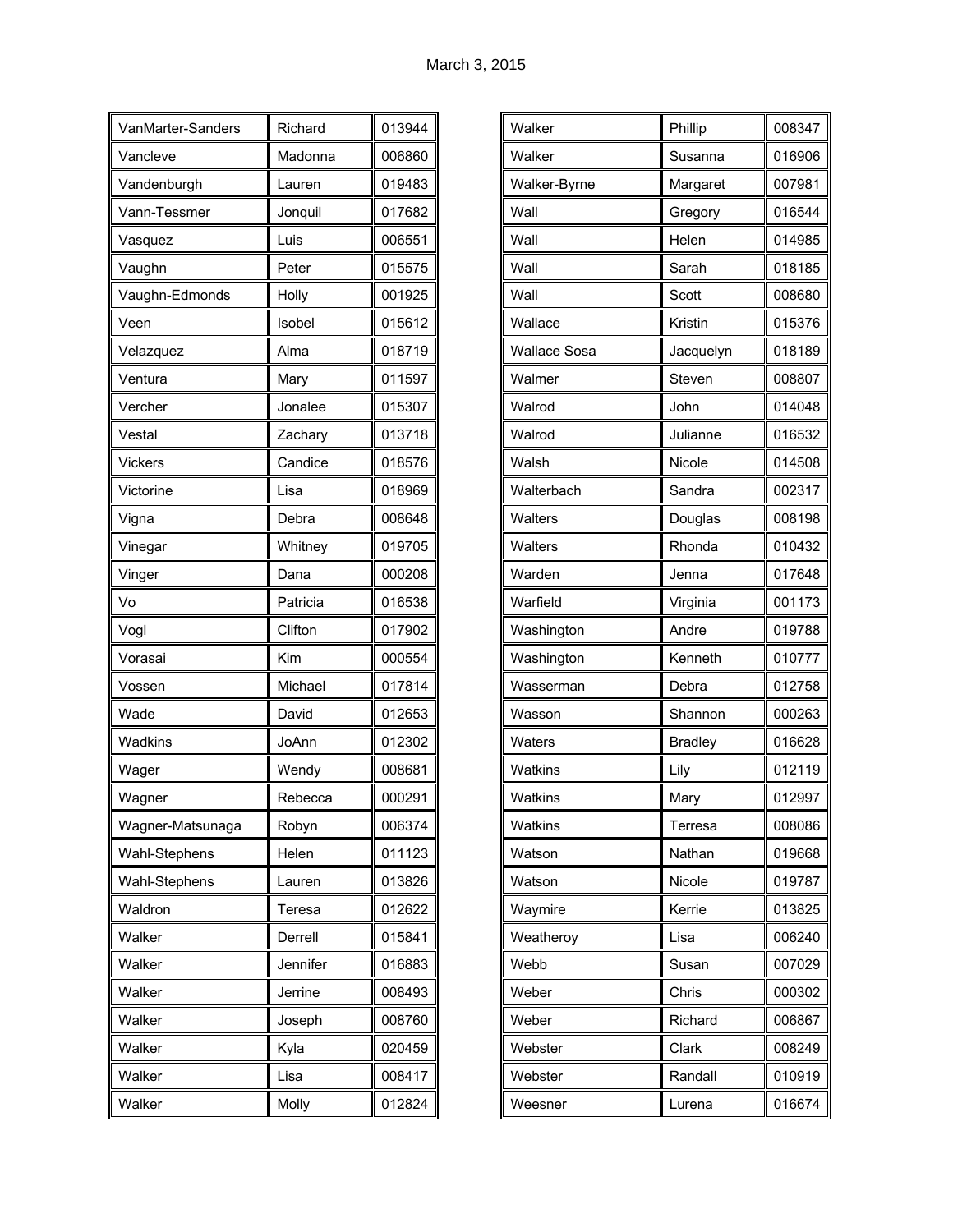March 3, 2015

| | | |
|---|---|---|
| VanMarter-Sanders | Richard | 013944 |
| Vancleve | Madonna | 006860 |
| Vandenburgh | Lauren | 019483 |
| Vann-Tessmer | Jonquil | 017682 |
| Vasquez | Luis | 006551 |
| Vaughn | Peter | 015575 |
| Vaughn-Edmonds | Holly | 001925 |
| Veen | Isobel | 015612 |
| Velazquez | Alma | 018719 |
| Ventura | Mary | 011597 |
| Vercher | Jonalee | 015307 |
| Vestal | Zachary | 013718 |
| Vickers | Candice | 018576 |
| Victorine | Lisa | 018969 |
| Vigna | Debra | 008648 |
| Vinegar | Whitney | 019705 |
| Vinger | Dana | 000208 |
| Vo | Patricia | 016538 |
| Vogl | Clifton | 017902 |
| Vorasai | Kim | 000554 |
| Vossen | Michael | 017814 |
| Wade | David | 012653 |
| Wadkins | JoAnn | 012302 |
| Wager | Wendy | 008681 |
| Wagner | Rebecca | 000291 |
| Wagner-Matsunaga | Robyn | 006374 |
| Wahl-Stephens | Helen | 011123 |
| Wahl-Stephens | Lauren | 013826 |
| Waldron | Teresa | 012622 |
| Walker | Derrell | 015841 |
| Walker | Jennifer | 016883 |
| Walker | Jerrine | 008493 |
| Walker | Joseph | 008760 |
| Walker | Kyla | 020459 |
| Walker | Lisa | 008417 |
| Walker | Molly | 012824 |
| Walker | Phillip | 008347 |
| Walker | Susanna | 016906 |
| Walker-Byrne | Margaret | 007981 |
| Wall | Gregory | 016544 |
| Wall | Helen | 014985 |
| Wall | Sarah | 018185 |
| Wall | Scott | 008680 |
| Wallace | Kristin | 015376 |
| Wallace Sosa | Jacquelyn | 018189 |
| Walmer | Steven | 008807 |
| Walrod | John | 014048 |
| Walrod | Julianne | 016532 |
| Walsh | Nicole | 014508 |
| Walterbach | Sandra | 002317 |
| Walters | Douglas | 008198 |
| Walters | Rhonda | 010432 |
| Warden | Jenna | 017648 |
| Warfield | Virginia | 001173 |
| Washington | Andre | 019788 |
| Washington | Kenneth | 010777 |
| Wasserman | Debra | 012758 |
| Wasson | Shannon | 000263 |
| Waters | Bradley | 016628 |
| Watkins | Lily | 012119 |
| Watkins | Mary | 012997 |
| Watkins | Terresa | 008086 |
| Watson | Nathan | 019668 |
| Watson | Nicole | 019787 |
| Waymire | Kerrie | 013825 |
| Weatheroy | Lisa | 006240 |
| Webb | Susan | 007029 |
| Weber | Chris | 000302 |
| Weber | Richard | 006867 |
| Webster | Clark | 008249 |
| Webster | Randall | 010919 |
| Weesner | Lurena | 016674 |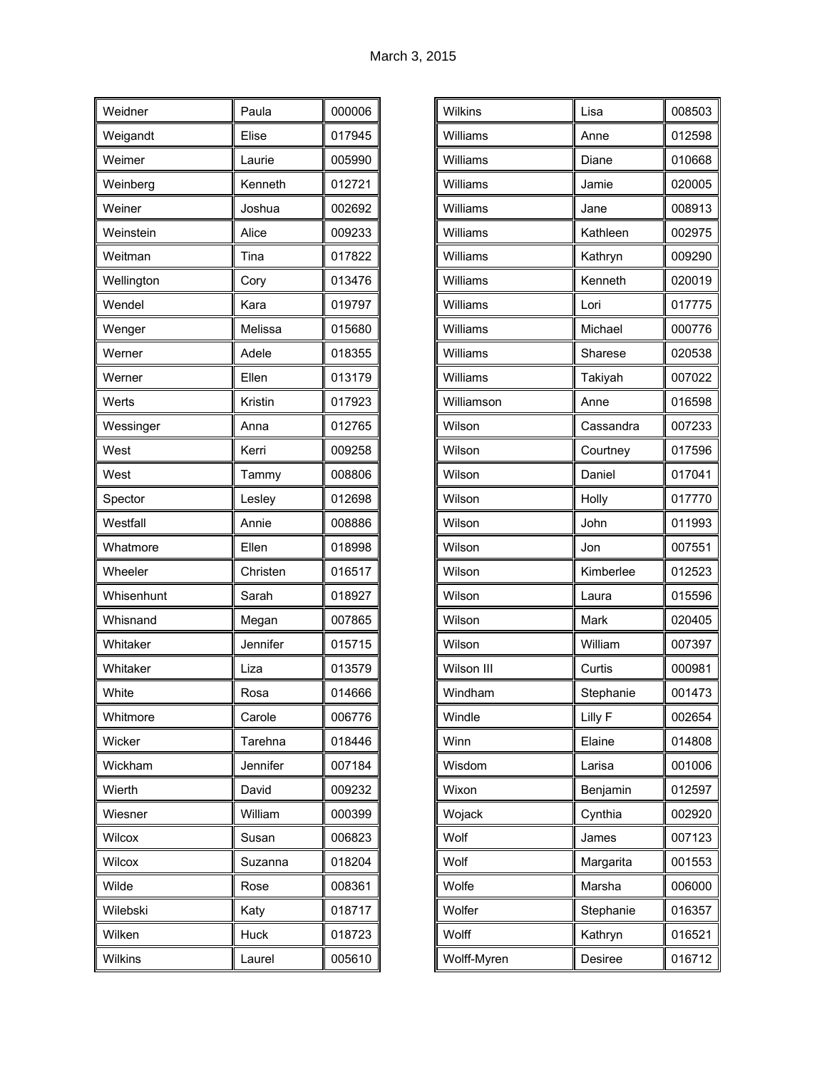March 3, 2015

| | | |
|---|---|---|
| Weidner | Paula | 000006 |
| Weigandt | Elise | 017945 |
| Weimer | Laurie | 005990 |
| Weinberg | Kenneth | 012721 |
| Weiner | Joshua | 002692 |
| Weinstein | Alice | 009233 |
| Weitman | Tina | 017822 |
| Wellington | Cory | 013476 |
| Wendel | Kara | 019797 |
| Wenger | Melissa | 015680 |
| Werner | Adele | 018355 |
| Werner | Ellen | 013179 |
| Werts | Kristin | 017923 |
| Wessinger | Anna | 012765 |
| West | Kerri | 009258 |
| West | Tammy | 008806 |
| Spector | Lesley | 012698 |
| Westfall | Annie | 008886 |
| Whatmore | Ellen | 018998 |
| Wheeler | Christen | 016517 |
| Whisenhunt | Sarah | 018927 |
| Whisnand | Megan | 007865 |
| Whitaker | Jennifer | 015715 |
| Whitaker | Liza | 013579 |
| White | Rosa | 014666 |
| Whitmore | Carole | 006776 |
| Wicker | Tarehna | 018446 |
| Wickham | Jennifer | 007184 |
| Wierth | David | 009232 |
| Wiesner | William | 000399 |
| Wilcox | Susan | 006823 |
| Wilcox | Suzanna | 018204 |
| Wilde | Rose | 008361 |
| Wilebski | Katy | 018717 |
| Wilken | Huck | 018723 |
| Wilkins | Laurel | 005610 |
| Wilkins | Lisa | 008503 |
| Williams | Anne | 012598 |
| Williams | Diane | 010668 |
| Williams | Jamie | 020005 |
| Williams | Jane | 008913 |
| Williams | Kathleen | 002975 |
| Williams | Kathryn | 009290 |
| Williams | Kenneth | 020019 |
| Williams | Lori | 017775 |
| Williams | Michael | 000776 |
| Williams | Sharese | 020538 |
| Williams | Takiyah | 007022 |
| Williamson | Anne | 016598 |
| Wilson | Cassandra | 007233 |
| Wilson | Courtney | 017596 |
| Wilson | Daniel | 017041 |
| Wilson | Holly | 017770 |
| Wilson | John | 011993 |
| Wilson | Jon | 007551 |
| Wilson | Kimberlee | 012523 |
| Wilson | Laura | 015596 |
| Wilson | Mark | 020405 |
| Wilson | William | 007397 |
| Wilson III | Curtis | 000981 |
| Windham | Stephanie | 001473 |
| Windle | Lilly F | 002654 |
| Winn | Elaine | 014808 |
| Wisdom | Larisa | 001006 |
| Wixon | Benjamin | 012597 |
| Wojack | Cynthia | 002920 |
| Wolf | James | 007123 |
| Wolf | Margarita | 001553 |
| Wolfe | Marsha | 006000 |
| Wolfer | Stephanie | 016357 |
| Wolff | Kathryn | 016521 |
| Wolff-Myren | Desiree | 016712 |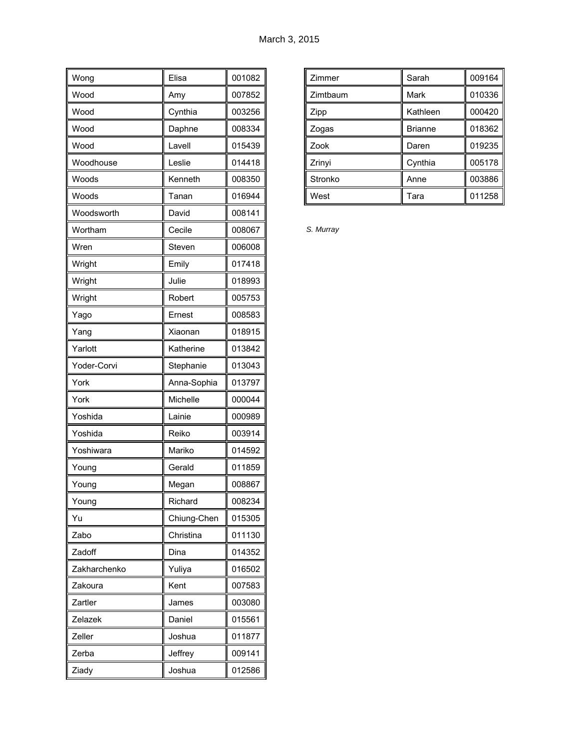March 3, 2015

| | | |
|---|---|---|
| Wong | Elisa | 001082 |
| Wood | Amy | 007852 |
| Wood | Cynthia | 003256 |
| Wood | Daphne | 008334 |
| Wood | Lavell | 015439 |
| Woodhouse | Leslie | 014418 |
| Woods | Kenneth | 008350 |
| Woods | Tanan | 016944 |
| Woodsworth | David | 008141 |
| Wortham | Cecile | 008067 |
| Wren | Steven | 006008 |
| Wright | Emily | 017418 |
| Wright | Julie | 018993 |
| Wright | Robert | 005753 |
| Yago | Ernest | 008583 |
| Yang | Xiaonan | 018915 |
| Yarlott | Katherine | 013842 |
| Yoder-Corvi | Stephanie | 013043 |
| York | Anna-Sophia | 013797 |
| York | Michelle | 000044 |
| Yoshida | Lainie | 000989 |
| Yoshida | Reiko | 003914 |
| Yoshiwara | Mariko | 014592 |
| Young | Gerald | 011859 |
| Young | Megan | 008867 |
| Young | Richard | 008234 |
| Yu | Chiung-Chen | 015305 |
| Zabo | Christina | 011130 |
| Zadoff | Dina | 014352 |
| Zakharchenko | Yuliya | 016502 |
| Zakoura | Kent | 007583 |
| Zartler | James | 003080 |
| Zelazek | Daniel | 015561 |
| Zeller | Joshua | 011877 |
| Zerba | Jeffrey | 009141 |
| Ziady | Joshua | 012586 |
| Zimmer | Sarah | 009164 |
| Zimtbaum | Mark | 010336 |
| Zipp | Kathleen | 000420 |
| Zogas | Brianne | 018362 |
| Zook | Daren | 019235 |
| Zrinyi | Cynthia | 005178 |
| Stronko | Anne | 003886 |
| West | Tara | 011258 |

*S. Murray*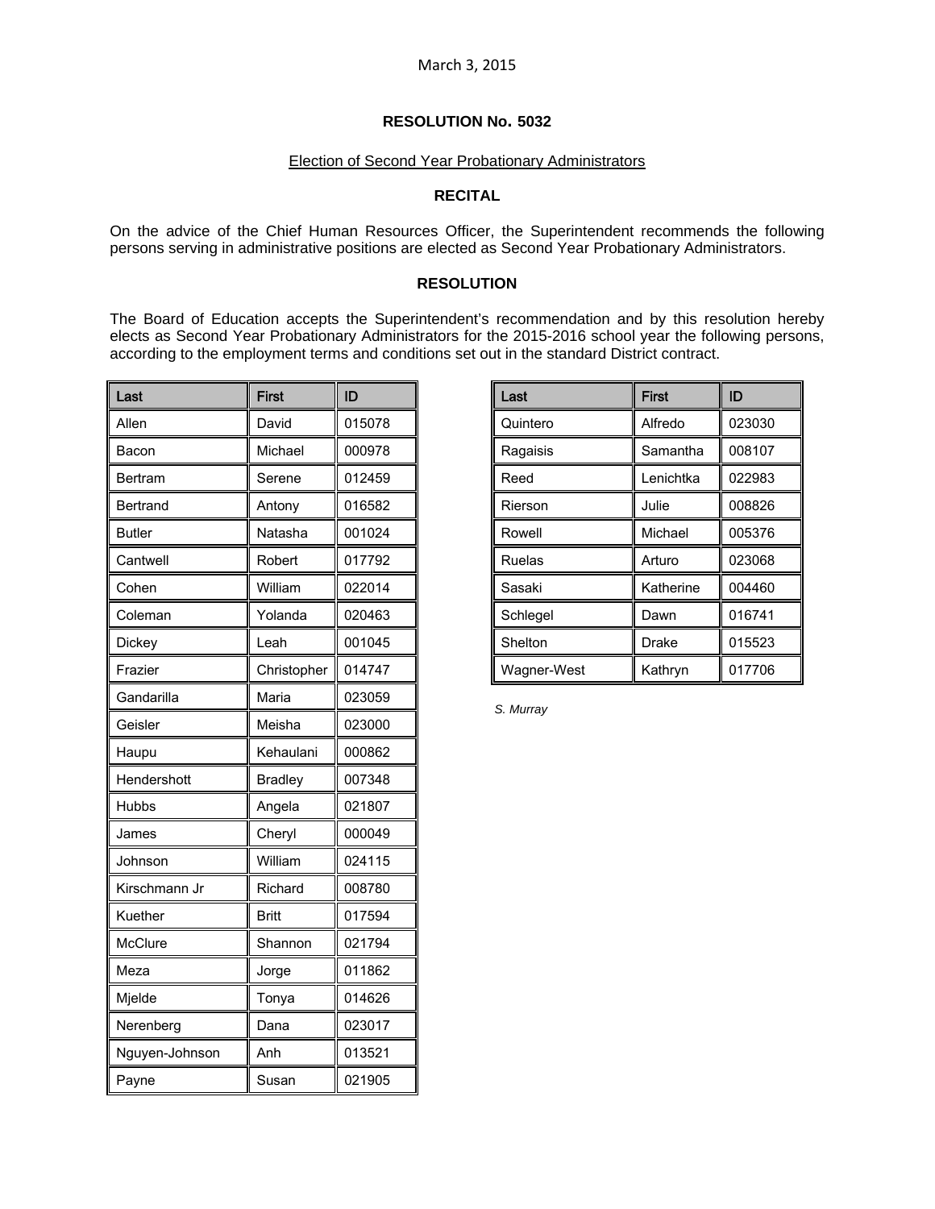March 3, 2015

**RESOLUTION No. 5032**

Election of Second Year Probationary Administrators

**RECITAL**

On the advice of the Chief Human Resources Officer, the Superintendent recommends the following persons serving in administrative positions are elected as Second Year Probationary Administrators.

**RESOLUTION**

The Board of Education accepts the Superintendent's recommendation and by this resolution hereby elects as Second Year Probationary Administrators for the 2015-2016 school year the following persons, according to the employment terms and conditions set out in the standard District contract.

| Last | First | ID |
|---|---|---|
| Allen | David | 015078 |
| Bacon | Michael | 000978 |
| Bertram | Serene | 012459 |
| Bertrand | Antony | 016582 |
| Butler | Natasha | 001024 |
| Cantwell | Robert | 017792 |
| Cohen | William | 022014 |
| Coleman | Yolanda | 020463 |
| Dickey | Leah | 001045 |
| Frazier | Christopher | 014747 |
| Gandarilla | Maria | 023059 |
| Geisler | Meisha | 023000 |
| Haupu | Kehaulani | 000862 |
| Hendershott | Bradley | 007348 |
| Hubbs | Angela | 021807 |
| James | Cheryl | 000049 |
| Johnson | William | 024115 |
| Kirschmann Jr | Richard | 008780 |
| Kuether | Britt | 017594 |
| McClure | Shannon | 021794 |
| Meza | Jorge | 011862 |
| Mjelde | Tonya | 014626 |
| Nerenberg | Dana | 023017 |
| Nguyen-Johnson | Anh | 013521 |
| Payne | Susan | 021905 |
| Quintero | Alfredo | 023030 |
| Ragaisis | Samantha | 008107 |
| Reed | Lenichtka | 022983 |
| Rierson | Julie | 008826 |
| Rowell | Michael | 005376 |
| Ruelas | Arturo | 023068 |
| Sasaki | Katherine | 004460 |
| Schlegel | Dawn | 016741 |
| Shelton | Drake | 015523 |
| Wagner-West | Kathryn | 017706 |

*S. Murray*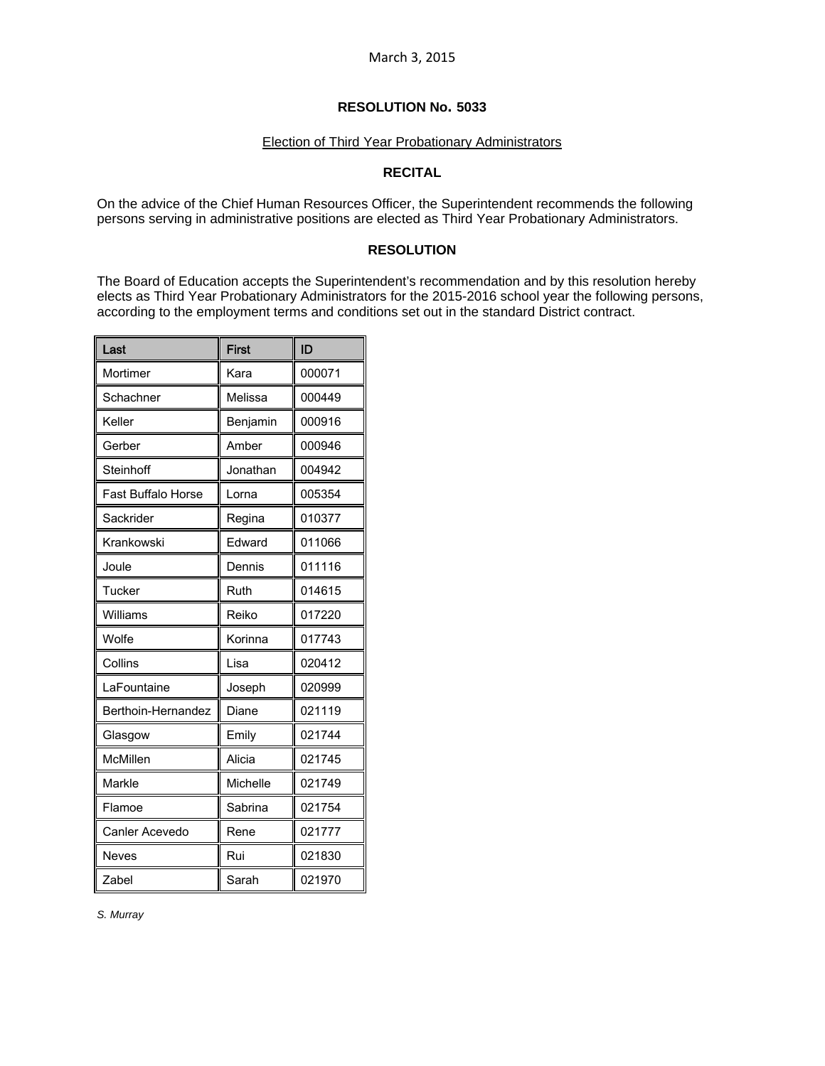March 3, 2015

**RESOLUTION No. 5033**

Election of Third Year Probationary Administrators

**RECITAL**

On the advice of the Chief Human Resources Officer, the Superintendent recommends the following persons serving in administrative positions are elected as Third Year Probationary Administrators.

**RESOLUTION**

The Board of Education accepts the Superintendent's recommendation and by this resolution hereby elects as Third Year Probationary Administrators for the 2015-2016 school year the following persons, according to the employment terms and conditions set out in the standard District contract.

| Last | First | ID |
|---|---|---|
| Mortimer | Kara | 000071 |
| Schachner | Melissa | 000449 |
| Keller | Benjamin | 000916 |
| Gerber | Amber | 000946 |
| Steinhoff | Jonathan | 004942 |
| Fast Buffalo Horse | Lorna | 005354 |
| Sackrider | Regina | 010377 |
| Krankowski | Edward | 011066 |
| Joule | Dennis | 011116 |
| Tucker | Ruth | 014615 |
| Williams | Reiko | 017220 |
| Wolfe | Korinna | 017743 |
| Collins | Lisa | 020412 |
| LaFountaine | Joseph | 020999 |
| Berthoin-Hernandez | Diane | 021119 |
| Glasgow | Emily | 021744 |
| McMillen | Alicia | 021745 |
| Markle | Michelle | 021749 |
| Flamoe | Sabrina | 021754 |
| Canler Acevedo | Rene | 021777 |
| Neves | Rui | 021830 |
| Zabel | Sarah | 021970 |

*S. Murray*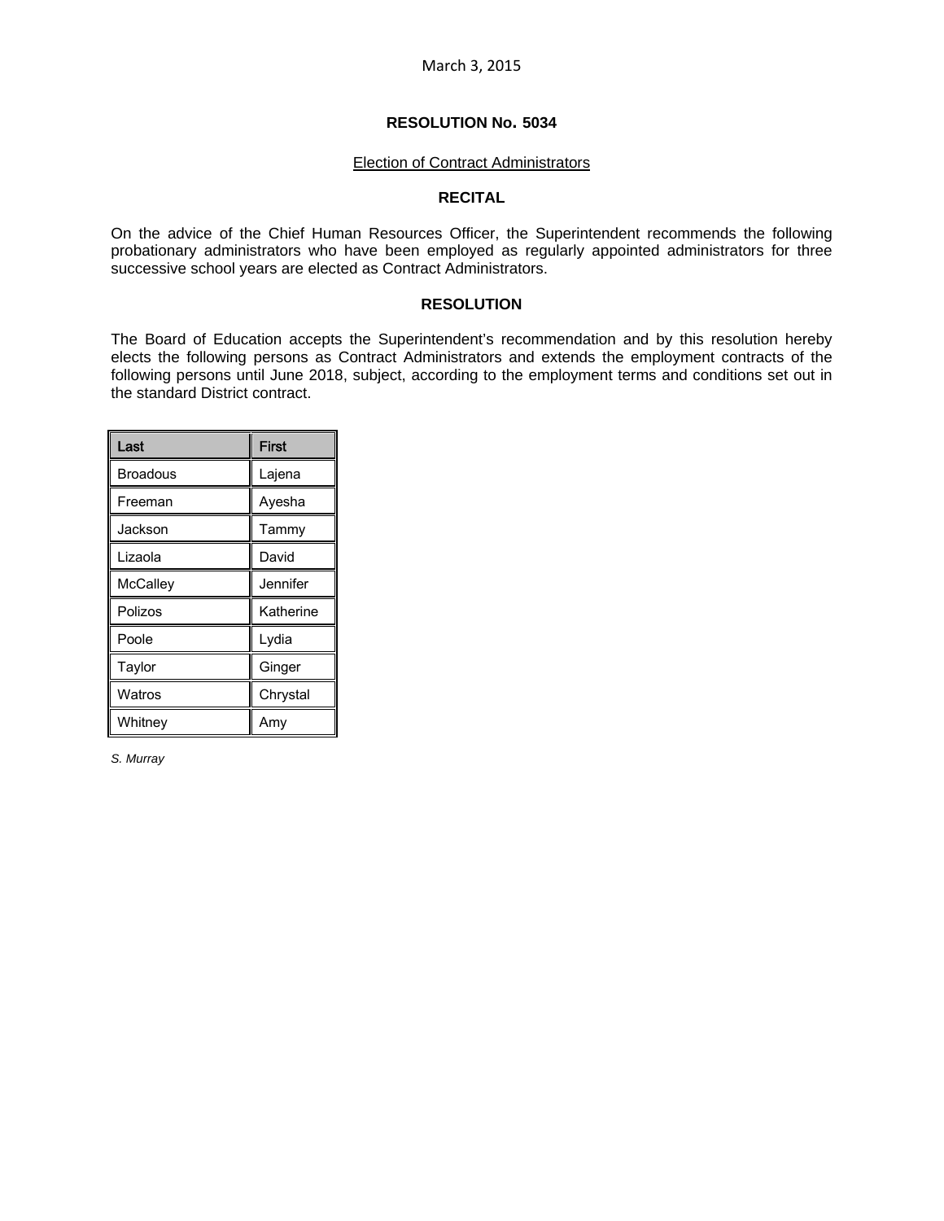March 3, 2015

**RESOLUTION No. 5034**

Election of Contract Administrators

**RECITAL**

On the advice of the Chief Human Resources Officer, the Superintendent recommends the following probationary administrators who have been employed as regularly appointed administrators for three successive school years are elected as Contract Administrators.

**RESOLUTION**

The Board of Education accepts the Superintendent's recommendation and by this resolution hereby elects the following persons as Contract Administrators and extends the employment contracts of the following persons until June 2018, subject, according to the employment terms and conditions set out in the standard District contract.

| Last | First |
|---|---|
| Broadous | Lajena |
| Freeman | Ayesha |
| Jackson | Tammy |
| Lizaola | David |
| McCalley | Jennifer |
| Polizos | Katherine |
| Poole | Lydia |
| Taylor | Ginger |
| Watros | Chrystal |
| Whitney | Amy |

*S. Murray*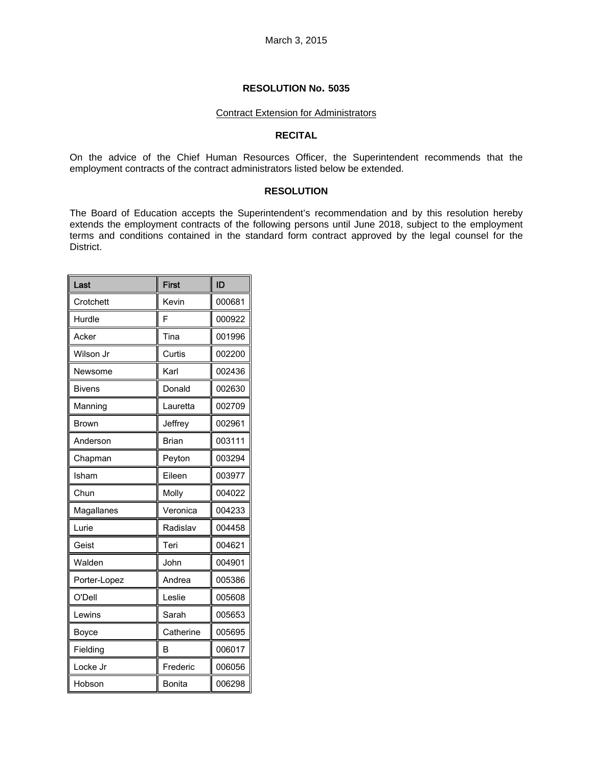March 3, 2015

## RESOLUTION No. 5035

Contract Extension for Administrators

### RECITAL

On the advice of the Chief Human Resources Officer, the Superintendent recommends that the employment contracts of the contract administrators listed below be extended.

### RESOLUTION

The Board of Education accepts the Superintendent's recommendation and by this resolution hereby extends the employment contracts of the following persons until June 2018, subject to the employment terms and conditions contained in the standard form contract approved by the legal counsel for the District.

| Last | First | ID |
|---|---|---|
| Crotchett | Kevin | 000681 |
| Hurdle | F | 000922 |
| Acker | Tina | 001996 |
| Wilson Jr | Curtis | 002200 |
| Newsome | Karl | 002436 |
| Bivens | Donald | 002630 |
| Manning | Lauretta | 002709 |
| Brown | Jeffrey | 002961 |
| Anderson | Brian | 003111 |
| Chapman | Peyton | 003294 |
| Isham | Eileen | 003977 |
| Chun | Molly | 004022 |
| Magallanes | Veronica | 004233 |
| Lurie | Radislav | 004458 |
| Geist | Teri | 004621 |
| Walden | John | 004901 |
| Porter-Lopez | Andrea | 005386 |
| O'Dell | Leslie | 005608 |
| Lewins | Sarah | 005653 |
| Boyce | Catherine | 005695 |
| Fielding | B | 006017 |
| Locke Jr | Frederic | 006056 |
| Hobson | Bonita | 006298 |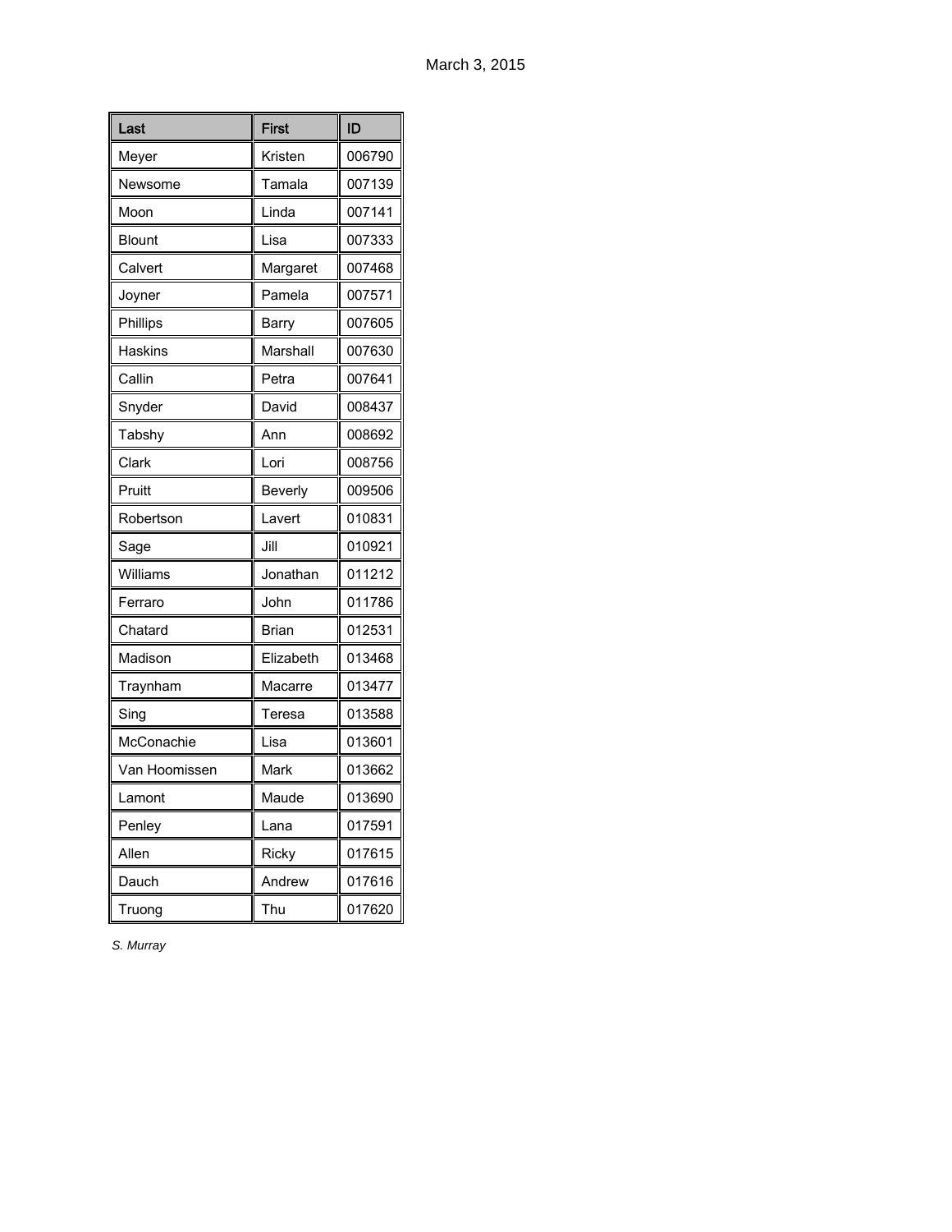March 3, 2015

| Last | First | ID |
|---|---|---|
| Meyer | Kristen | 006790 |
| Newsome | Tamala | 007139 |
| Moon | Linda | 007141 |
| Blount | Lisa | 007333 |
| Calvert | Margaret | 007468 |
| Joyner | Pamela | 007571 |
| Phillips | Barry | 007605 |
| Haskins | Marshall | 007630 |
| Callin | Petra | 007641 |
| Snyder | David | 008437 |
| Tabshy | Ann | 008692 |
| Clark | Lori | 008756 |
| Pruitt | Beverly | 009506 |
| Robertson | Lavert | 010831 |
| Sage | Jill | 010921 |
| Williams | Jonathan | 011212 |
| Ferraro | John | 011786 |
| Chatard | Brian | 012531 |
| Madison | Elizabeth | 013468 |
| Traynham | Macarre | 013477 |
| Sing | Teresa | 013588 |
| McConachie | Lisa | 013601 |
| Van Hoomissen | Mark | 013662 |
| Lamont | Maude | 013690 |
| Penley | Lana | 017591 |
| Allen | Ricky | 017615 |
| Dauch | Andrew | 017616 |
| Truong | Thu | 017620 |

*S. Murray*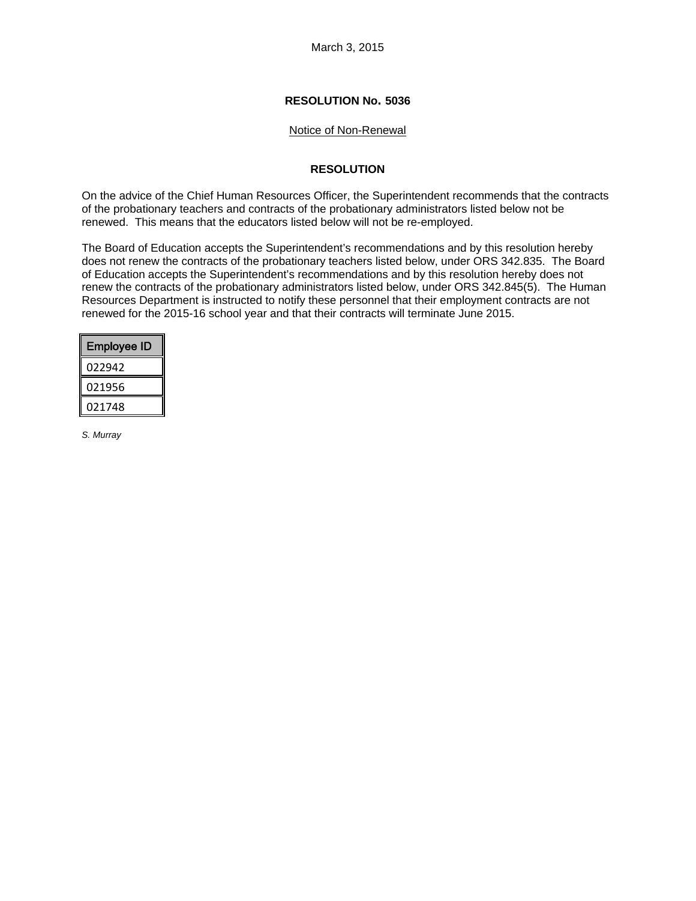March 3, 2015

**RESOLUTION No. 5036**

Notice of Non-Renewal

**RESOLUTION**

On the advice of the Chief Human Resources Officer, the Superintendent recommends that the contracts of the probationary teachers and contracts of the probationary administrators listed below not be renewed. This means that the educators listed below will not be re-employed.

The Board of Education accepts the Superintendent's recommendations and by this resolution hereby does not renew the contracts of the probationary teachers listed below, under ORS 342.835. The Board of Education accepts the Superintendent's recommendations and by this resolution hereby does not renew the contracts of the probationary administrators listed below, under ORS 342.845(5). The Human Resources Department is instructed to notify these personnel that their employment contracts are not renewed for the 2015-16 school year and that their contracts will terminate June 2015.

| Employee ID |
|---|
| 022942 |
| 021956 |
| 021748 |

*S. Murray*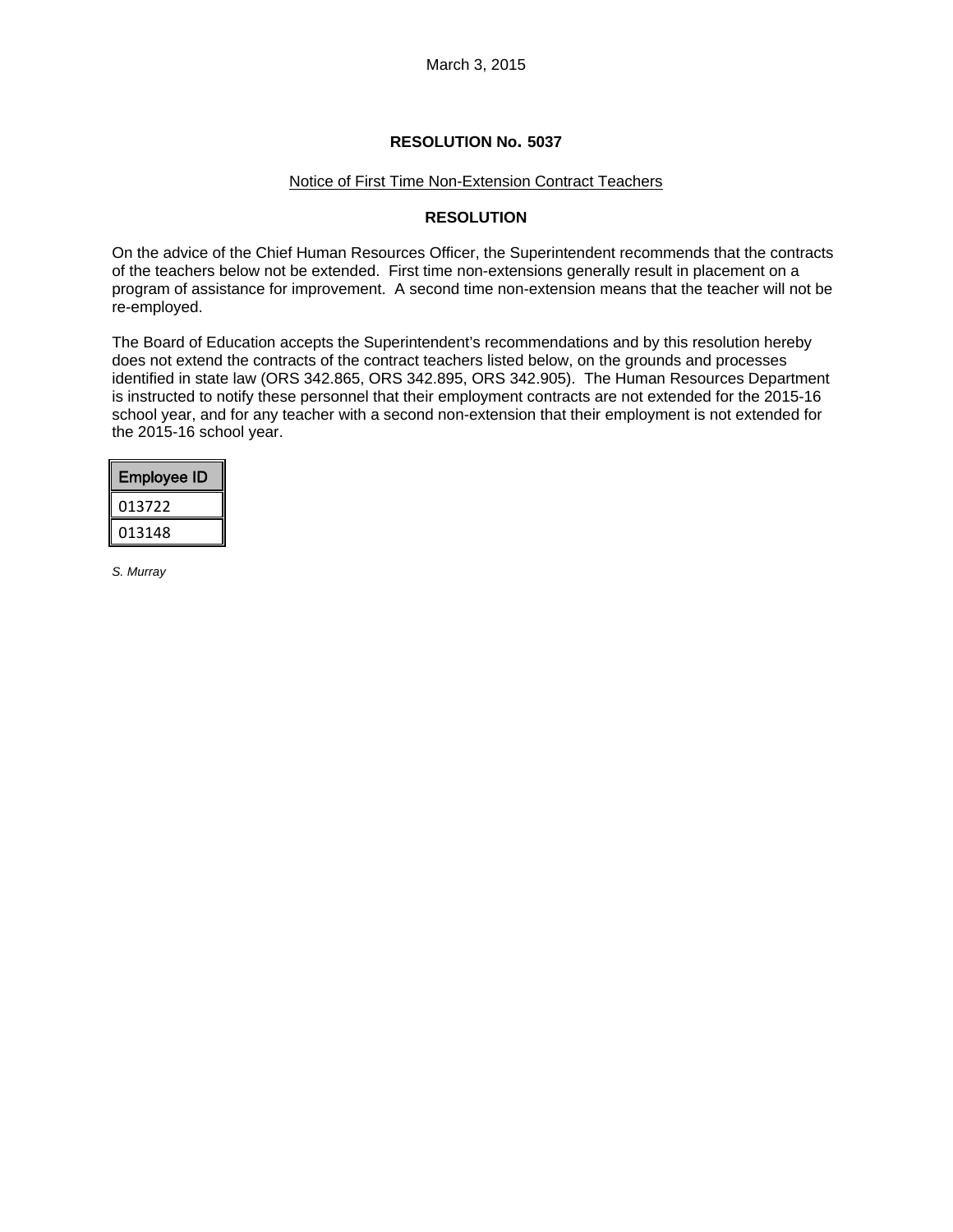March 3, 2015

**RESOLUTION No. 5037**

Notice of First Time Non-Extension Contract Teachers

**RESOLUTION**

On the advice of the Chief Human Resources Officer, the Superintendent recommends that the contracts of the teachers below not be extended. First time non-extensions generally result in placement on a program of assistance for improvement. A second time non-extension means that the teacher will not be re-employed.

The Board of Education accepts the Superintendent's recommendations and by this resolution hereby does not extend the contracts of the contract teachers listed below, on the grounds and processes identified in state law (ORS 342.865, ORS 342.895, ORS 342.905). The Human Resources Department is instructed to notify these personnel that their employment contracts are not extended for the 2015-16 school year, and for any teacher with a second non-extension that their employment is not extended for the 2015-16 school year.

| Employee ID |
| --- |
| 013722 |
| 013148 |

*S. Murray*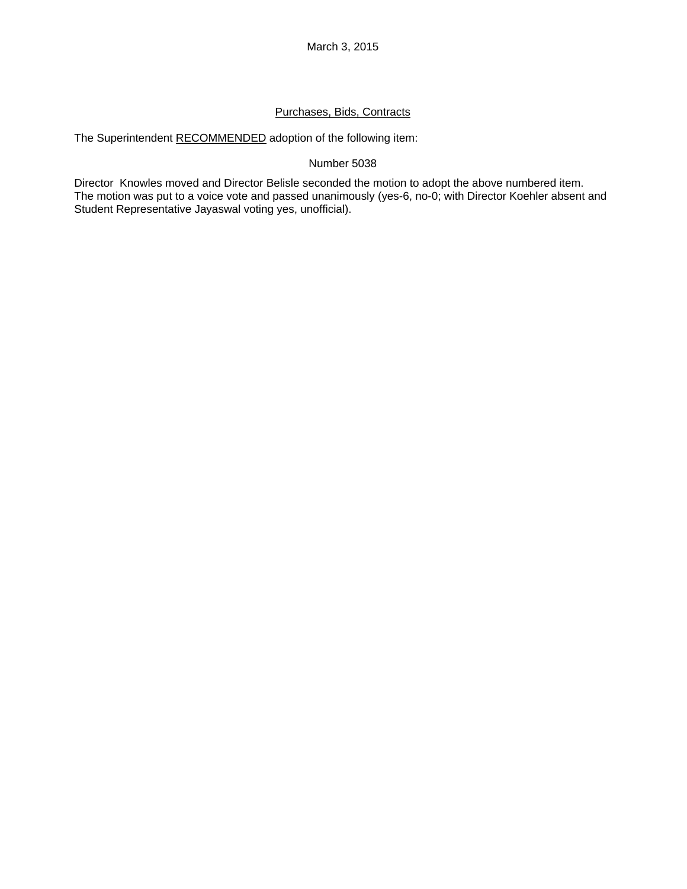March 3, 2015

Purchases, Bids, Contracts

The Superintendent RECOMMENDED adoption of the following item:

Number 5038

Director Knowles moved and Director Belisle seconded the motion to adopt the above numbered item. The motion was put to a voice vote and passed unanimously (yes-6, no-0; with Director Koehler absent and Student Representative Jayaswal voting yes, unofficial).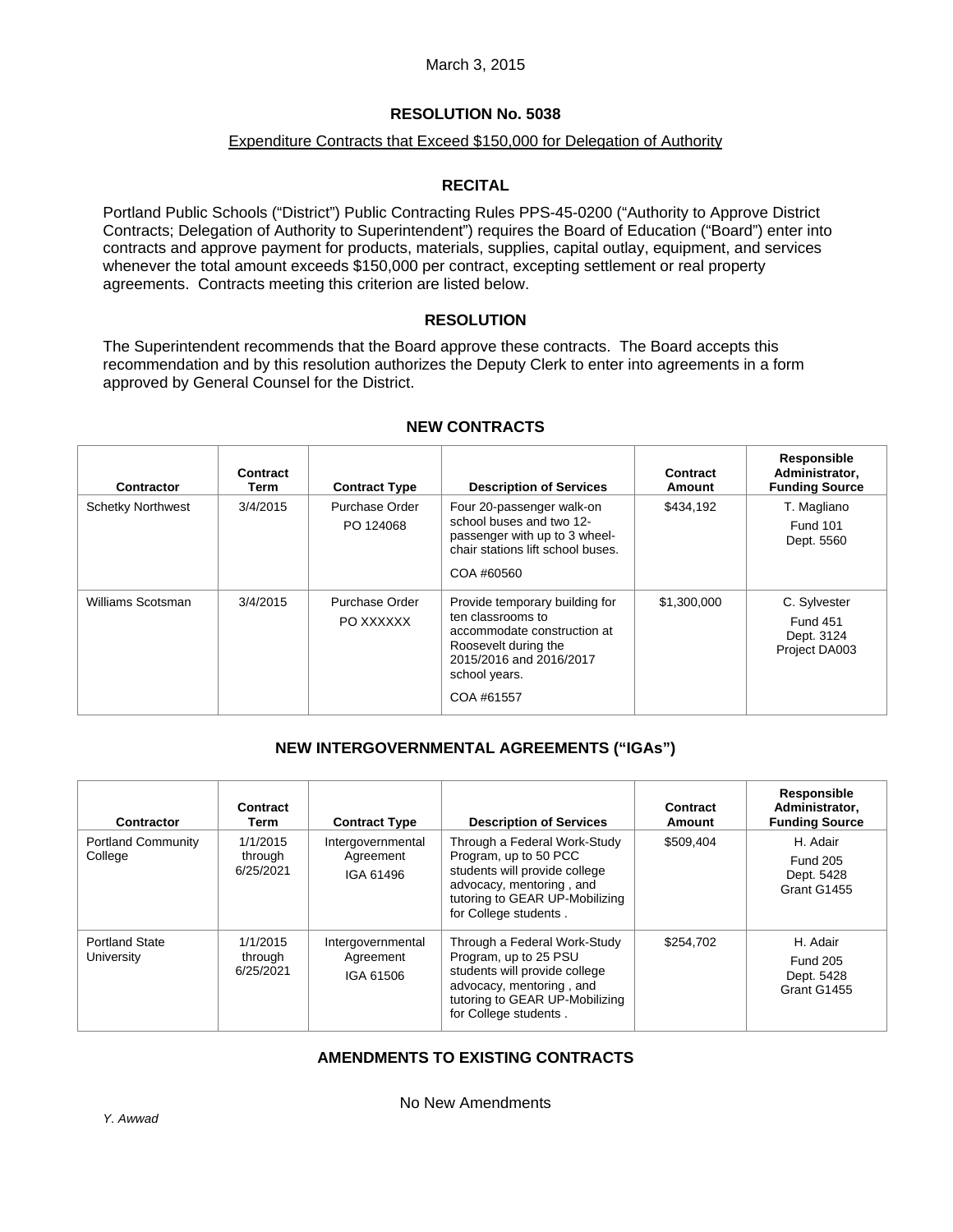March 3, 2015

## RESOLUTION No. 5038

Expenditure Contracts that Exceed $150,000 for Delegation of Authority

### RECITAL

Portland Public Schools ("District") Public Contracting Rules PPS-45-0200 ("Authority to Approve District Contracts; Delegation of Authority to Superintendent") requires the Board of Education ("Board") enter into contracts and approve payment for products, materials, supplies, capital outlay, equipment, and services whenever the total amount exceeds $150,000 per contract, excepting settlement or real property agreements. Contracts meeting this criterion are listed below.

### RESOLUTION

The Superintendent recommends that the Board approve these contracts. The Board accepts this recommendation and by this resolution authorizes the Deputy Clerk to enter into agreements in a form approved by General Counsel for the District.

### NEW CONTRACTS

| Contractor | Contract Term | Contract Type | Description of Services | Contract Amount | Responsible Administrator, Funding Source |
|---|---|---|---|---|---|
| Schetky Northwest | 3/4/2015 | Purchase Order<br>PO 124068 | Four 20-passenger walk-on school buses and two 12-passenger with up to 3 wheel-chair stations lift school buses.<br>COA #60560 | $434,192 | T. Magliano<br>Fund 101<br>Dept. 5560 |
| Williams Scotsman | 3/4/2015 | Purchase Order<br>PO XXXXXX | Provide temporary building for ten classrooms to accommodate construction at Roosevelt during the 2015/2016 and 2016/2017 school years.<br>COA #61557 | $1,300,000 | C. Sylvester<br>Fund 451<br>Dept. 3124<br>Project DA003 |

### NEW INTERGOVERNMENTAL AGREEMENTS ("IGAs")

| Contractor | Contract Term | Contract Type | Description of Services | Contract Amount | Responsible Administrator, Funding Source |
|---|---|---|---|---|---|
| Portland Community College | 1/1/2015 through 6/25/2021 | Intergovernmental Agreement<br>IGA 61496 | Through a Federal Work-Study Program, up to 50 PCC students will provide college advocacy, mentoring , and tutoring to GEAR UP-Mobilizing for College students . | $509,404 | H. Adair<br>Fund 205<br>Dept. 5428<br>Grant G1455 |
| Portland State University | 1/1/2015 through 6/25/2021 | Intergovernmental Agreement<br>IGA 61506 | Through a Federal Work-Study Program, up to 25 PSU students will provide college advocacy, mentoring , and tutoring to GEAR UP-Mobilizing for College students . | $254,702 | H. Adair<br>Fund 205<br>Dept. 5428<br>Grant G1455 |

### AMENDMENTS TO EXISTING CONTRACTS

No New Amendments

*Y. Awwad*